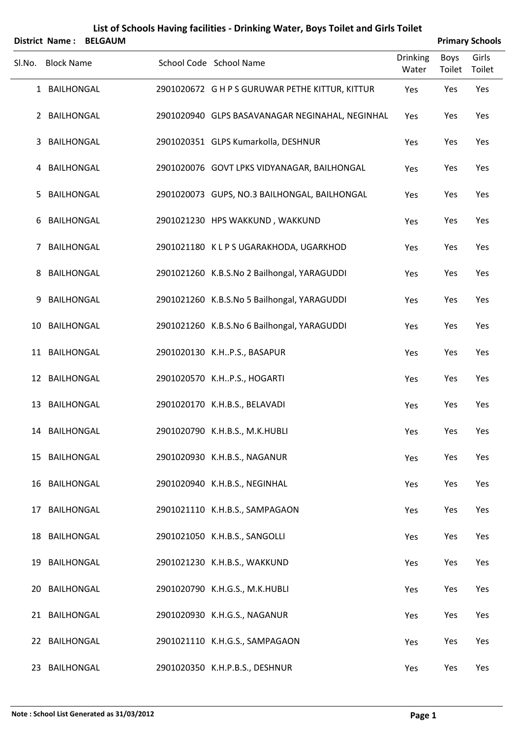# List of Schools Having facilities - Drinking Water, Boys Toilet and Girls Toilet

**District Name : BELGAUM** **Primary Schools**

| Sl.No. | Block Name | School Code | School Name | Drinking Water | Boys Toilet | Girls Toilet |
|---|---|---|---|---|---|---|
| 1 | BAILHONGAL | 2901020672 | G H P S GURUWAR PETHE KITTUR, KITTUR | Yes | Yes | Yes |
| 2 | BAILHONGAL | 2901020940 | GLPS BASAVANAGAR NEGINAHAL, NEGINHAL | Yes | Yes | Yes |
| 3 | BAILHONGAL | 2901020351 | GLPS Kumarkolla, DESHNUR | Yes | Yes | Yes |
| 4 | BAILHONGAL | 2901020076 | GOVT LPKS VIDYANAGAR, BAILHONGAL | Yes | Yes | Yes |
| 5 | BAILHONGAL | 2901020073 | GUPS, NO.3 BAILHONGAL, BAILHONGAL | Yes | Yes | Yes |
| 6 | BAILHONGAL | 2901021230 | HPS WAKKUND , WAKKUND | Yes | Yes | Yes |
| 7 | BAILHONGAL | 2901021180 | K L P S UGARAKHODA, UGARKHOD | Yes | Yes | Yes |
| 8 | BAILHONGAL | 2901021260 | K.B.S.No 2 Bailhongal, YARAGUDDI | Yes | Yes | Yes |
| 9 | BAILHONGAL | 2901021260 | K.B.S.No 5 Bailhongal, YARAGUDDI | Yes | Yes | Yes |
| 10 | BAILHONGAL | 2901021260 | K.B.S.No 6 Bailhongal, YARAGUDDI | Yes | Yes | Yes |
| 11 | BAILHONGAL | 2901020130 | K.H..P.S., BASAPUR | Yes | Yes | Yes |
| 12 | BAILHONGAL | 2901020570 | K.H..P.S., HOGARTI | Yes | Yes | Yes |
| 13 | BAILHONGAL | 2901020170 | K.H.B.S., BELAVADI | Yes | Yes | Yes |
| 14 | BAILHONGAL | 2901020790 | K.H.B.S., M.K.HUBLI | Yes | Yes | Yes |
| 15 | BAILHONGAL | 2901020930 | K.H.B.S., NAGANUR | Yes | Yes | Yes |
| 16 | BAILHONGAL | 2901020940 | K.H.B.S., NEGINHAL | Yes | Yes | Yes |
| 17 | BAILHONGAL | 2901021110 | K.H.B.S., SAMPAGAON | Yes | Yes | Yes |
| 18 | BAILHONGAL | 2901021050 | K.H.B.S., SANGOLLI | Yes | Yes | Yes |
| 19 | BAILHONGAL | 2901021230 | K.H.B.S., WAKKUND | Yes | Yes | Yes |
| 20 | BAILHONGAL | 2901020790 | K.H.G.S., M.K.HUBLI | Yes | Yes | Yes |
| 21 | BAILHONGAL | 2901020930 | K.H.G.S., NAGANUR | Yes | Yes | Yes |
| 22 | BAILHONGAL | 2901021110 | K.H.G.S., SAMPAGAON | Yes | Yes | Yes |
| 23 | BAILHONGAL | 2901020350 | K.H.P.B.S., DESHNUR | Yes | Yes | Yes |

**Note : School List Generated as 31/03/2012**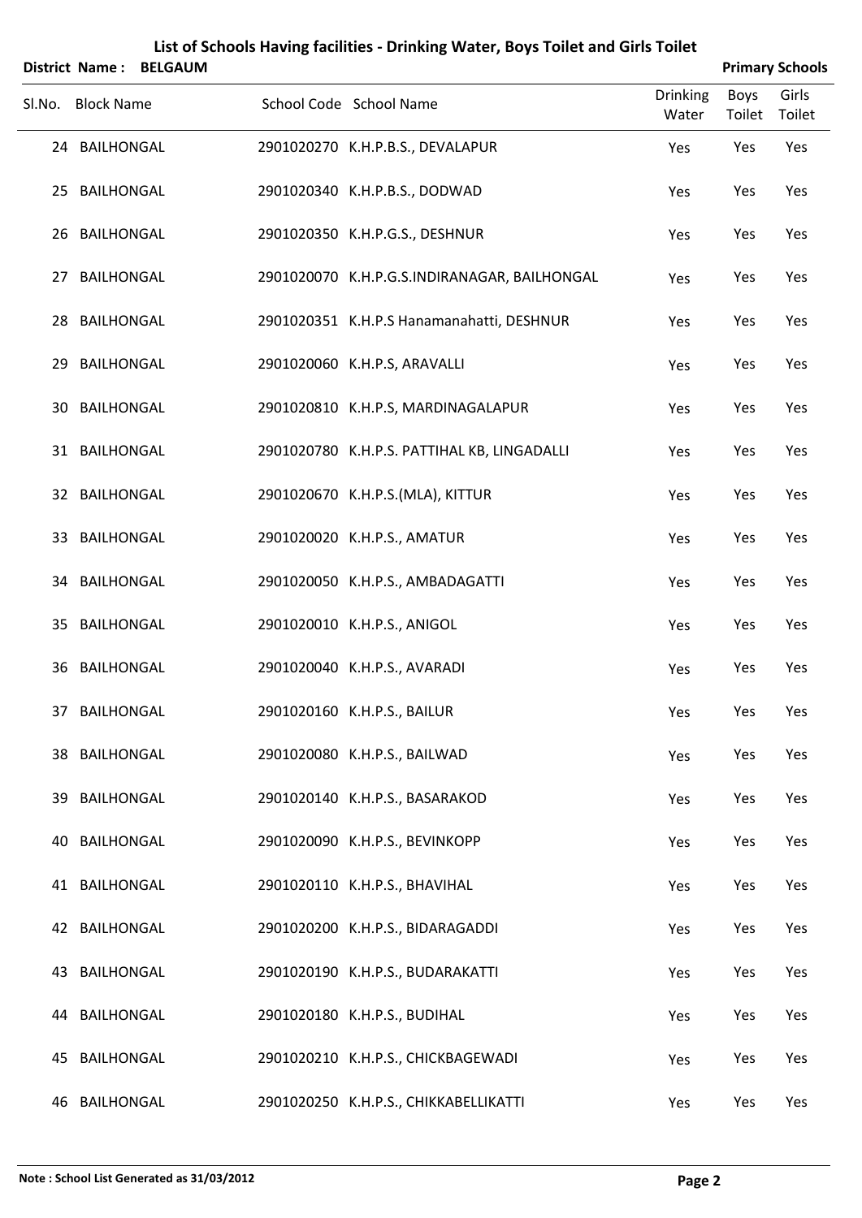# List of Schools Having facilities - Drinking Water, Boys Toilet and Girls Toilet

**District Name : BELGAUM** **Primary Schools**

| Sl.No. | Block Name | School Code | School Name | Drinking Water | Boys Toilet | Girls Toilet |
|---|---|---|---|---|---|---|
| 24 | BAILHONGAL | 2901020270 | K.H.P.B.S., DEVALAPUR | Yes | Yes | Yes |
| 25 | BAILHONGAL | 2901020340 | K.H.P.B.S., DODWAD | Yes | Yes | Yes |
| 26 | BAILHONGAL | 2901020350 | K.H.P.G.S., DESHNUR | Yes | Yes | Yes |
| 27 | BAILHONGAL | 2901020070 | K.H.P.G.S.INDIRANAGAR, BAILHONGAL | Yes | Yes | Yes |
| 28 | BAILHONGAL | 2901020351 | K.H.P.S Hanamanahatti, DESHNUR | Yes | Yes | Yes |
| 29 | BAILHONGAL | 2901020060 | K.H.P.S, ARAVALLI | Yes | Yes | Yes |
| 30 | BAILHONGAL | 2901020810 | K.H.P.S, MARDINAGALAPUR | Yes | Yes | Yes |
| 31 | BAILHONGAL | 2901020780 | K.H.P.S. PATTIHAL KB, LINGADALLI | Yes | Yes | Yes |
| 32 | BAILHONGAL | 2901020670 | K.H.P.S.(MLA), KITTUR | Yes | Yes | Yes |
| 33 | BAILHONGAL | 2901020020 | K.H.P.S., AMATUR | Yes | Yes | Yes |
| 34 | BAILHONGAL | 2901020050 | K.H.P.S., AMBADAGATTI | Yes | Yes | Yes |
| 35 | BAILHONGAL | 2901020010 | K.H.P.S., ANIGOL | Yes | Yes | Yes |
| 36 | BAILHONGAL | 2901020040 | K.H.P.S., AVARADI | Yes | Yes | Yes |
| 37 | BAILHONGAL | 2901020160 | K.H.P.S., BAILUR | Yes | Yes | Yes |
| 38 | BAILHONGAL | 2901020080 | K.H.P.S., BAILWAD | Yes | Yes | Yes |
| 39 | BAILHONGAL | 2901020140 | K.H.P.S., BASARAKOD | Yes | Yes | Yes |
| 40 | BAILHONGAL | 2901020090 | K.H.P.S., BEVINKOPP | Yes | Yes | Yes |
| 41 | BAILHONGAL | 2901020110 | K.H.P.S., BHAVIHAL | Yes | Yes | Yes |
| 42 | BAILHONGAL | 2901020200 | K.H.P.S., BIDARAGADDI | Yes | Yes | Yes |
| 43 | BAILHONGAL | 2901020190 | K.H.P.S., BUDARAKATTI | Yes | Yes | Yes |
| 44 | BAILHONGAL | 2901020180 | K.H.P.S., BUDIHAL | Yes | Yes | Yes |
| 45 | BAILHONGAL | 2901020210 | K.H.P.S., CHICKBAGEWADI | Yes | Yes | Yes |
| 46 | BAILHONGAL | 2901020250 | K.H.P.S., CHIKKABELLIKATTI | Yes | Yes | Yes |

**Note : School List Generated as 31/03/2012**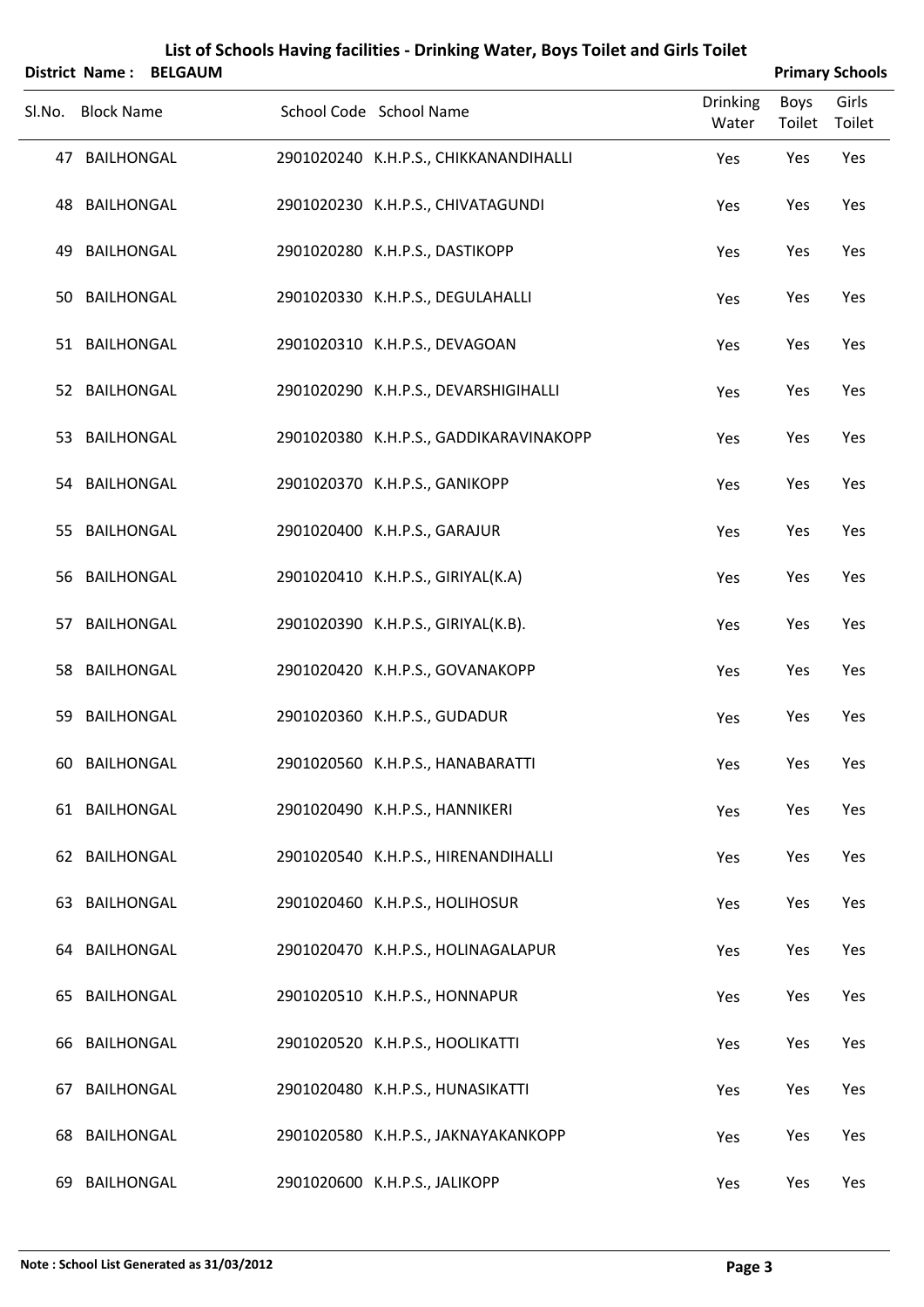# List of Schools Having facilities - Drinking Water, Boys Toilet and Girls Toilet

**District Name : BELGAUM** **Primary Schools**

| Sl.No. | Block Name | School Code | School Name | Drinking Water | Boys Toilet | Girls Toilet |
|---|---|---|---|---|---|---|
| 47 | BAILHONGAL | 2901020240 | K.H.P.S., CHIKKANANDIHALLI | Yes | Yes | Yes |
| 48 | BAILHONGAL | 2901020230 | K.H.P.S., CHIVATAGUNDI | Yes | Yes | Yes |
| 49 | BAILHONGAL | 2901020280 | K.H.P.S., DASTIKOPP | Yes | Yes | Yes |
| 50 | BAILHONGAL | 2901020330 | K.H.P.S., DEGULAHALLI | Yes | Yes | Yes |
| 51 | BAILHONGAL | 2901020310 | K.H.P.S., DEVAGOAN | Yes | Yes | Yes |
| 52 | BAILHONGAL | 2901020290 | K.H.P.S., DEVARSHIGIHALLI | Yes | Yes | Yes |
| 53 | BAILHONGAL | 2901020380 | K.H.P.S., GADDIKARAVINAKOPP | Yes | Yes | Yes |
| 54 | BAILHONGAL | 2901020370 | K.H.P.S., GANIKOPP | Yes | Yes | Yes |
| 55 | BAILHONGAL | 2901020400 | K.H.P.S., GARAJUR | Yes | Yes | Yes |
| 56 | BAILHONGAL | 2901020410 | K.H.P.S., GIRIYAL(K.A) | Yes | Yes | Yes |
| 57 | BAILHONGAL | 2901020390 | K.H.P.S., GIRIYAL(K.B). | Yes | Yes | Yes |
| 58 | BAILHONGAL | 2901020420 | K.H.P.S., GOVANAKOPP | Yes | Yes | Yes |
| 59 | BAILHONGAL | 2901020360 | K.H.P.S., GUDADUR | Yes | Yes | Yes |
| 60 | BAILHONGAL | 2901020560 | K.H.P.S., HANABARATTI | Yes | Yes | Yes |
| 61 | BAILHONGAL | 2901020490 | K.H.P.S., HANNIKERI | Yes | Yes | Yes |
| 62 | BAILHONGAL | 2901020540 | K.H.P.S., HIRENANDIHALLI | Yes | Yes | Yes |
| 63 | BAILHONGAL | 2901020460 | K.H.P.S., HOLIHOSUR | Yes | Yes | Yes |
| 64 | BAILHONGAL | 2901020470 | K.H.P.S., HOLINAGALAPUR | Yes | Yes | Yes |
| 65 | BAILHONGAL | 2901020510 | K.H.P.S., HONNAPUR | Yes | Yes | Yes |
| 66 | BAILHONGAL | 2901020520 | K.H.P.S., HOOLIKATTI | Yes | Yes | Yes |
| 67 | BAILHONGAL | 2901020480 | K.H.P.S., HUNASIKATTI | Yes | Yes | Yes |
| 68 | BAILHONGAL | 2901020580 | K.H.P.S., JAKNAYAKANKOPP | Yes | Yes | Yes |
| 69 | BAILHONGAL | 2901020600 | K.H.P.S., JALIKOPP | Yes | Yes | Yes |

**Note : School List Generated as 31/03/2012**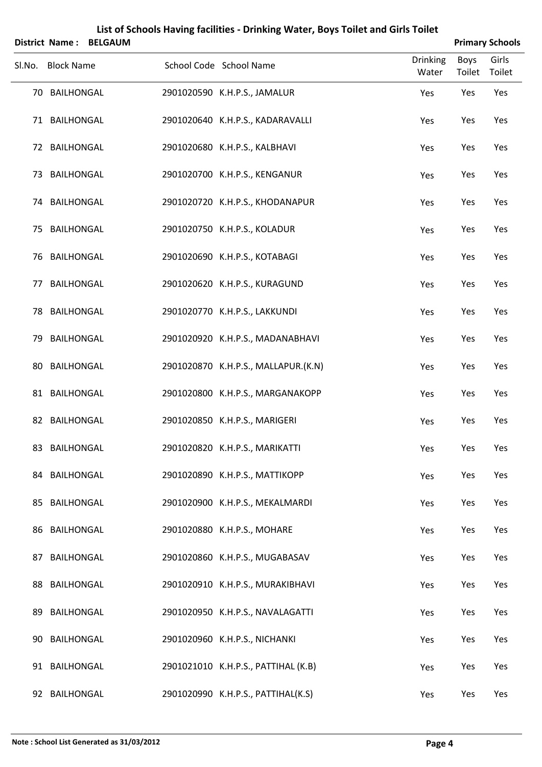# List of Schools Having facilities - Drinking Water, Boys Toilet and Girls Toilet

**District Name : BELGAUM** **Primary Schools**

| Sl.No. | Block Name | School Code | School Name | Drinking Water | Boys Toilet | Girls Toilet |
|---|---|---|---|---|---|---|
| 70 | BAILHONGAL | 2901020590 | K.H.P.S., JAMALUR | Yes | Yes | Yes |
| 71 | BAILHONGAL | 2901020640 | K.H.P.S., KADARAVALLI | Yes | Yes | Yes |
| 72 | BAILHONGAL | 2901020680 | K.H.P.S., KALBHAVI | Yes | Yes | Yes |
| 73 | BAILHONGAL | 2901020700 | K.H.P.S., KENGANUR | Yes | Yes | Yes |
| 74 | BAILHONGAL | 2901020720 | K.H.P.S., KHODANAPUR | Yes | Yes | Yes |
| 75 | BAILHONGAL | 2901020750 | K.H.P.S., KOLADUR | Yes | Yes | Yes |
| 76 | BAILHONGAL | 2901020690 | K.H.P.S., KOTABAGI | Yes | Yes | Yes |
| 77 | BAILHONGAL | 2901020620 | K.H.P.S., KURAGUND | Yes | Yes | Yes |
| 78 | BAILHONGAL | 2901020770 | K.H.P.S., LAKKUNDI | Yes | Yes | Yes |
| 79 | BAILHONGAL | 2901020920 | K.H.P.S., MADANABHAVI | Yes | Yes | Yes |
| 80 | BAILHONGAL | 2901020870 | K.H.P.S., MALLAPUR.(K.N) | Yes | Yes | Yes |
| 81 | BAILHONGAL | 2901020800 | K.H.P.S., MARGANAKOPP | Yes | Yes | Yes |
| 82 | BAILHONGAL | 2901020850 | K.H.P.S., MARIGERI | Yes | Yes | Yes |
| 83 | BAILHONGAL | 2901020820 | K.H.P.S., MARIKATTI | Yes | Yes | Yes |
| 84 | BAILHONGAL | 2901020890 | K.H.P.S., MATTIKOPP | Yes | Yes | Yes |
| 85 | BAILHONGAL | 2901020900 | K.H.P.S., MEKALMARDI | Yes | Yes | Yes |
| 86 | BAILHONGAL | 2901020880 | K.H.P.S., MOHARE | Yes | Yes | Yes |
| 87 | BAILHONGAL | 2901020860 | K.H.P.S., MUGABASAV | Yes | Yes | Yes |
| 88 | BAILHONGAL | 2901020910 | K.H.P.S., MURAKIBHAVI | Yes | Yes | Yes |
| 89 | BAILHONGAL | 2901020950 | K.H.P.S., NAVALAGATTI | Yes | Yes | Yes |
| 90 | BAILHONGAL | 2901020960 | K.H.P.S., NICHANKI | Yes | Yes | Yes |
| 91 | BAILHONGAL | 2901021010 | K.H.P.S., PATTIHAL (K.B) | Yes | Yes | Yes |
| 92 | BAILHONGAL | 2901020990 | K.H.P.S., PATTIHAL(K.S) | Yes | Yes | Yes |

**Note : School List Generated as 31/03/2012**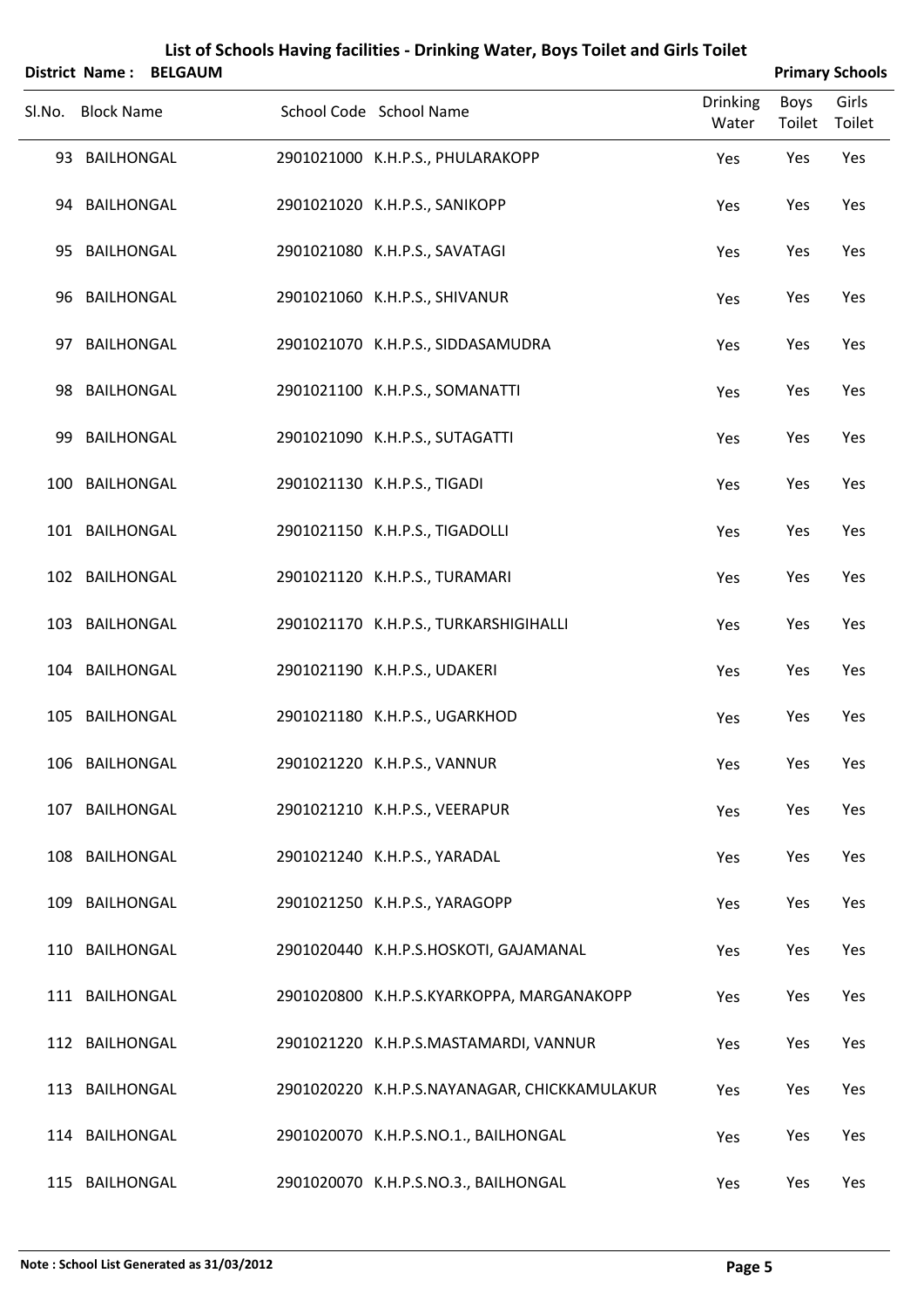# List of Schools Having facilities - Drinking Water, Boys Toilet and Girls Toilet

**District Name : BELGAUM** **Primary Schools**

| Sl.No. | Block Name | School Code | School Name | Drinking Water | Boys Toilet | Girls Toilet |
|---|---|---|---|---|---|---|
| 93 | BAILHONGAL | 2901021000 | K.H.P.S., PHULARAKOPP | Yes | Yes | Yes |
| 94 | BAILHONGAL | 2901021020 | K.H.P.S., SANIKOPP | Yes | Yes | Yes |
| 95 | BAILHONGAL | 2901021080 | K.H.P.S., SAVATAGI | Yes | Yes | Yes |
| 96 | BAILHONGAL | 2901021060 | K.H.P.S., SHIVANUR | Yes | Yes | Yes |
| 97 | BAILHONGAL | 2901021070 | K.H.P.S., SIDDASAMUDRA | Yes | Yes | Yes |
| 98 | BAILHONGAL | 2901021100 | K.H.P.S., SOMANATTI | Yes | Yes | Yes |
| 99 | BAILHONGAL | 2901021090 | K.H.P.S., SUTAGATTI | Yes | Yes | Yes |
| 100 | BAILHONGAL | 2901021130 | K.H.P.S., TIGADI | Yes | Yes | Yes |
| 101 | BAILHONGAL | 2901021150 | K.H.P.S., TIGADOLLI | Yes | Yes | Yes |
| 102 | BAILHONGAL | 2901021120 | K.H.P.S., TURAMARI | Yes | Yes | Yes |
| 103 | BAILHONGAL | 2901021170 | K.H.P.S., TURKARSHIGIHALLI | Yes | Yes | Yes |
| 104 | BAILHONGAL | 2901021190 | K.H.P.S., UDAKERI | Yes | Yes | Yes |
| 105 | BAILHONGAL | 2901021180 | K.H.P.S., UGARKHOD | Yes | Yes | Yes |
| 106 | BAILHONGAL | 2901021220 | K.H.P.S., VANNUR | Yes | Yes | Yes |
| 107 | BAILHONGAL | 2901021210 | K.H.P.S., VEERAPUR | Yes | Yes | Yes |
| 108 | BAILHONGAL | 2901021240 | K.H.P.S., YARADAL | Yes | Yes | Yes |
| 109 | BAILHONGAL | 2901021250 | K.H.P.S., YARAGOPP | Yes | Yes | Yes |
| 110 | BAILHONGAL | 2901020440 | K.H.P.S.HOSKOTI, GAJAMANAL | Yes | Yes | Yes |
| 111 | BAILHONGAL | 2901020800 | K.H.P.S.KYARKOPPA, MARGANAKOPP | Yes | Yes | Yes |
| 112 | BAILHONGAL | 2901021220 | K.H.P.S.MASTAMARDI, VANNUR | Yes | Yes | Yes |
| 113 | BAILHONGAL | 2901020220 | K.H.P.S.NAYANAGAR, CHICKKAMULAKUR | Yes | Yes | Yes |
| 114 | BAILHONGAL | 2901020070 | K.H.P.S.NO.1., BAILHONGAL | Yes | Yes | Yes |
| 115 | BAILHONGAL | 2901020070 | K.H.P.S.NO.3., BAILHONGAL | Yes | Yes | Yes |

**Note : School List Generated as 31/03/2012**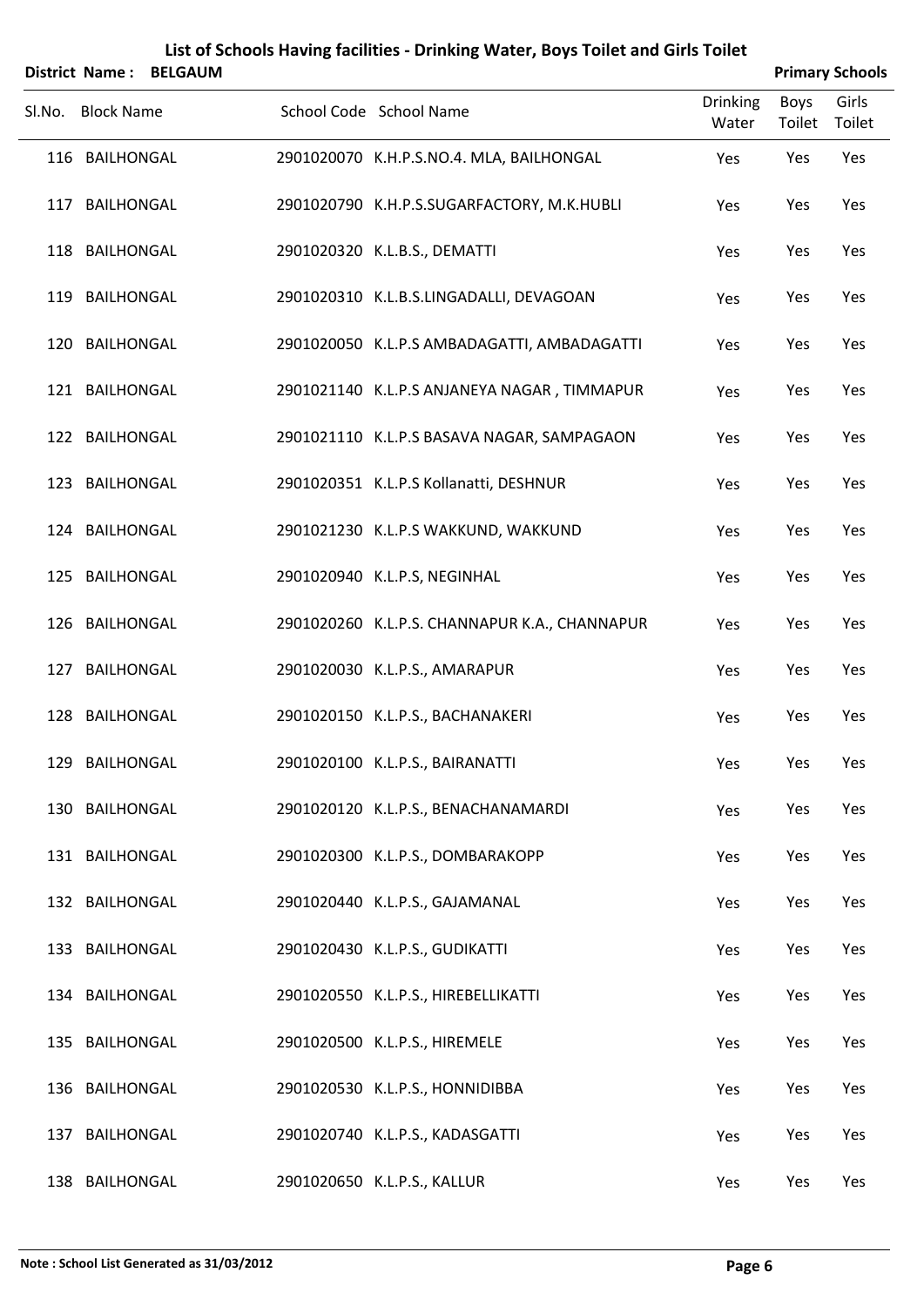# List of Schools Having facilities - Drinking Water, Boys Toilet and Girls Toilet

**District Name : BELGAUM** **Primary Schools**

| Sl.No. | Block Name | School Code | School Name | Drinking Water | Boys Toilet | Girls Toilet |
|---|---|---|---|---|---|---|
| 116 | BAILHONGAL | 2901020070 | K.H.P.S.NO.4. MLA, BAILHONGAL | Yes | Yes | Yes |
| 117 | BAILHONGAL | 2901020790 | K.H.P.S.SUGARFACTORY, M.K.HUBLI | Yes | Yes | Yes |
| 118 | BAILHONGAL | 2901020320 | K.L.B.S., DEMATTI | Yes | Yes | Yes |
| 119 | BAILHONGAL | 2901020310 | K.L.B.S.LINGADALLI, DEVAGOAN | Yes | Yes | Yes |
| 120 | BAILHONGAL | 2901020050 | K.L.P.S AMBADAGATTI, AMBADAGATTI | Yes | Yes | Yes |
| 121 | BAILHONGAL | 2901021140 | K.L.P.S ANJANEYA NAGAR , TIMMAPUR | Yes | Yes | Yes |
| 122 | BAILHONGAL | 2901021110 | K.L.P.S BASAVA NAGAR, SAMPAGAON | Yes | Yes | Yes |
| 123 | BAILHONGAL | 2901020351 | K.L.P.S Kollanatti, DESHNUR | Yes | Yes | Yes |
| 124 | BAILHONGAL | 2901021230 | K.L.P.S WAKKUND, WAKKUND | Yes | Yes | Yes |
| 125 | BAILHONGAL | 2901020940 | K.L.P.S, NEGINHAL | Yes | Yes | Yes |
| 126 | BAILHONGAL | 2901020260 | K.L.P.S. CHANNAPUR K.A., CHANNAPUR | Yes | Yes | Yes |
| 127 | BAILHONGAL | 2901020030 | K.L.P.S., AMARAPUR | Yes | Yes | Yes |
| 128 | BAILHONGAL | 2901020150 | K.L.P.S., BACHANAKERI | Yes | Yes | Yes |
| 129 | BAILHONGAL | 2901020100 | K.L.P.S., BAIRANATTI | Yes | Yes | Yes |
| 130 | BAILHONGAL | 2901020120 | K.L.P.S., BENACHANAMARDI | Yes | Yes | Yes |
| 131 | BAILHONGAL | 2901020300 | K.L.P.S., DOMBARAKOPP | Yes | Yes | Yes |
| 132 | BAILHONGAL | 2901020440 | K.L.P.S., GAJAMANAL | Yes | Yes | Yes |
| 133 | BAILHONGAL | 2901020430 | K.L.P.S., GUDIKATTI | Yes | Yes | Yes |
| 134 | BAILHONGAL | 2901020550 | K.L.P.S., HIREBELLIKATTI | Yes | Yes | Yes |
| 135 | BAILHONGAL | 2901020500 | K.L.P.S., HIREMELE | Yes | Yes | Yes |
| 136 | BAILHONGAL | 2901020530 | K.L.P.S., HONNIDIBBA | Yes | Yes | Yes |
| 137 | BAILHONGAL | 2901020740 | K.L.P.S., KADASGATTI | Yes | Yes | Yes |
| 138 | BAILHONGAL | 2901020650 | K.L.P.S., KALLUR | Yes | Yes | Yes |

**Note : School List Generated as 31/03/2012**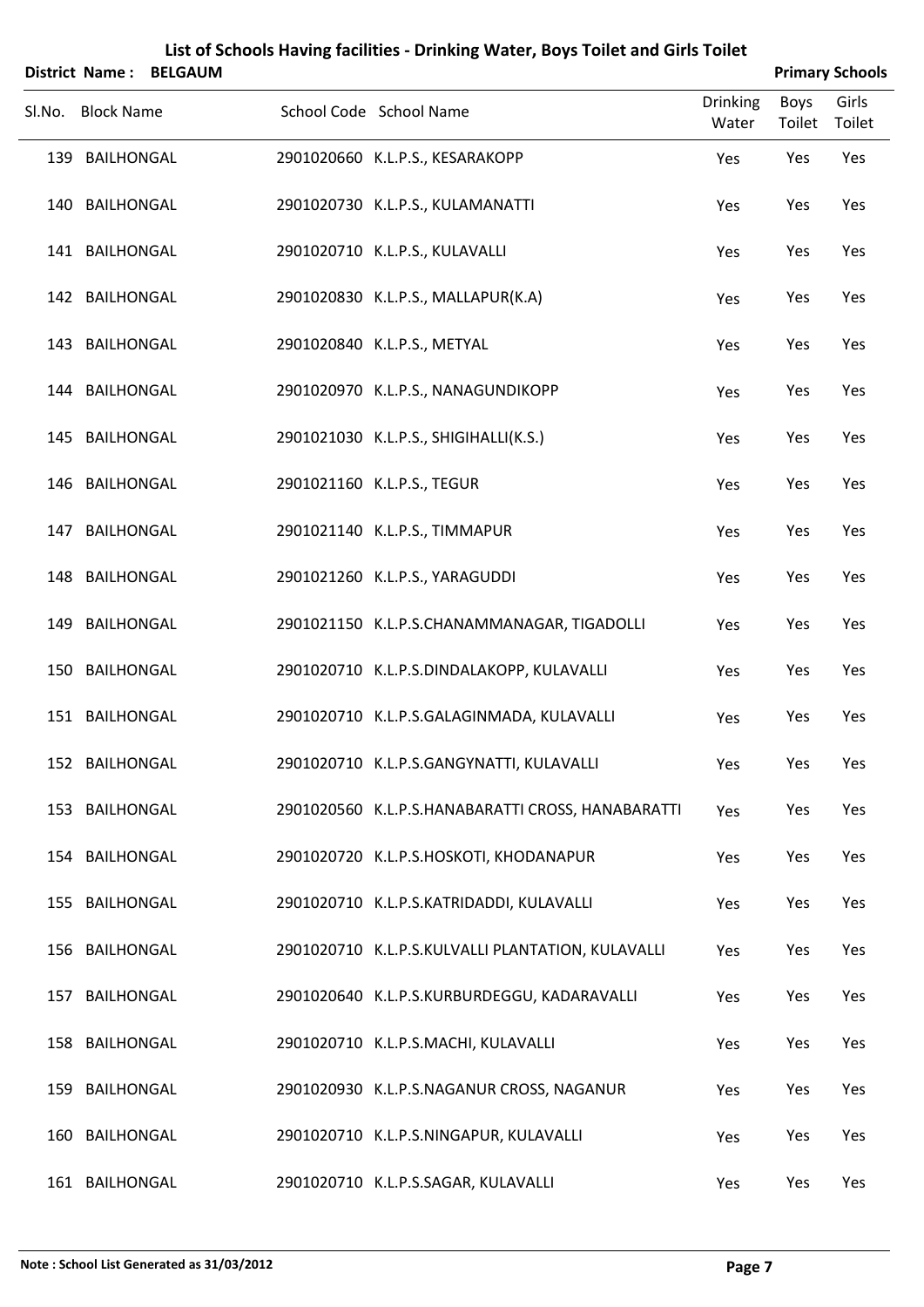# List of Schools Having facilities - Drinking Water, Boys Toilet and Girls Toilet

**District Name : BELGAUM** | **Primary Schools**

| Sl.No. | Block Name | School Code | School Name | Drinking Water | Boys Toilet | Girls Toilet |
|---|---|---|---|---|---|---|
| 139 | BAILHONGAL | 2901020660 | K.L.P.S., KESARAKOPP | Yes | Yes | Yes |
| 140 | BAILHONGAL | 2901020730 | K.L.P.S., KULAMANATTI | Yes | Yes | Yes |
| 141 | BAILHONGAL | 2901020710 | K.L.P.S., KULAVALLI | Yes | Yes | Yes |
| 142 | BAILHONGAL | 2901020830 | K.L.P.S., MALLAPUR(K.A) | Yes | Yes | Yes |
| 143 | BAILHONGAL | 2901020840 | K.L.P.S., METYAL | Yes | Yes | Yes |
| 144 | BAILHONGAL | 2901020970 | K.L.P.S., NANAGUNDIKOPP | Yes | Yes | Yes |
| 145 | BAILHONGAL | 2901021030 | K.L.P.S., SHIGIHALLI(K.S.) | Yes | Yes | Yes |
| 146 | BAILHONGAL | 2901021160 | K.L.P.S., TEGUR | Yes | Yes | Yes |
| 147 | BAILHONGAL | 2901021140 | K.L.P.S., TIMMAPUR | Yes | Yes | Yes |
| 148 | BAILHONGAL | 2901021260 | K.L.P.S., YARAGUDDI | Yes | Yes | Yes |
| 149 | BAILHONGAL | 2901021150 | K.L.P.S.CHANAMMANAGAR, TIGADOLLI | Yes | Yes | Yes |
| 150 | BAILHONGAL | 2901020710 | K.L.P.S.DINDALAKOPP, KULAVALLI | Yes | Yes | Yes |
| 151 | BAILHONGAL | 2901020710 | K.L.P.S.GALAGINMADA, KULAVALLI | Yes | Yes | Yes |
| 152 | BAILHONGAL | 2901020710 | K.L.P.S.GANGYNATTI, KULAVALLI | Yes | Yes | Yes |
| 153 | BAILHONGAL | 2901020560 | K.L.P.S.HANABARATTI CROSS, HANABARATTI | Yes | Yes | Yes |
| 154 | BAILHONGAL | 2901020720 | K.L.P.S.HOSKOTI, KHODANAPUR | Yes | Yes | Yes |
| 155 | BAILHONGAL | 2901020710 | K.L.P.S.KATRIDADDI, KULAVALLI | Yes | Yes | Yes |
| 156 | BAILHONGAL | 2901020710 | K.L.P.S.KULVALLI PLANTATION, KULAVALLI | Yes | Yes | Yes |
| 157 | BAILHONGAL | 2901020640 | K.L.P.S.KURBURDEGGU, KADARAVALLI | Yes | Yes | Yes |
| 158 | BAILHONGAL | 2901020710 | K.L.P.S.MACHI, KULAVALLI | Yes | Yes | Yes |
| 159 | BAILHONGAL | 2901020930 | K.L.P.S.NAGANUR CROSS, NAGANUR | Yes | Yes | Yes |
| 160 | BAILHONGAL | 2901020710 | K.L.P.S.NINGAPUR, KULAVALLI | Yes | Yes | Yes |
| 161 | BAILHONGAL | 2901020710 | K.L.P.S.SAGAR, KULAVALLI | Yes | Yes | Yes |

**Note : School List Generated as 31/03/2012**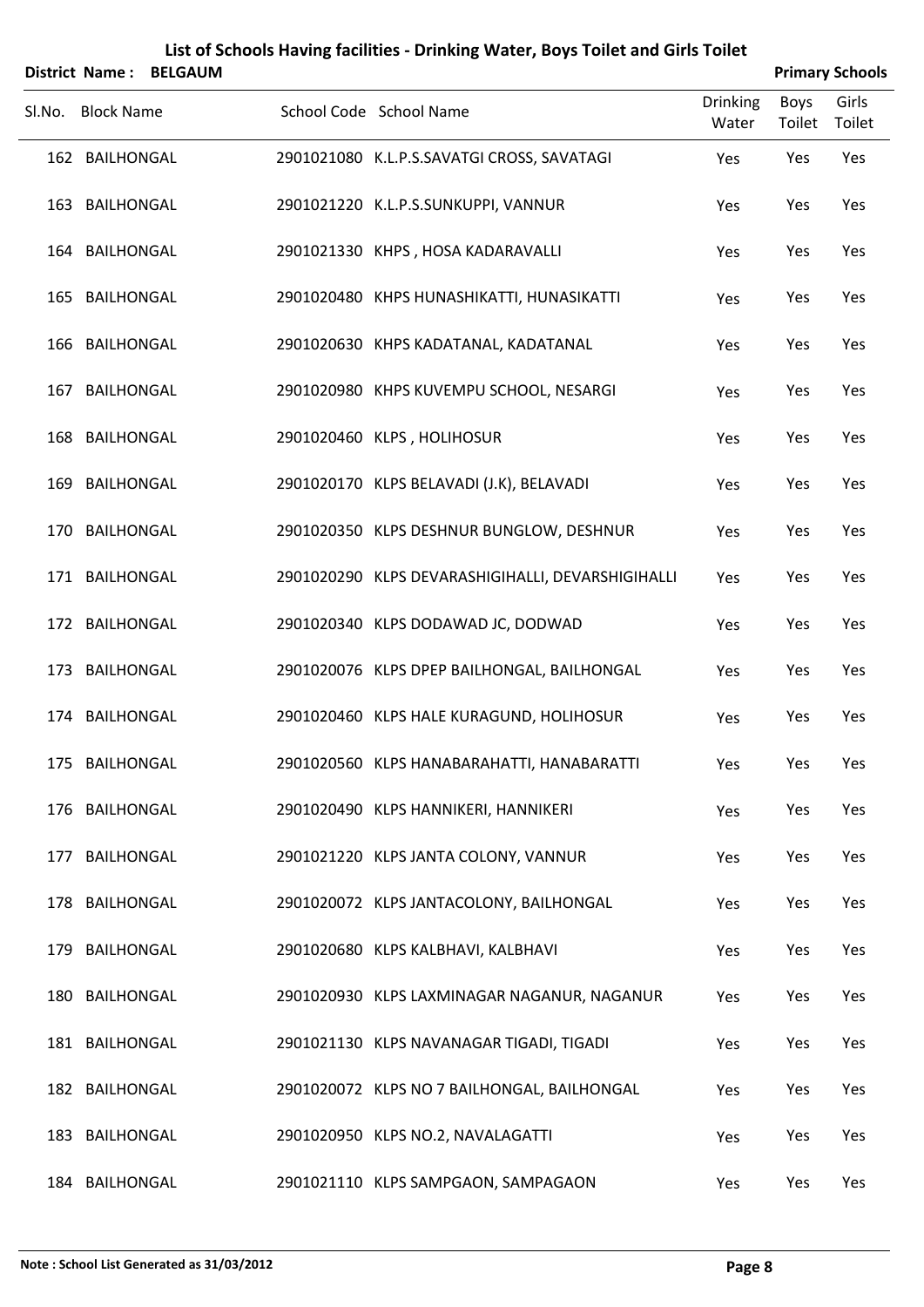# List of Schools Having facilities - Drinking Water, Boys Toilet and Girls Toilet

**District Name : BELGAUM** **Primary Schools**

| Sl.No. | Block Name | School Code | School Name | Drinking Water | Boys Toilet | Girls Toilet |
|---|---|---|---|---|---|---|
| 162 | BAILHONGAL | 2901021080 | K.L.P.S.SAVATGI CROSS, SAVATAGI | Yes | Yes | Yes |
| 163 | BAILHONGAL | 2901021220 | K.L.P.S.SUNKUPPI, VANNUR | Yes | Yes | Yes |
| 164 | BAILHONGAL | 2901021330 | KHPS , HOSA KADARAVALLI | Yes | Yes | Yes |
| 165 | BAILHONGAL | 2901020480 | KHPS HUNASHIKATTI, HUNASIKATTI | Yes | Yes | Yes |
| 166 | BAILHONGAL | 2901020630 | KHPS KADATANAL, KADATANAL | Yes | Yes | Yes |
| 167 | BAILHONGAL | 2901020980 | KHPS KUVEMPU SCHOOL, NESARGI | Yes | Yes | Yes |
| 168 | BAILHONGAL | 2901020460 | KLPS , HOLIHOSUR | Yes | Yes | Yes |
| 169 | BAILHONGAL | 2901020170 | KLPS BELAVADI (J.K), BELAVADI | Yes | Yes | Yes |
| 170 | BAILHONGAL | 2901020350 | KLPS DESHNUR BUNGLOW, DESHNUR | Yes | Yes | Yes |
| 171 | BAILHONGAL | 2901020290 | KLPS DEVARASHIGIHALLI, DEVARSHIGIHALLI | Yes | Yes | Yes |
| 172 | BAILHONGAL | 2901020340 | KLPS DODAWAD JC, DODWAD | Yes | Yes | Yes |
| 173 | BAILHONGAL | 2901020076 | KLPS DPEP BAILHONGAL, BAILHONGAL | Yes | Yes | Yes |
| 174 | BAILHONGAL | 2901020460 | KLPS HALE KURAGUND, HOLIHOSUR | Yes | Yes | Yes |
| 175 | BAILHONGAL | 2901020560 | KLPS HANABARAHATTI, HANABARATTI | Yes | Yes | Yes |
| 176 | BAILHONGAL | 2901020490 | KLPS HANNIKERI, HANNIKERI | Yes | Yes | Yes |
| 177 | BAILHONGAL | 2901021220 | KLPS JANTA COLONY, VANNUR | Yes | Yes | Yes |
| 178 | BAILHONGAL | 2901020072 | KLPS JANTACOLONY, BAILHONGAL | Yes | Yes | Yes |
| 179 | BAILHONGAL | 2901020680 | KLPS KALBHAVI, KALBHAVI | Yes | Yes | Yes |
| 180 | BAILHONGAL | 2901020930 | KLPS LAXMINAGAR NAGANUR, NAGANUR | Yes | Yes | Yes |
| 181 | BAILHONGAL | 2901021130 | KLPS NAVANAGAR TIGADI, TIGADI | Yes | Yes | Yes |
| 182 | BAILHONGAL | 2901020072 | KLPS NO 7 BAILHONGAL, BAILHONGAL | Yes | Yes | Yes |
| 183 | BAILHONGAL | 2901020950 | KLPS NO.2, NAVALAGATTI | Yes | Yes | Yes |
| 184 | BAILHONGAL | 2901021110 | KLPS SAMPGAON, SAMPAGAON | Yes | Yes | Yes |

**Note : School List Generated as 31/03/2012**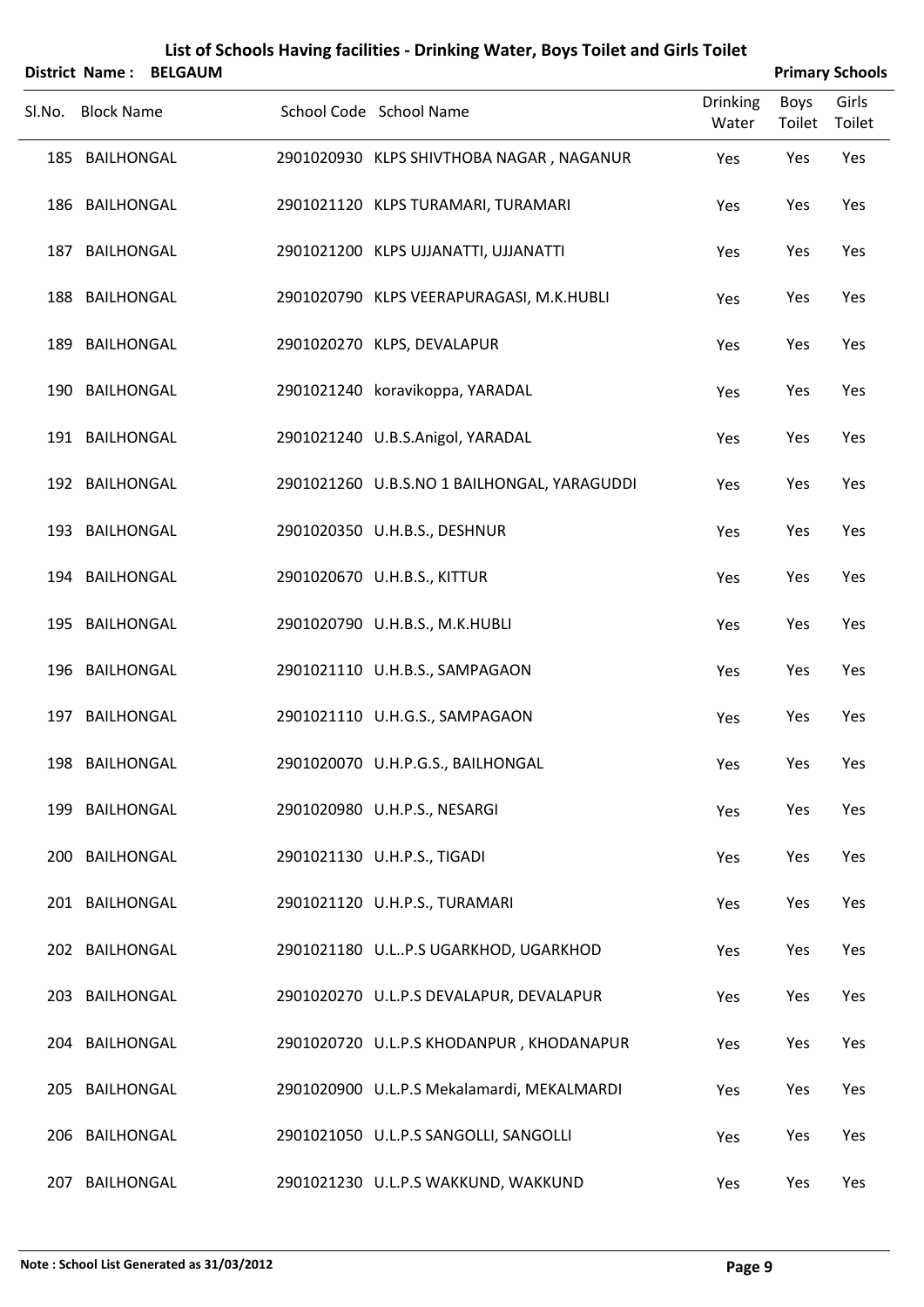# List of Schools Having facilities - Drinking Water, Boys Toilet and Girls Toilet

**District Name : BELGAUM** **Primary Schools**

| Sl.No. | Block Name | School Code | School Name | Drinking Water | Boys Toilet | Girls Toilet |
|---|---|---|---|---|---|---|
| 185 | BAILHONGAL | 2901020930 | KLPS SHIVTHOBA NAGAR , NAGANUR | Yes | Yes | Yes |
| 186 | BAILHONGAL | 2901021120 | KLPS TURAMARI, TURAMARI | Yes | Yes | Yes |
| 187 | BAILHONGAL | 2901021200 | KLPS UJJANATTI, UJJANATTI | Yes | Yes | Yes |
| 188 | BAILHONGAL | 2901020790 | KLPS VEERAPURAGASI, M.K.HUBLI | Yes | Yes | Yes |
| 189 | BAILHONGAL | 2901020270 | KLPS, DEVALAPUR | Yes | Yes | Yes |
| 190 | BAILHONGAL | 2901021240 | koravikoppa, YARADAL | Yes | Yes | Yes |
| 191 | BAILHONGAL | 2901021240 | U.B.S.Anigol, YARADAL | Yes | Yes | Yes |
| 192 | BAILHONGAL | 2901021260 | U.B.S.NO 1 BAILHONGAL, YARAGUDDI | Yes | Yes | Yes |
| 193 | BAILHONGAL | 2901020350 | U.H.B.S., DESHNUR | Yes | Yes | Yes |
| 194 | BAILHONGAL | 2901020670 | U.H.B.S., KITTUR | Yes | Yes | Yes |
| 195 | BAILHONGAL | 2901020790 | U.H.B.S., M.K.HUBLI | Yes | Yes | Yes |
| 196 | BAILHONGAL | 2901021110 | U.H.B.S., SAMPAGAON | Yes | Yes | Yes |
| 197 | BAILHONGAL | 2901021110 | U.H.G.S., SAMPAGAON | Yes | Yes | Yes |
| 198 | BAILHONGAL | 2901020070 | U.H.P.G.S., BAILHONGAL | Yes | Yes | Yes |
| 199 | BAILHONGAL | 2901020980 | U.H.P.S., NESARGI | Yes | Yes | Yes |
| 200 | BAILHONGAL | 2901021130 | U.H.P.S., TIGADI | Yes | Yes | Yes |
| 201 | BAILHONGAL | 2901021120 | U.H.P.S., TURAMARI | Yes | Yes | Yes |
| 202 | BAILHONGAL | 2901021180 | U.L..P.S UGARKHOD, UGARKHOD | Yes | Yes | Yes |
| 203 | BAILHONGAL | 2901020270 | U.L.P.S DEVALAPUR, DEVALAPUR | Yes | Yes | Yes |
| 204 | BAILHONGAL | 2901020720 | U.L.P.S KHODANPUR , KHODANAPUR | Yes | Yes | Yes |
| 205 | BAILHONGAL | 2901020900 | U.L.P.S Mekalamardi, MEKALMARDI | Yes | Yes | Yes |
| 206 | BAILHONGAL | 2901021050 | U.L.P.S SANGOLLI, SANGOLLI | Yes | Yes | Yes |
| 207 | BAILHONGAL | 2901021230 | U.L.P.S WAKKUND, WAKKUND | Yes | Yes | Yes |

**Note : School List Generated as 31/03/2012**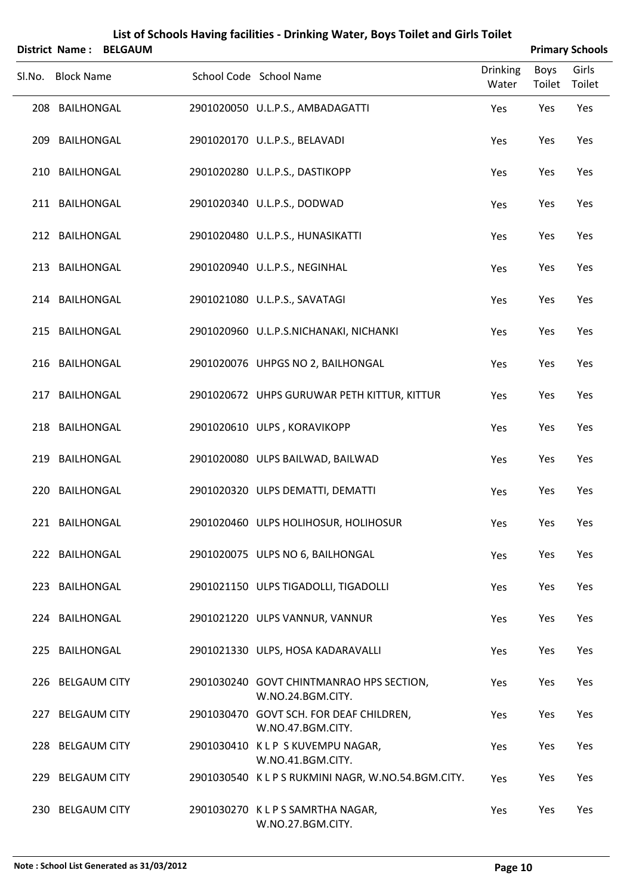# List of Schools Having facilities - Drinking Water, Boys Toilet and Girls Toilet

**District Name : BELGAUM** **Primary Schools**

| Sl.No. | Block Name | School Code | School Name | Drinking Water | Boys Toilet | Girls Toilet |
|---|---|---|---|---|---|---|
| 208 | BAILHONGAL | 2901020050 | U.L.P.S., AMBADAGATTI | Yes | Yes | Yes |
| 209 | BAILHONGAL | 2901020170 | U.L.P.S., BELAVADI | Yes | Yes | Yes |
| 210 | BAILHONGAL | 2901020280 | U.L.P.S., DASTIKOPP | Yes | Yes | Yes |
| 211 | BAILHONGAL | 2901020340 | U.L.P.S., DODWAD | Yes | Yes | Yes |
| 212 | BAILHONGAL | 2901020480 | U.L.P.S., HUNASIKATTI | Yes | Yes | Yes |
| 213 | BAILHONGAL | 2901020940 | U.L.P.S., NEGINHAL | Yes | Yes | Yes |
| 214 | BAILHONGAL | 2901021080 | U.L.P.S., SAVATAGI | Yes | Yes | Yes |
| 215 | BAILHONGAL | 2901020960 | U.L.P.S.NICHANAKI, NICHANKI | Yes | Yes | Yes |
| 216 | BAILHONGAL | 2901020076 | UHPGS NO 2, BAILHONGAL | Yes | Yes | Yes |
| 217 | BAILHONGAL | 2901020672 | UHPS GURUWAR PETH KITTUR, KITTUR | Yes | Yes | Yes |
| 218 | BAILHONGAL | 2901020610 | ULPS , KORAVIKOPP | Yes | Yes | Yes |
| 219 | BAILHONGAL | 2901020080 | ULPS BAILWAD, BAILWAD | Yes | Yes | Yes |
| 220 | BAILHONGAL | 2901020320 | ULPS DEMATTI, DEMATTI | Yes | Yes | Yes |
| 221 | BAILHONGAL | 2901020460 | ULPS HOLIHOSUR, HOLIHOSUR | Yes | Yes | Yes |
| 222 | BAILHONGAL | 2901020075 | ULPS NO 6, BAILHONGAL | Yes | Yes | Yes |
| 223 | BAILHONGAL | 2901021150 | ULPS TIGADOLLI, TIGADOLLI | Yes | Yes | Yes |
| 224 | BAILHONGAL | 2901021220 | ULPS VANNUR, VANNUR | Yes | Yes | Yes |
| 225 | BAILHONGAL | 2901021330 | ULPS, HOSA KADARAVALLI | Yes | Yes | Yes |
| 226 | BELGAUM CITY | 2901030240 | GOVT CHINTMANRAO HPS SECTION, W.NO.24.BGM.CITY. | Yes | Yes | Yes |
| 227 | BELGAUM CITY | 2901030470 | GOVT SCH. FOR DEAF CHILDREN, W.NO.47.BGM.CITY. | Yes | Yes | Yes |
| 228 | BELGAUM CITY | 2901030410 | K L P S KUVEMPU NAGAR, W.NO.41.BGM.CITY. | Yes | Yes | Yes |
| 229 | BELGAUM CITY | 2901030540 | K L P S RUKMINI NAGR, W.NO.54.BGM.CITY. | Yes | Yes | Yes |
| 230 | BELGAUM CITY | 2901030270 | K L P S SAMRTHA NAGAR, W.NO.27.BGM.CITY. | Yes | Yes | Yes |

**Note : School List Generated as 31/03/2012**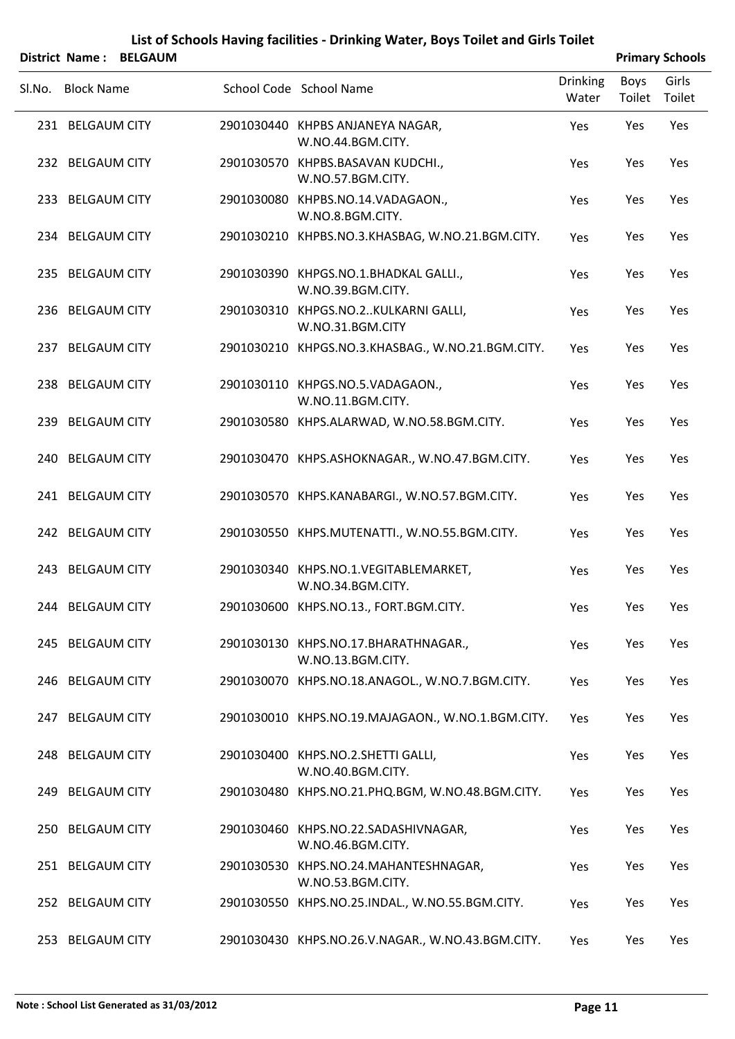# List of Schools Having facilities - Drinking Water, Boys Toilet and Girls Toilet

**District Name : BELGAUM** **Primary Schools**

| Sl.No. | Block Name | School Code | School Name | Drinking Water | Boys Toilet | Girls Toilet |
|---|---|---|---|---|---|---|
| 231 | BELGAUM CITY | 2901030440 | KHPBS ANJANEYA NAGAR, W.NO.44.BGM.CITY. | Yes | Yes | Yes |
| 232 | BELGAUM CITY | 2901030570 | KHPBS.BASAVAN KUDCHI., W.NO.57.BGM.CITY. | Yes | Yes | Yes |
| 233 | BELGAUM CITY | 2901030080 | KHPBS.NO.14.VADAGAON., W.NO.8.BGM.CITY. | Yes | Yes | Yes |
| 234 | BELGAUM CITY | 2901030210 | KHPBS.NO.3.KHASBAG, W.NO.21.BGM.CITY. | Yes | Yes | Yes |
| 235 | BELGAUM CITY | 2901030390 | KHPGS.NO.1.BHADKAL GALLI., W.NO.39.BGM.CITY. | Yes | Yes | Yes |
| 236 | BELGAUM CITY | 2901030310 | KHPGS.NO.2..KULKARNI GALLI, W.NO.31.BGM.CITY | Yes | Yes | Yes |
| 237 | BELGAUM CITY | 2901030210 | KHPGS.NO.3.KHASBAG., W.NO.21.BGM.CITY. | Yes | Yes | Yes |
| 238 | BELGAUM CITY | 2901030110 | KHPGS.NO.5.VADAGAON., W.NO.11.BGM.CITY. | Yes | Yes | Yes |
| 239 | BELGAUM CITY | 2901030580 | KHPS.ALARWAD, W.NO.58.BGM.CITY. | Yes | Yes | Yes |
| 240 | BELGAUM CITY | 2901030470 | KHPS.ASHOKNAGAR., W.NO.47.BGM.CITY. | Yes | Yes | Yes |
| 241 | BELGAUM CITY | 2901030570 | KHPS.KANABARGI., W.NO.57.BGM.CITY. | Yes | Yes | Yes |
| 242 | BELGAUM CITY | 2901030550 | KHPS.MUTENATTI., W.NO.55.BGM.CITY. | Yes | Yes | Yes |
| 243 | BELGAUM CITY | 2901030340 | KHPS.NO.1.VEGITABLEMARKET, W.NO.34.BGM.CITY. | Yes | Yes | Yes |
| 244 | BELGAUM CITY | 2901030600 | KHPS.NO.13., FORT.BGM.CITY. | Yes | Yes | Yes |
| 245 | BELGAUM CITY | 2901030130 | KHPS.NO.17.BHARATHNAGAR., W.NO.13.BGM.CITY. | Yes | Yes | Yes |
| 246 | BELGAUM CITY | 2901030070 | KHPS.NO.18.ANAGOL., W.NO.7.BGM.CITY. | Yes | Yes | Yes |
| 247 | BELGAUM CITY | 2901030010 | KHPS.NO.19.MAJAGAON., W.NO.1.BGM.CITY. | Yes | Yes | Yes |
| 248 | BELGAUM CITY | 2901030400 | KHPS.NO.2.SHETTI GALLI, W.NO.40.BGM.CITY. | Yes | Yes | Yes |
| 249 | BELGAUM CITY | 2901030480 | KHPS.NO.21.PHQ.BGM, W.NO.48.BGM.CITY. | Yes | Yes | Yes |
| 250 | BELGAUM CITY | 2901030460 | KHPS.NO.22.SADASHIVNAGAR, W.NO.46.BGM.CITY. | Yes | Yes | Yes |
| 251 | BELGAUM CITY | 2901030530 | KHPS.NO.24.MAHANTESHNAGAR, W.NO.53.BGM.CITY. | Yes | Yes | Yes |
| 252 | BELGAUM CITY | 2901030550 | KHPS.NO.25.INDAL., W.NO.55.BGM.CITY. | Yes | Yes | Yes |
| 253 | BELGAUM CITY | 2901030430 | KHPS.NO.26.V.NAGAR., W.NO.43.BGM.CITY. | Yes | Yes | Yes |

**Note : School List Generated as 31/03/2012**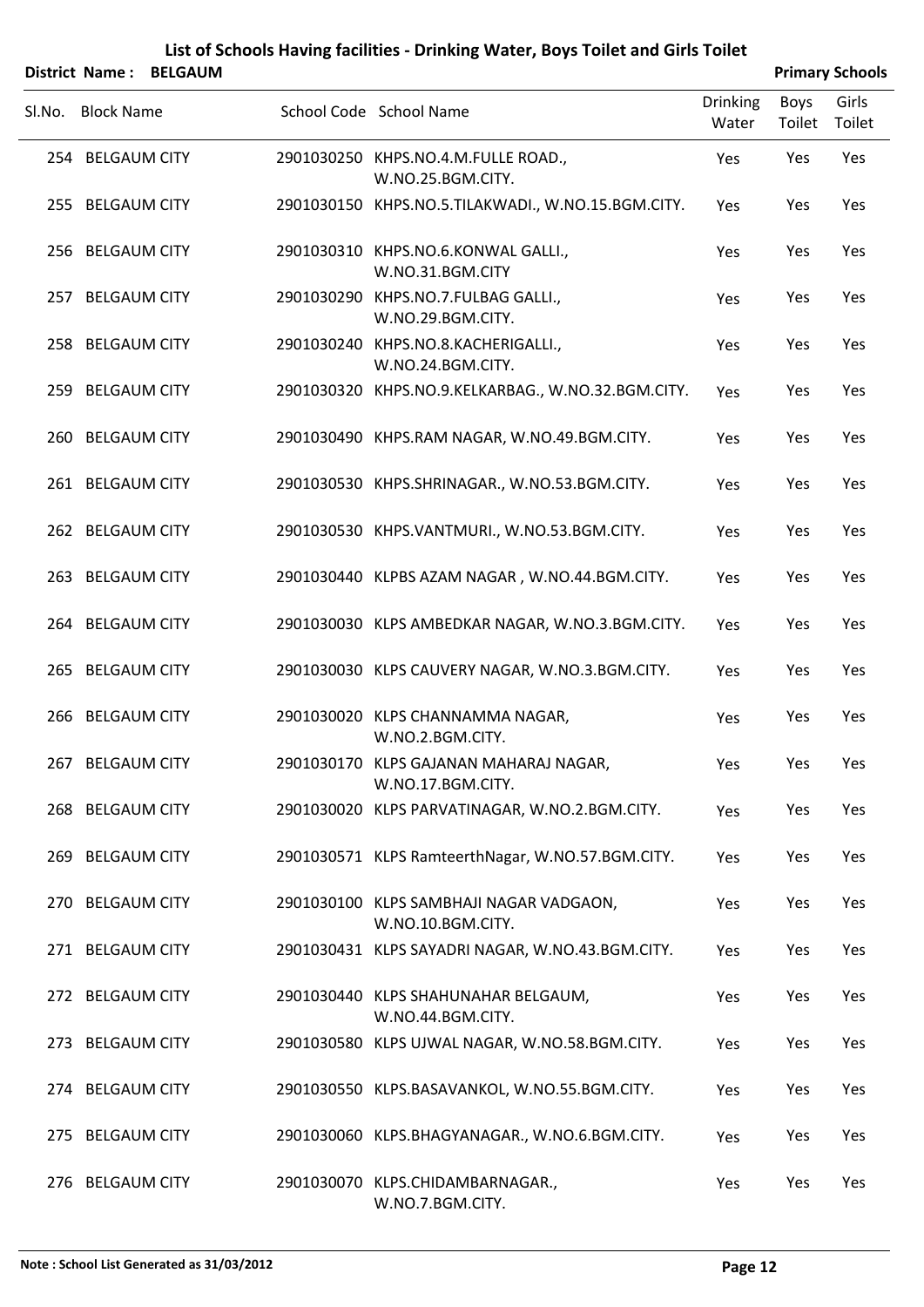# List of Schools Having facilities - Drinking Water, Boys Toilet and Girls Toilet

**District Name : BELGAUM** **Primary Schools**

| Sl.No. | Block Name | School Code | School Name | Drinking Water | Boys Toilet | Girls Toilet |
|---|---|---|---|---|---|---|
| 254 | BELGAUM CITY | 2901030250 | KHPS.NO.4.M.FULLE ROAD., W.NO.25.BGM.CITY. | Yes | Yes | Yes |
| 255 | BELGAUM CITY | 2901030150 | KHPS.NO.5.TILAKWADI., W.NO.15.BGM.CITY. | Yes | Yes | Yes |
| 256 | BELGAUM CITY | 2901030310 | KHPS.NO.6.KONWAL GALLI., W.NO.31.BGM.CITY | Yes | Yes | Yes |
| 257 | BELGAUM CITY | 2901030290 | KHPS.NO.7.FULBAG GALLI., W.NO.29.BGM.CITY. | Yes | Yes | Yes |
| 258 | BELGAUM CITY | 2901030240 | KHPS.NO.8.KACHERIGALLI., W.NO.24.BGM.CITY. | Yes | Yes | Yes |
| 259 | BELGAUM CITY | 2901030320 | KHPS.NO.9.KELKARBAG., W.NO.32.BGM.CITY. | Yes | Yes | Yes |
| 260 | BELGAUM CITY | 2901030490 | KHPS.RAM NAGAR, W.NO.49.BGM.CITY. | Yes | Yes | Yes |
| 261 | BELGAUM CITY | 2901030530 | KHPS.SHRINAGAR., W.NO.53.BGM.CITY. | Yes | Yes | Yes |
| 262 | BELGAUM CITY | 2901030530 | KHPS.VANTMURI., W.NO.53.BGM.CITY. | Yes | Yes | Yes |
| 263 | BELGAUM CITY | 2901030440 | KLPBS AZAM NAGAR , W.NO.44.BGM.CITY. | Yes | Yes | Yes |
| 264 | BELGAUM CITY | 2901030030 | KLPS AMBEDKAR NAGAR, W.NO.3.BGM.CITY. | Yes | Yes | Yes |
| 265 | BELGAUM CITY | 2901030030 | KLPS CAUVERY NAGAR, W.NO.3.BGM.CITY. | Yes | Yes | Yes |
| 266 | BELGAUM CITY | 2901030020 | KLPS CHANNAMMA NAGAR, W.NO.2.BGM.CITY. | Yes | Yes | Yes |
| 267 | BELGAUM CITY | 2901030170 | KLPS GAJANAN MAHARAJ NAGAR, W.NO.17.BGM.CITY. | Yes | Yes | Yes |
| 268 | BELGAUM CITY | 2901030020 | KLPS PARVATINAGAR, W.NO.2.BGM.CITY. | Yes | Yes | Yes |
| 269 | BELGAUM CITY | 2901030571 | KLPS RamteerthNagar, W.NO.57.BGM.CITY. | Yes | Yes | Yes |
| 270 | BELGAUM CITY | 2901030100 | KLPS SAMBHAJI NAGAR VADGAON, W.NO.10.BGM.CITY. | Yes | Yes | Yes |
| 271 | BELGAUM CITY | 2901030431 | KLPS SAYADRI NAGAR, W.NO.43.BGM.CITY. | Yes | Yes | Yes |
| 272 | BELGAUM CITY | 2901030440 | KLPS SHAHUNAHAR BELGAUM, W.NO.44.BGM.CITY. | Yes | Yes | Yes |
| 273 | BELGAUM CITY | 2901030580 | KLPS UJWAL NAGAR, W.NO.58.BGM.CITY. | Yes | Yes | Yes |
| 274 | BELGAUM CITY | 2901030550 | KLPS.BASAVANKOL, W.NO.55.BGM.CITY. | Yes | Yes | Yes |
| 275 | BELGAUM CITY | 2901030060 | KLPS.BHAGYANAGAR., W.NO.6.BGM.CITY. | Yes | Yes | Yes |
| 276 | BELGAUM CITY | 2901030070 | KLPS.CHIDAMBARNAGAR., W.NO.7.BGM.CITY. | Yes | Yes | Yes |

**Note : School List Generated as 31/03/2012**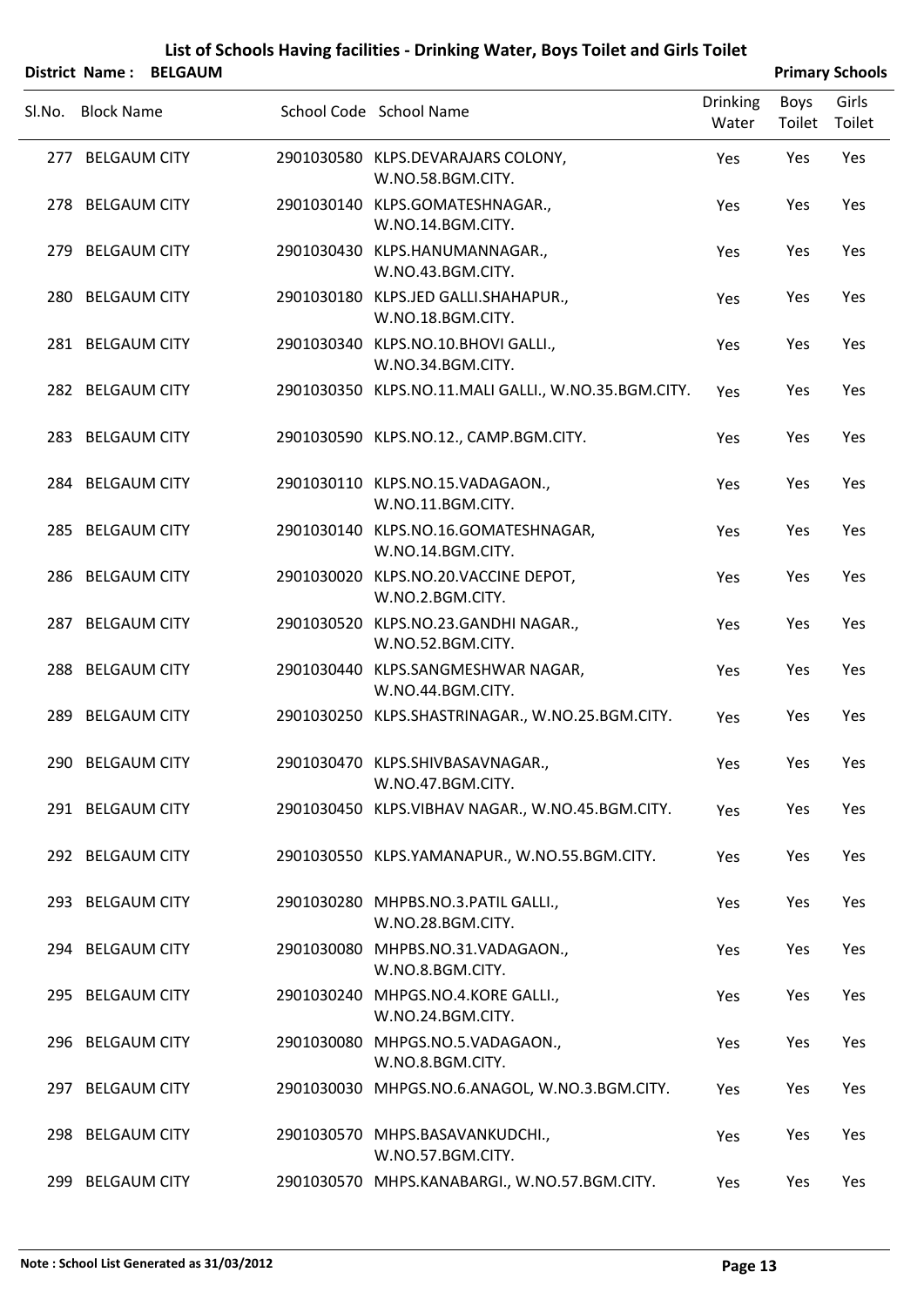# List of Schools Having facilities - Drinking Water, Boys Toilet and Girls Toilet

**District Name : BELGAUM** **Primary Schools**

| Sl.No. | Block Name | School Code | School Name | Drinking Water | Boys Toilet | Girls Toilet |
|---|---|---|---|---|---|---|
| 277 | BELGAUM CITY | 2901030580 | KLPS.DEVARAJARS COLONY, W.NO.58.BGM.CITY. | Yes | Yes | Yes |
| 278 | BELGAUM CITY | 2901030140 | KLPS.GOMATESHNAGAR., W.NO.14.BGM.CITY. | Yes | Yes | Yes |
| 279 | BELGAUM CITY | 2901030430 | KLPS.HANUMANNAGAR., W.NO.43.BGM.CITY. | Yes | Yes | Yes |
| 280 | BELGAUM CITY | 2901030180 | KLPS.JED GALLI.SHAHAPUR., W.NO.18.BGM.CITY. | Yes | Yes | Yes |
| 281 | BELGAUM CITY | 2901030340 | KLPS.NO.10.BHOVI GALLI., W.NO.34.BGM.CITY. | Yes | Yes | Yes |
| 282 | BELGAUM CITY | 2901030350 | KLPS.NO.11.MALI GALLI., W.NO.35.BGM.CITY. | Yes | Yes | Yes |
| 283 | BELGAUM CITY | 2901030590 | KLPS.NO.12., CAMP.BGM.CITY. | Yes | Yes | Yes |
| 284 | BELGAUM CITY | 2901030110 | KLPS.NO.15.VADAGAON., W.NO.11.BGM.CITY. | Yes | Yes | Yes |
| 285 | BELGAUM CITY | 2901030140 | KLPS.NO.16.GOMATESHNAGAR, W.NO.14.BGM.CITY. | Yes | Yes | Yes |
| 286 | BELGAUM CITY | 2901030020 | KLPS.NO.20.VACCINE DEPOT, W.NO.2.BGM.CITY. | Yes | Yes | Yes |
| 287 | BELGAUM CITY | 2901030520 | KLPS.NO.23.GANDHI NAGAR., W.NO.52.BGM.CITY. | Yes | Yes | Yes |
| 288 | BELGAUM CITY | 2901030440 | KLPS.SANGMESHWAR NAGAR, W.NO.44.BGM.CITY. | Yes | Yes | Yes |
| 289 | BELGAUM CITY | 2901030250 | KLPS.SHASTRINAGAR., W.NO.25.BGM.CITY. | Yes | Yes | Yes |
| 290 | BELGAUM CITY | 2901030470 | KLPS.SHIVBASAVNAGAR., W.NO.47.BGM.CITY. | Yes | Yes | Yes |
| 291 | BELGAUM CITY | 2901030450 | KLPS.VIBHAV NAGAR., W.NO.45.BGM.CITY. | Yes | Yes | Yes |
| 292 | BELGAUM CITY | 2901030550 | KLPS.YAMANAPUR., W.NO.55.BGM.CITY. | Yes | Yes | Yes |
| 293 | BELGAUM CITY | 2901030280 | MHPBS.NO.3.PATIL GALLI., W.NO.28.BGM.CITY. | Yes | Yes | Yes |
| 294 | BELGAUM CITY | 2901030080 | MHPBS.NO.31.VADAGAON., W.NO.8.BGM.CITY. | Yes | Yes | Yes |
| 295 | BELGAUM CITY | 2901030240 | MHPGS.NO.4.KORE GALLI., W.NO.24.BGM.CITY. | Yes | Yes | Yes |
| 296 | BELGAUM CITY | 2901030080 | MHPGS.NO.5.VADAGAON., W.NO.8.BGM.CITY. | Yes | Yes | Yes |
| 297 | BELGAUM CITY | 2901030030 | MHPGS.NO.6.ANAGOL, W.NO.3.BGM.CITY. | Yes | Yes | Yes |
| 298 | BELGAUM CITY | 2901030570 | MHPS.BASAVANKUDCHI., W.NO.57.BGM.CITY. | Yes | Yes | Yes |
| 299 | BELGAUM CITY | 2901030570 | MHPS.KANABARGI., W.NO.57.BGM.CITY. | Yes | Yes | Yes |

Note : School List Generated as 31/03/2012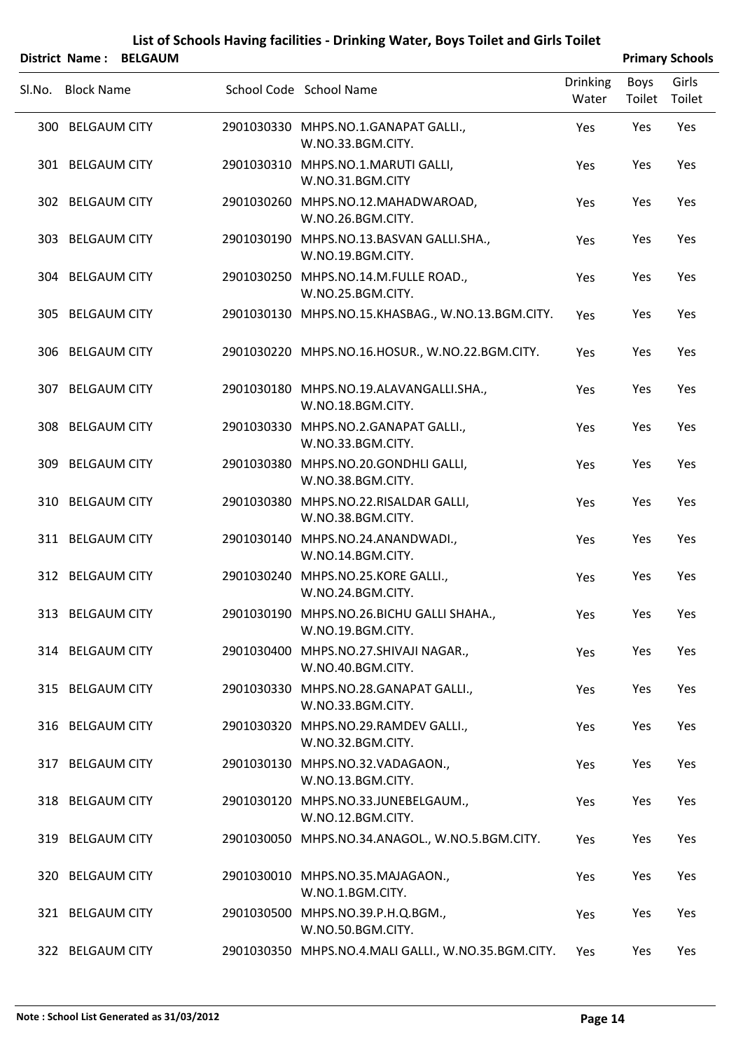# List of Schools Having facilities - Drinking Water, Boys Toilet and Girls Toilet

**District Name : BELGAUM** **Primary Schools**

| Sl.No. | Block Name | School Code | School Name | Drinking Water | Boys Toilet | Girls Toilet |
|---|---|---|---|---|---|---|
| 300 | BELGAUM CITY | 2901030330 | MHPS.NO.1.GANAPAT GALLI., W.NO.33.BGM.CITY. | Yes | Yes | Yes |
| 301 | BELGAUM CITY | 2901030310 | MHPS.NO.1.MARUTI GALLI, W.NO.31.BGM.CITY | Yes | Yes | Yes |
| 302 | BELGAUM CITY | 2901030260 | MHPS.NO.12.MAHADWAROAD, W.NO.26.BGM.CITY. | Yes | Yes | Yes |
| 303 | BELGAUM CITY | 2901030190 | MHPS.NO.13.BASVAN GALLI.SHA., W.NO.19.BGM.CITY. | Yes | Yes | Yes |
| 304 | BELGAUM CITY | 2901030250 | MHPS.NO.14.M.FULLE ROAD., W.NO.25.BGM.CITY. | Yes | Yes | Yes |
| 305 | BELGAUM CITY | 2901030130 | MHPS.NO.15.KHASBAG., W.NO.13.BGM.CITY. | Yes | Yes | Yes |
| 306 | BELGAUM CITY | 2901030220 | MHPS.NO.16.HOSUR., W.NO.22.BGM.CITY. | Yes | Yes | Yes |
| 307 | BELGAUM CITY | 2901030180 | MHPS.NO.19.ALAVANGALLI.SHA., W.NO.18.BGM.CITY. | Yes | Yes | Yes |
| 308 | BELGAUM CITY | 2901030330 | MHPS.NO.2.GANAPAT GALLI., W.NO.33.BGM.CITY. | Yes | Yes | Yes |
| 309 | BELGAUM CITY | 2901030380 | MHPS.NO.20.GONDHLI GALLI, W.NO.38.BGM.CITY. | Yes | Yes | Yes |
| 310 | BELGAUM CITY | 2901030380 | MHPS.NO.22.RISALDAR GALLI, W.NO.38.BGM.CITY. | Yes | Yes | Yes |
| 311 | BELGAUM CITY | 2901030140 | MHPS.NO.24.ANANDWADI., W.NO.14.BGM.CITY. | Yes | Yes | Yes |
| 312 | BELGAUM CITY | 2901030240 | MHPS.NO.25.KORE GALLI., W.NO.24.BGM.CITY. | Yes | Yes | Yes |
| 313 | BELGAUM CITY | 2901030190 | MHPS.NO.26.BICHU GALLI SHAHA., W.NO.19.BGM.CITY. | Yes | Yes | Yes |
| 314 | BELGAUM CITY | 2901030400 | MHPS.NO.27.SHIVAJI NAGAR., W.NO.40.BGM.CITY. | Yes | Yes | Yes |
| 315 | BELGAUM CITY | 2901030330 | MHPS.NO.28.GANAPAT GALLI., W.NO.33.BGM.CITY. | Yes | Yes | Yes |
| 316 | BELGAUM CITY | 2901030320 | MHPS.NO.29.RAMDEV GALLI., W.NO.32.BGM.CITY. | Yes | Yes | Yes |
| 317 | BELGAUM CITY | 2901030130 | MHPS.NO.32.VADAGAON., W.NO.13.BGM.CITY. | Yes | Yes | Yes |
| 318 | BELGAUM CITY | 2901030120 | MHPS.NO.33.JUNEBELGAUM., W.NO.12.BGM.CITY. | Yes | Yes | Yes |
| 319 | BELGAUM CITY | 2901030050 | MHPS.NO.34.ANAGOL., W.NO.5.BGM.CITY. | Yes | Yes | Yes |
| 320 | BELGAUM CITY | 2901030010 | MHPS.NO.35.MAJAGAON., W.NO.1.BGM.CITY. | Yes | Yes | Yes |
| 321 | BELGAUM CITY | 2901030500 | MHPS.NO.39.P.H.Q.BGM., W.NO.50.BGM.CITY. | Yes | Yes | Yes |
| 322 | BELGAUM CITY | 2901030350 | MHPS.NO.4.MALI GALLI., W.NO.35.BGM.CITY. | Yes | Yes | Yes |

**Note : School List Generated as 31/03/2012**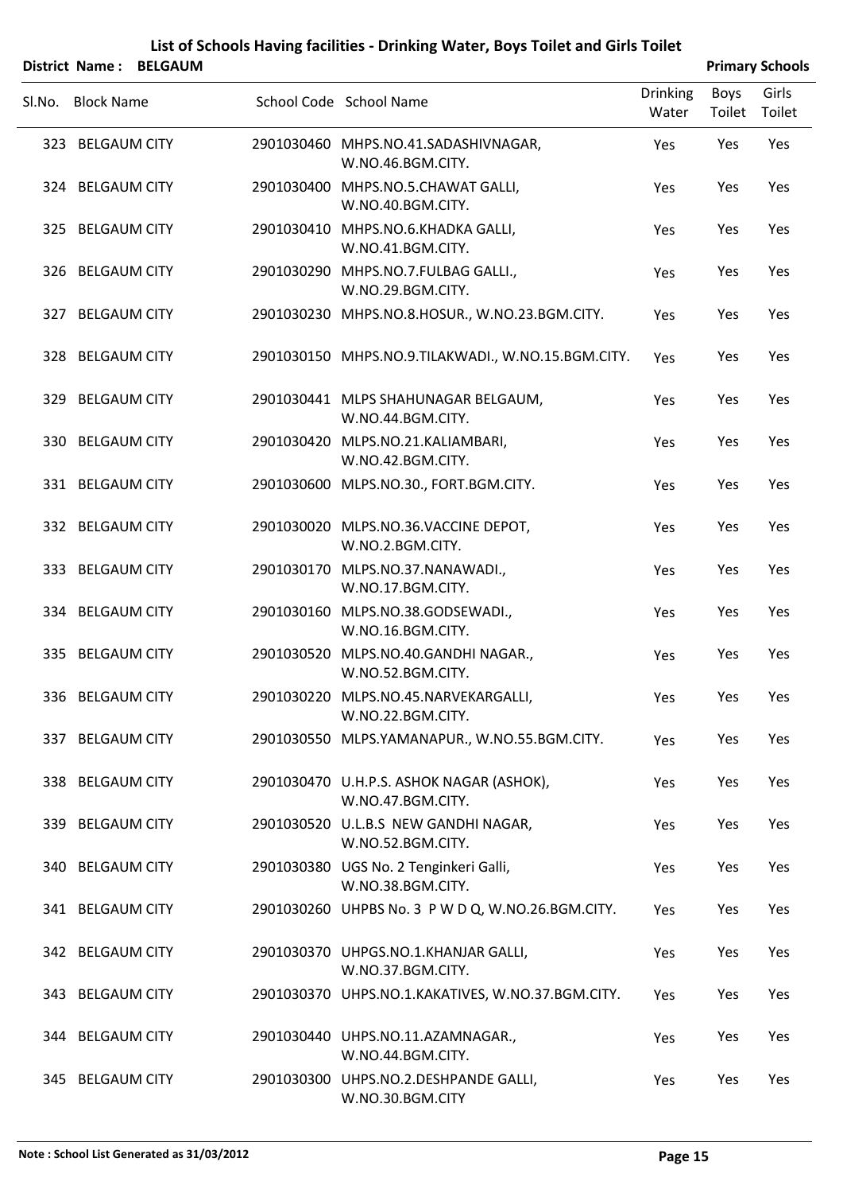## List of Schools Having facilities - Drinking Water, Boys Toilet and Girls Toilet

**District Name : BELGAUM** **Primary Schools**

| Sl.No. | Block Name | School Code | School Name | Drinking Water | Boys Toilet | Girls Toilet |
|---|---|---|---|---|---|---|
| 323 | BELGAUM CITY | 2901030460 | MHPS.NO.41.SADASHIVNAGAR, W.NO.46.BGM.CITY. | Yes | Yes | Yes |
| 324 | BELGAUM CITY | 2901030400 | MHPS.NO.5.CHAWAT GALLI, W.NO.40.BGM.CITY. | Yes | Yes | Yes |
| 325 | BELGAUM CITY | 2901030410 | MHPS.NO.6.KHADKA GALLI, W.NO.41.BGM.CITY. | Yes | Yes | Yes |
| 326 | BELGAUM CITY | 2901030290 | MHPS.NO.7.FULBAG GALLI., W.NO.29.BGM.CITY. | Yes | Yes | Yes |
| 327 | BELGAUM CITY | 2901030230 | MHPS.NO.8.HOSUR., W.NO.23.BGM.CITY. | Yes | Yes | Yes |
| 328 | BELGAUM CITY | 2901030150 | MHPS.NO.9.TILAKWADI., W.NO.15.BGM.CITY. | Yes | Yes | Yes |
| 329 | BELGAUM CITY | 2901030441 | MLPS SHAHUNAGAR BELGAUM, W.NO.44.BGM.CITY. | Yes | Yes | Yes |
| 330 | BELGAUM CITY | 2901030420 | MLPS.NO.21.KALIAMBARI, W.NO.42.BGM.CITY. | Yes | Yes | Yes |
| 331 | BELGAUM CITY | 2901030600 | MLPS.NO.30., FORT.BGM.CITY. | Yes | Yes | Yes |
| 332 | BELGAUM CITY | 2901030020 | MLPS.NO.36.VACCINE DEPOT, W.NO.2.BGM.CITY. | Yes | Yes | Yes |
| 333 | BELGAUM CITY | 2901030170 | MLPS.NO.37.NANAWADI., W.NO.17.BGM.CITY. | Yes | Yes | Yes |
| 334 | BELGAUM CITY | 2901030160 | MLPS.NO.38.GODSEWADI., W.NO.16.BGM.CITY. | Yes | Yes | Yes |
| 335 | BELGAUM CITY | 2901030520 | MLPS.NO.40.GANDHI NAGAR., W.NO.52.BGM.CITY. | Yes | Yes | Yes |
| 336 | BELGAUM CITY | 2901030220 | MLPS.NO.45.NARVEKARGALLI, W.NO.22.BGM.CITY. | Yes | Yes | Yes |
| 337 | BELGAUM CITY | 2901030550 | MLPS.YAMANAPUR., W.NO.55.BGM.CITY. | Yes | Yes | Yes |
| 338 | BELGAUM CITY | 2901030470 | U.H.P.S. ASHOK NAGAR (ASHOK), W.NO.47.BGM.CITY. | Yes | Yes | Yes |
| 339 | BELGAUM CITY | 2901030520 | U.L.B.S NEW GANDHI NAGAR, W.NO.52.BGM.CITY. | Yes | Yes | Yes |
| 340 | BELGAUM CITY | 2901030380 | UGS No. 2 Tenginkeri Galli, W.NO.38.BGM.CITY. | Yes | Yes | Yes |
| 341 | BELGAUM CITY | 2901030260 | UHPBS No. 3 P W D Q, W.NO.26.BGM.CITY. | Yes | Yes | Yes |
| 342 | BELGAUM CITY | 2901030370 | UHPGS.NO.1.KHANJAR GALLI, W.NO.37.BGM.CITY. | Yes | Yes | Yes |
| 343 | BELGAUM CITY | 2901030370 | UHPS.NO.1.KAKATIVES, W.NO.37.BGM.CITY. | Yes | Yes | Yes |
| 344 | BELGAUM CITY | 2901030440 | UHPS.NO.11.AZAMNAGAR., W.NO.44.BGM.CITY. | Yes | Yes | Yes |
| 345 | BELGAUM CITY | 2901030300 | UHPS.NO.2.DESHPANDE GALLI, W.NO.30.BGM.CITY | Yes | Yes | Yes |

**Note : School List Generated as 31/03/2012**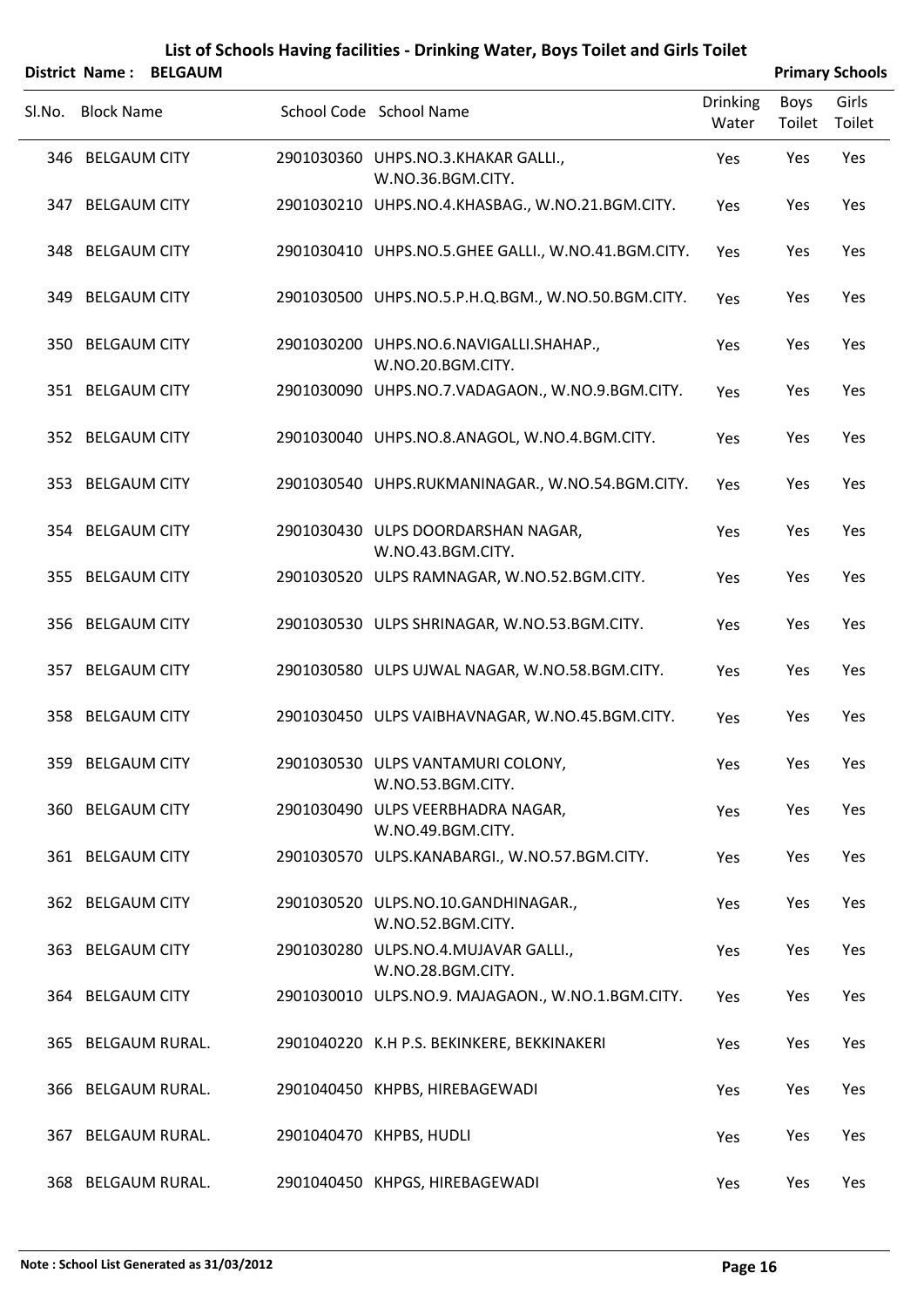# List of Schools Having facilities - Drinking Water, Boys Toilet and Girls Toilet

**District Name : BELGAUM** **Primary Schools**

| Sl.No. | Block Name | School Code | School Name | Drinking Water | Boys Toilet | Girls Toilet |
|---|---|---|---|---|---|---|
| 346 | BELGAUM CITY | 2901030360 | UHPS.NO.3.KHAKAR GALLI., W.NO.36.BGM.CITY. | Yes | Yes | Yes |
| 347 | BELGAUM CITY | 2901030210 | UHPS.NO.4.KHASBAG., W.NO.21.BGM.CITY. | Yes | Yes | Yes |
| 348 | BELGAUM CITY | 2901030410 | UHPS.NO.5.GHEE GALLI., W.NO.41.BGM.CITY. | Yes | Yes | Yes |
| 349 | BELGAUM CITY | 2901030500 | UHPS.NO.5.P.H.Q.BGM., W.NO.50.BGM.CITY. | Yes | Yes | Yes |
| 350 | BELGAUM CITY | 2901030200 | UHPS.NO.6.NAVIGALLI.SHAHAP., W.NO.20.BGM.CITY. | Yes | Yes | Yes |
| 351 | BELGAUM CITY | 2901030090 | UHPS.NO.7.VADAGAON., W.NO.9.BGM.CITY. | Yes | Yes | Yes |
| 352 | BELGAUM CITY | 2901030040 | UHPS.NO.8.ANAGOL, W.NO.4.BGM.CITY. | Yes | Yes | Yes |
| 353 | BELGAUM CITY | 2901030540 | UHPS.RUKMANINAGAR., W.NO.54.BGM.CITY. | Yes | Yes | Yes |
| 354 | BELGAUM CITY | 2901030430 | ULPS DOORDARSHAN NAGAR, W.NO.43.BGM.CITY. | Yes | Yes | Yes |
| 355 | BELGAUM CITY | 2901030520 | ULPS RAMNAGAR, W.NO.52.BGM.CITY. | Yes | Yes | Yes |
| 356 | BELGAUM CITY | 2901030530 | ULPS SHRINAGAR, W.NO.53.BGM.CITY. | Yes | Yes | Yes |
| 357 | BELGAUM CITY | 2901030580 | ULPS UJWAL NAGAR, W.NO.58.BGM.CITY. | Yes | Yes | Yes |
| 358 | BELGAUM CITY | 2901030450 | ULPS VAIBHAVNAGAR, W.NO.45.BGM.CITY. | Yes | Yes | Yes |
| 359 | BELGAUM CITY | 2901030530 | ULPS VANTAMURI COLONY, W.NO.53.BGM.CITY. | Yes | Yes | Yes |
| 360 | BELGAUM CITY | 2901030490 | ULPS VEERBHADRA NAGAR, W.NO.49.BGM.CITY. | Yes | Yes | Yes |
| 361 | BELGAUM CITY | 2901030570 | ULPS.KANABARGI., W.NO.57.BGM.CITY. | Yes | Yes | Yes |
| 362 | BELGAUM CITY | 2901030520 | ULPS.NO.10.GANDHINAGAR., W.NO.52.BGM.CITY. | Yes | Yes | Yes |
| 363 | BELGAUM CITY | 2901030280 | ULPS.NO.4.MUJAVAR GALLI., W.NO.28.BGM.CITY. | Yes | Yes | Yes |
| 364 | BELGAUM CITY | 2901030010 | ULPS.NO.9. MAJAGAON., W.NO.1.BGM.CITY. | Yes | Yes | Yes |
| 365 | BELGAUM RURAL. | 2901040220 | K.H P.S. BEKINKERE, BEKKINAKERI | Yes | Yes | Yes |
| 366 | BELGAUM RURAL. | 2901040450 | KHPBS, HIREBAGEWADI | Yes | Yes | Yes |
| 367 | BELGAUM RURAL. | 2901040470 | KHPBS, HUDLI | Yes | Yes | Yes |
| 368 | BELGAUM RURAL. | 2901040450 | KHPGS, HIREBAGEWADI | Yes | Yes | Yes |

**Note : School List Generated as 31/03/2012**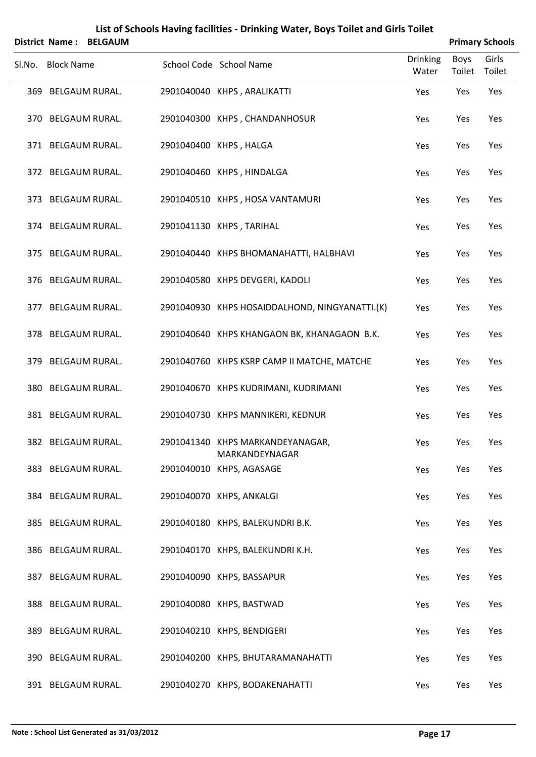# List of Schools Having facilities - Drinking Water, Boys Toilet and Girls Toilet

**District Name : BELGAUM** **Primary Schools**

| Sl.No. | Block Name | School Code | School Name | Drinking Water | Boys Toilet | Girls Toilet |
|---|---|---|---|---|---|---|
| 369 | BELGAUM RURAL. | 2901040040 | KHPS , ARALIKATTI | Yes | Yes | Yes |
| 370 | BELGAUM RURAL. | 2901040300 | KHPS , CHANDANHOSUR | Yes | Yes | Yes |
| 371 | BELGAUM RURAL. | 2901040400 | KHPS , HALGA | Yes | Yes | Yes |
| 372 | BELGAUM RURAL. | 2901040460 | KHPS , HINDALGA | Yes | Yes | Yes |
| 373 | BELGAUM RURAL. | 2901040510 | KHPS , HOSA VANTAMURI | Yes | Yes | Yes |
| 374 | BELGAUM RURAL. | 2901041130 | KHPS , TARIHAL | Yes | Yes | Yes |
| 375 | BELGAUM RURAL. | 2901040440 | KHPS BHOMANAHATTI, HALBHAVI | Yes | Yes | Yes |
| 376 | BELGAUM RURAL. | 2901040580 | KHPS DEVGERI, KADOLI | Yes | Yes | Yes |
| 377 | BELGAUM RURAL. | 2901040930 | KHPS HOSAIDDALHOND, NINGYANATTI.(K) | Yes | Yes | Yes |
| 378 | BELGAUM RURAL. | 2901040640 | KHPS KHANGAON BK, KHANAGAON B.K. | Yes | Yes | Yes |
| 379 | BELGAUM RURAL. | 2901040760 | KHPS KSRP CAMP II MATCHE, MATCHE | Yes | Yes | Yes |
| 380 | BELGAUM RURAL. | 2901040670 | KHPS KUDRIMANI, KUDRIMANI | Yes | Yes | Yes |
| 381 | BELGAUM RURAL. | 2901040730 | KHPS MANNIKERI, KEDNUR | Yes | Yes | Yes |
| 382 | BELGAUM RURAL. | 2901041340 | KHPS MARKANDEYANAGAR, MARKANDEYNAGAR | Yes | Yes | Yes |
| 383 | BELGAUM RURAL. | 2901040010 | KHPS, AGASAGE | Yes | Yes | Yes |
| 384 | BELGAUM RURAL. | 2901040070 | KHPS, ANKALGI | Yes | Yes | Yes |
| 385 | BELGAUM RURAL. | 2901040180 | KHPS, BALEKUNDRI B.K. | Yes | Yes | Yes |
| 386 | BELGAUM RURAL. | 2901040170 | KHPS, BALEKUNDRI K.H. | Yes | Yes | Yes |
| 387 | BELGAUM RURAL. | 2901040090 | KHPS, BASSAPUR | Yes | Yes | Yes |
| 388 | BELGAUM RURAL. | 2901040080 | KHPS, BASTWAD | Yes | Yes | Yes |
| 389 | BELGAUM RURAL. | 2901040210 | KHPS, BENDIGERI | Yes | Yes | Yes |
| 390 | BELGAUM RURAL. | 2901040200 | KHPS, BHUTARAMANAHATTI | Yes | Yes | Yes |
| 391 | BELGAUM RURAL. | 2901040270 | KHPS, BODAKENAHATTI | Yes | Yes | Yes |

**Note : School List Generated as 31/03/2012**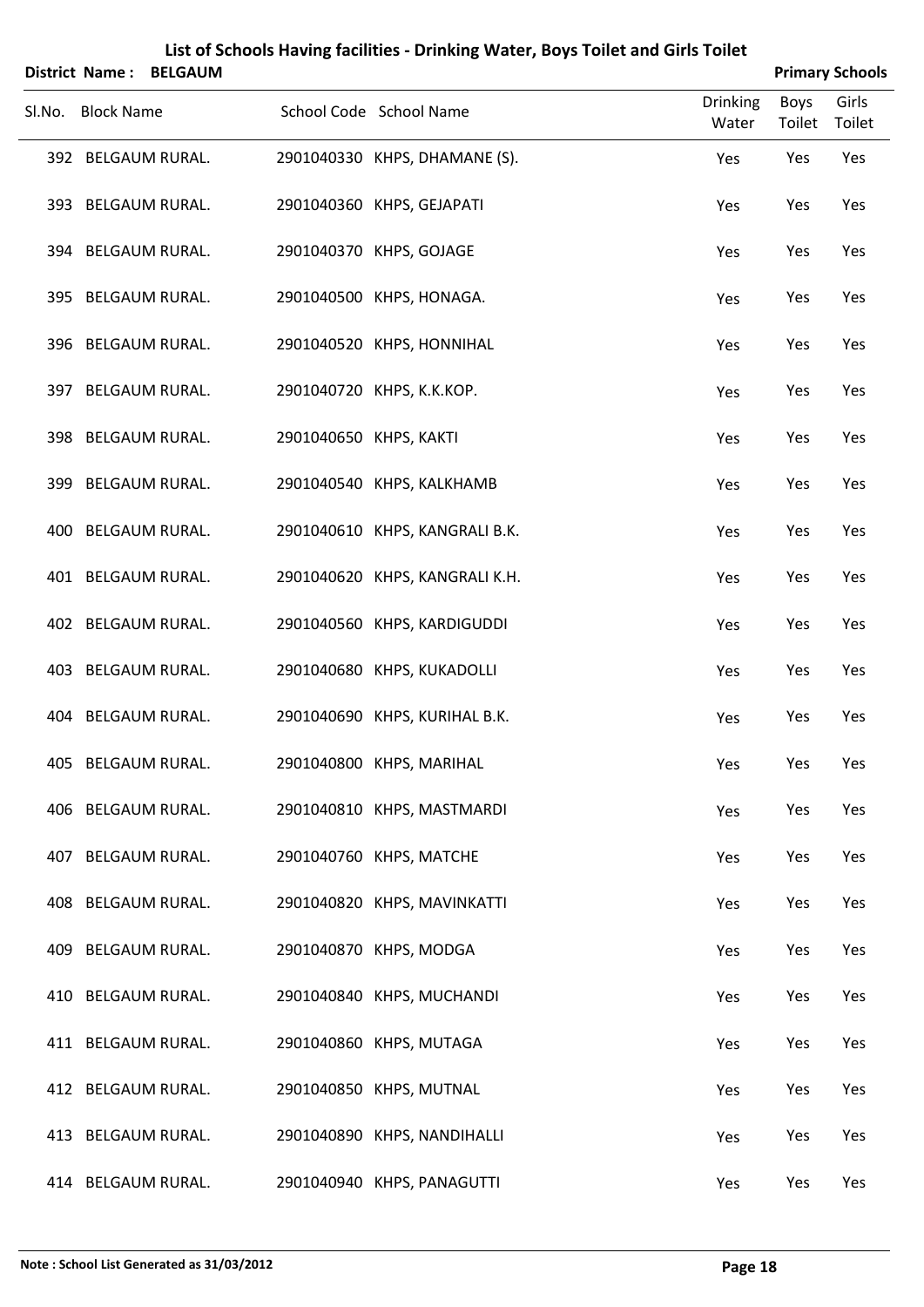# List of Schools Having facilities - Drinking Water, Boys Toilet and Girls Toilet

**District Name : BELGAUM** **Primary Schools**

| Sl.No. | Block Name | School Code | School Name | Drinking Water | Boys Toilet | Girls Toilet |
|---|---|---|---|---|---|---|
| 392 | BELGAUM RURAL. | 2901040330 | KHPS, DHAMANE (S). | Yes | Yes | Yes |
| 393 | BELGAUM RURAL. | 2901040360 | KHPS, GEJAPATI | Yes | Yes | Yes |
| 394 | BELGAUM RURAL. | 2901040370 | KHPS, GOJAGE | Yes | Yes | Yes |
| 395 | BELGAUM RURAL. | 2901040500 | KHPS, HONAGA. | Yes | Yes | Yes |
| 396 | BELGAUM RURAL. | 2901040520 | KHPS, HONNIHAL | Yes | Yes | Yes |
| 397 | BELGAUM RURAL. | 2901040720 | KHPS, K.K.KOP. | Yes | Yes | Yes |
| 398 | BELGAUM RURAL. | 2901040650 | KHPS, KAKTI | Yes | Yes | Yes |
| 399 | BELGAUM RURAL. | 2901040540 | KHPS, KALKHAMB | Yes | Yes | Yes |
| 400 | BELGAUM RURAL. | 2901040610 | KHPS, KANGRALI B.K. | Yes | Yes | Yes |
| 401 | BELGAUM RURAL. | 2901040620 | KHPS, KANGRALI K.H. | Yes | Yes | Yes |
| 402 | BELGAUM RURAL. | 2901040560 | KHPS, KARDIGUDDI | Yes | Yes | Yes |
| 403 | BELGAUM RURAL. | 2901040680 | KHPS, KUKADOLLI | Yes | Yes | Yes |
| 404 | BELGAUM RURAL. | 2901040690 | KHPS, KURIHAL B.K. | Yes | Yes | Yes |
| 405 | BELGAUM RURAL. | 2901040800 | KHPS, MARIHAL | Yes | Yes | Yes |
| 406 | BELGAUM RURAL. | 2901040810 | KHPS, MASTMARDI | Yes | Yes | Yes |
| 407 | BELGAUM RURAL. | 2901040760 | KHPS, MATCHE | Yes | Yes | Yes |
| 408 | BELGAUM RURAL. | 2901040820 | KHPS, MAVINKATTI | Yes | Yes | Yes |
| 409 | BELGAUM RURAL. | 2901040870 | KHPS, MODGA | Yes | Yes | Yes |
| 410 | BELGAUM RURAL. | 2901040840 | KHPS, MUCHANDI | Yes | Yes | Yes |
| 411 | BELGAUM RURAL. | 2901040860 | KHPS, MUTAGA | Yes | Yes | Yes |
| 412 | BELGAUM RURAL. | 2901040850 | KHPS, MUTNAL | Yes | Yes | Yes |
| 413 | BELGAUM RURAL. | 2901040890 | KHPS, NANDIHALLI | Yes | Yes | Yes |
| 414 | BELGAUM RURAL. | 2901040940 | KHPS, PANAGUTTI | Yes | Yes | Yes |

**Note : School List Generated as 31/03/2012**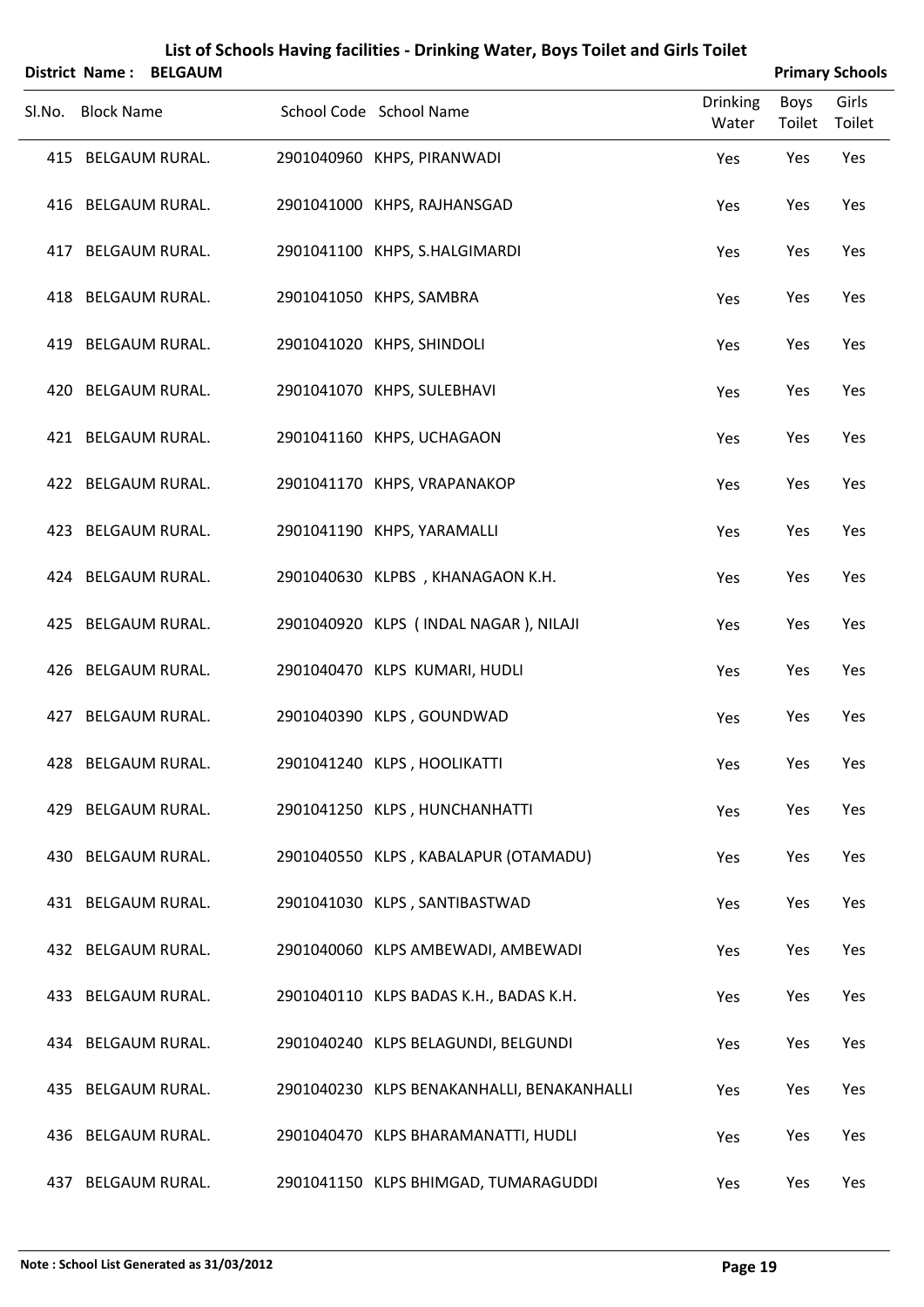# List of Schools Having facilities - Drinking Water, Boys Toilet and Girls Toilet

**District Name : BELGAUM** **Primary Schools**

| Sl.No. | Block Name | School Code | School Name | Drinking Water | Boys Toilet | Girls Toilet |
|---|---|---|---|---|---|---|
| 415 | BELGAUM RURAL. | 2901040960 | KHPS, PIRANWADI | Yes | Yes | Yes |
| 416 | BELGAUM RURAL. | 2901041000 | KHPS, RAJHANSGAD | Yes | Yes | Yes |
| 417 | BELGAUM RURAL. | 2901041100 | KHPS, S.HALGIMARDI | Yes | Yes | Yes |
| 418 | BELGAUM RURAL. | 2901041050 | KHPS, SAMBRA | Yes | Yes | Yes |
| 419 | BELGAUM RURAL. | 2901041020 | KHPS, SHINDOLI | Yes | Yes | Yes |
| 420 | BELGAUM RURAL. | 2901041070 | KHPS, SULEBHAVI | Yes | Yes | Yes |
| 421 | BELGAUM RURAL. | 2901041160 | KHPS, UCHAGAON | Yes | Yes | Yes |
| 422 | BELGAUM RURAL. | 2901041170 | KHPS, VRAPANAKOP | Yes | Yes | Yes |
| 423 | BELGAUM RURAL. | 2901041190 | KHPS, YARAMALLI | Yes | Yes | Yes |
| 424 | BELGAUM RURAL. | 2901040630 | KLPBS , KHANAGAON K.H. | Yes | Yes | Yes |
| 425 | BELGAUM RURAL. | 2901040920 | KLPS ( INDAL NAGAR ), NILAJI | Yes | Yes | Yes |
| 426 | BELGAUM RURAL. | 2901040470 | KLPS KUMARI, HUDLI | Yes | Yes | Yes |
| 427 | BELGAUM RURAL. | 2901040390 | KLPS , GOUNDWAD | Yes | Yes | Yes |
| 428 | BELGAUM RURAL. | 2901041240 | KLPS , HOOLIKATTI | Yes | Yes | Yes |
| 429 | BELGAUM RURAL. | 2901041250 | KLPS , HUNCHANHATTI | Yes | Yes | Yes |
| 430 | BELGAUM RURAL. | 2901040550 | KLPS , KABALAPUR (OTAMADU) | Yes | Yes | Yes |
| 431 | BELGAUM RURAL. | 2901041030 | KLPS , SANTIBASTWAD | Yes | Yes | Yes |
| 432 | BELGAUM RURAL. | 2901040060 | KLPS AMBEWADI, AMBEWADI | Yes | Yes | Yes |
| 433 | BELGAUM RURAL. | 2901040110 | KLPS BADAS K.H., BADAS K.H. | Yes | Yes | Yes |
| 434 | BELGAUM RURAL. | 2901040240 | KLPS BELAGUNDI, BELGUNDI | Yes | Yes | Yes |
| 435 | BELGAUM RURAL. | 2901040230 | KLPS BENAKANHALLI, BENAKANHALLI | Yes | Yes | Yes |
| 436 | BELGAUM RURAL. | 2901040470 | KLPS BHARAMANATTI, HUDLI | Yes | Yes | Yes |
| 437 | BELGAUM RURAL. | 2901041150 | KLPS BHIMGAD, TUMARAGUDDI | Yes | Yes | Yes |

**Note : School List Generated as 31/03/2012**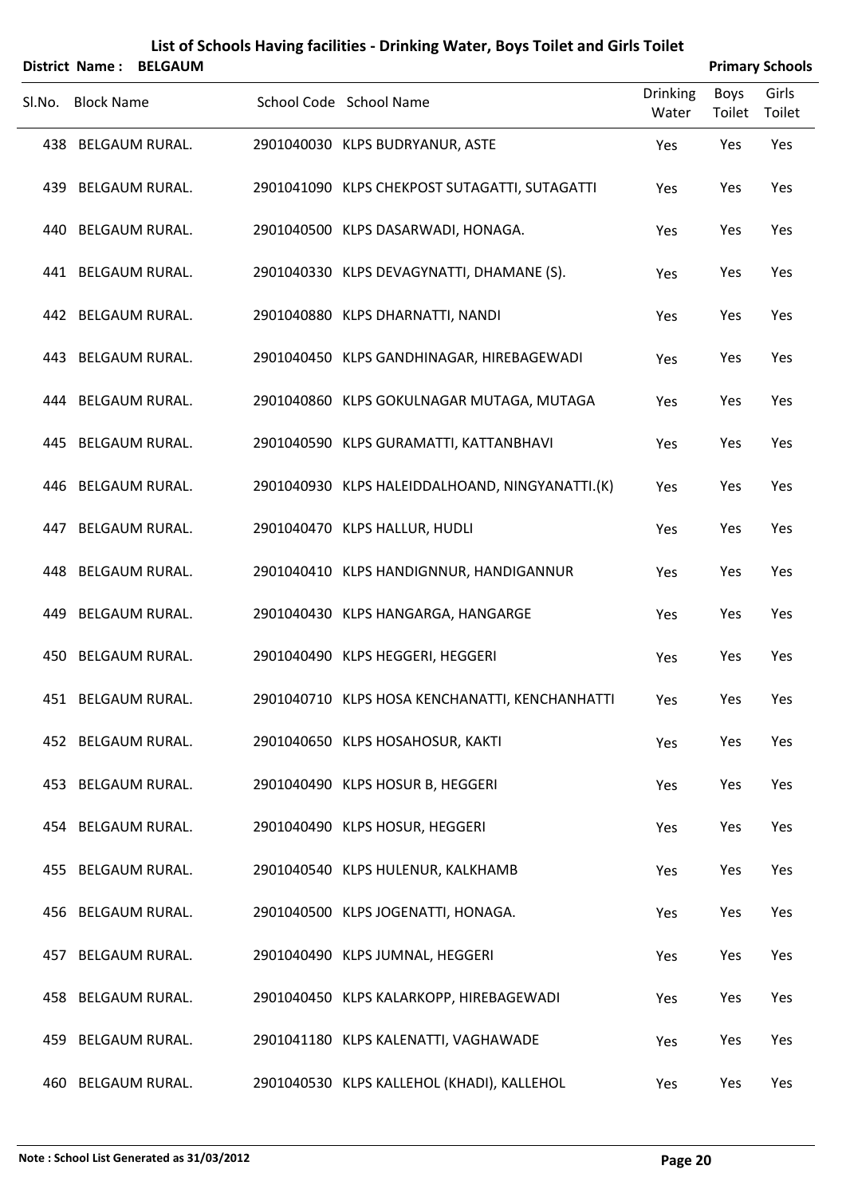# List of Schools Having facilities - Drinking Water, Boys Toilet and Girls Toilet

**District Name : BELGAUM** **Primary Schools**

| Sl.No. | Block Name | School Code | School Name | Drinking Water | Boys Toilet | Girls Toilet |
|---|---|---|---|---|---|---|
| 438 | BELGAUM RURAL. | 2901040030 | KLPS BUDRYANUR, ASTE | Yes | Yes | Yes |
| 439 | BELGAUM RURAL. | 2901041090 | KLPS CHEKPOST SUTAGATTI, SUTAGATTI | Yes | Yes | Yes |
| 440 | BELGAUM RURAL. | 2901040500 | KLPS DASARWADI, HONAGA. | Yes | Yes | Yes |
| 441 | BELGAUM RURAL. | 2901040330 | KLPS DEVAGYNATTI, DHAMANE (S). | Yes | Yes | Yes |
| 442 | BELGAUM RURAL. | 2901040880 | KLPS DHARNATTI, NANDI | Yes | Yes | Yes |
| 443 | BELGAUM RURAL. | 2901040450 | KLPS GANDHINAGAR, HIREBAGEWADI | Yes | Yes | Yes |
| 444 | BELGAUM RURAL. | 2901040860 | KLPS GOKULNAGAR MUTAGA, MUTAGA | Yes | Yes | Yes |
| 445 | BELGAUM RURAL. | 2901040590 | KLPS GURAMATTI, KATTANBHAVI | Yes | Yes | Yes |
| 446 | BELGAUM RURAL. | 2901040930 | KLPS HALEIDDALHOAND, NINGYANATTI.(K) | Yes | Yes | Yes |
| 447 | BELGAUM RURAL. | 2901040470 | KLPS HALLUR, HUDLI | Yes | Yes | Yes |
| 448 | BELGAUM RURAL. | 2901040410 | KLPS HANDIGNNUR, HANDIGANNUR | Yes | Yes | Yes |
| 449 | BELGAUM RURAL. | 2901040430 | KLPS HANGARGA, HANGARGE | Yes | Yes | Yes |
| 450 | BELGAUM RURAL. | 2901040490 | KLPS HEGGERI, HEGGERI | Yes | Yes | Yes |
| 451 | BELGAUM RURAL. | 2901040710 | KLPS HOSA KENCHANATTI, KENCHANHATTI | Yes | Yes | Yes |
| 452 | BELGAUM RURAL. | 2901040650 | KLPS HOSAHOSUR, KAKTI | Yes | Yes | Yes |
| 453 | BELGAUM RURAL. | 2901040490 | KLPS HOSUR B, HEGGERI | Yes | Yes | Yes |
| 454 | BELGAUM RURAL. | 2901040490 | KLPS HOSUR, HEGGERI | Yes | Yes | Yes |
| 455 | BELGAUM RURAL. | 2901040540 | KLPS HULENUR, KALKHAMB | Yes | Yes | Yes |
| 456 | BELGAUM RURAL. | 2901040500 | KLPS JOGENATTI, HONAGA. | Yes | Yes | Yes |
| 457 | BELGAUM RURAL. | 2901040490 | KLPS JUMNAL, HEGGERI | Yes | Yes | Yes |
| 458 | BELGAUM RURAL. | 2901040450 | KLPS KALARKOPP, HIREBAGEWADI | Yes | Yes | Yes |
| 459 | BELGAUM RURAL. | 2901041180 | KLPS KALENATTI, VAGHAWADE | Yes | Yes | Yes |
| 460 | BELGAUM RURAL. | 2901040530 | KLPS KALLEHOL (KHADI), KALLEHOL | Yes | Yes | Yes |

**Note : School List Generated as 31/03/2012**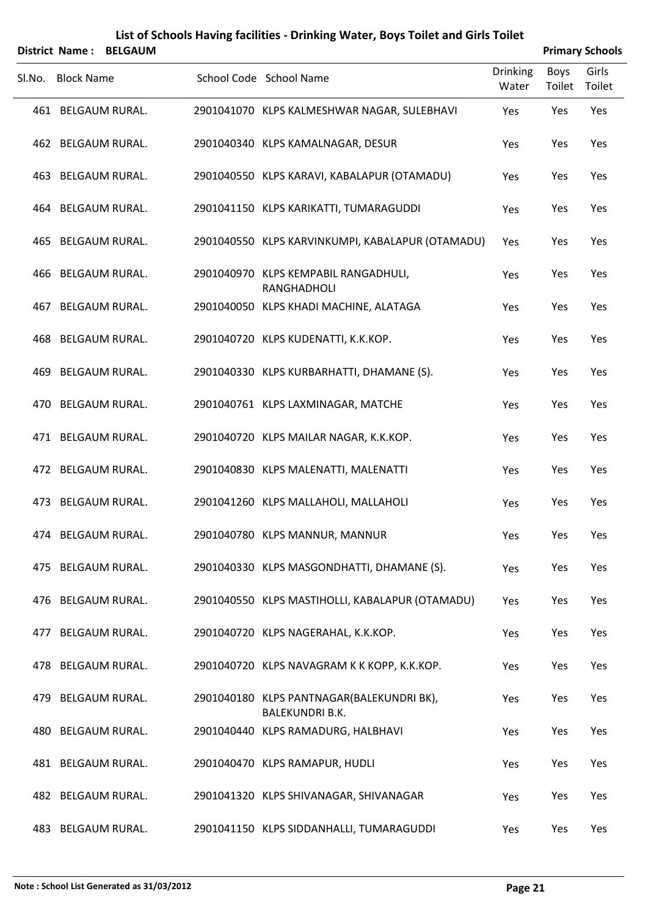# List of Schools Having facilities - Drinking Water, Boys Toilet and Girls Toilet

**District Name : BELGAUM** **Primary Schools**

| Sl.No. | Block Name | School Code | School Name | Drinking Water | Boys Toilet | Girls Toilet |
|---|---|---|---|---|---|---|
| 461 | BELGAUM RURAL. | 2901041070 | KLPS KALMESHWAR NAGAR, SULEBHAVI | Yes | Yes | Yes |
| 462 | BELGAUM RURAL. | 2901040340 | KLPS KAMALNAGAR, DESUR | Yes | Yes | Yes |
| 463 | BELGAUM RURAL. | 2901040550 | KLPS KARAVI, KABALAPUR (OTAMADU) | Yes | Yes | Yes |
| 464 | BELGAUM RURAL. | 2901041150 | KLPS KARIKATTI, TUMARAGUDDI | Yes | Yes | Yes |
| 465 | BELGAUM RURAL. | 2901040550 | KLPS KARVINKUMPI, KABALAPUR (OTAMADU) | Yes | Yes | Yes |
| 466 | BELGAUM RURAL. | 2901040970 | KLPS KEMPABIL RANGADHULI, RANGHADHOLI | Yes | Yes | Yes |
| 467 | BELGAUM RURAL. | 2901040050 | KLPS KHADI MACHINE, ALATAGA | Yes | Yes | Yes |
| 468 | BELGAUM RURAL. | 2901040720 | KLPS KUDENATTI, K.K.KOP. | Yes | Yes | Yes |
| 469 | BELGAUM RURAL. | 2901040330 | KLPS KURBARHATTI, DHAMANE (S). | Yes | Yes | Yes |
| 470 | BELGAUM RURAL. | 2901040761 | KLPS LAXMINAGAR, MATCHE | Yes | Yes | Yes |
| 471 | BELGAUM RURAL. | 2901040720 | KLPS MAILAR NAGAR, K.K.KOP. | Yes | Yes | Yes |
| 472 | BELGAUM RURAL. | 2901040830 | KLPS MALENATTI, MALENATTI | Yes | Yes | Yes |
| 473 | BELGAUM RURAL. | 2901041260 | KLPS MALLAHOLI, MALLAHOLI | Yes | Yes | Yes |
| 474 | BELGAUM RURAL. | 2901040780 | KLPS MANNUR, MANNUR | Yes | Yes | Yes |
| 475 | BELGAUM RURAL. | 2901040330 | KLPS MASGONDHATTI, DHAMANE (S). | Yes | Yes | Yes |
| 476 | BELGAUM RURAL. | 2901040550 | KLPS MASTIHOLLI, KABALAPUR (OTAMADU) | Yes | Yes | Yes |
| 477 | BELGAUM RURAL. | 2901040720 | KLPS NAGERAHAL, K.K.KOP. | Yes | Yes | Yes |
| 478 | BELGAUM RURAL. | 2901040720 | KLPS NAVAGRAM K K KOPP, K.K.KOP. | Yes | Yes | Yes |
| 479 | BELGAUM RURAL. | 2901040180 | KLPS PANTNAGAR(BALEKUNDRI BK), BALEKUNDRI B.K. | Yes | Yes | Yes |
| 480 | BELGAUM RURAL. | 2901040440 | KLPS RAMADURG, HALBHAVI | Yes | Yes | Yes |
| 481 | BELGAUM RURAL. | 2901040470 | KLPS RAMAPUR, HUDLI | Yes | Yes | Yes |
| 482 | BELGAUM RURAL. | 2901041320 | KLPS SHIVANAGAR, SHIVANAGAR | Yes | Yes | Yes |
| 483 | BELGAUM RURAL. | 2901041150 | KLPS SIDDANHALLI, TUMARAGUDDI | Yes | Yes | Yes |

**Note : School List Generated as 31/03/2012**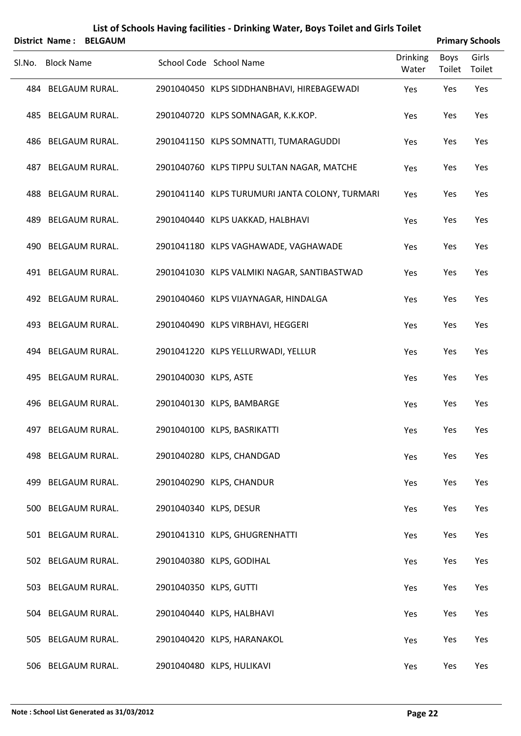# List of Schools Having facilities - Drinking Water, Boys Toilet and Girls Toilet

**District Name : BELGAUM** **Primary Schools**

| Sl.No. | Block Name | School Code | School Name | Drinking Water | Boys Toilet | Girls Toilet |
|---|---|---|---|---|---|---|
| 484 | BELGAUM RURAL. | 2901040450 | KLPS SIDDHANBHAVI, HIREBAGEWADI | Yes | Yes | Yes |
| 485 | BELGAUM RURAL. | 2901040720 | KLPS SOMNAGAR, K.K.KOP. | Yes | Yes | Yes |
| 486 | BELGAUM RURAL. | 2901041150 | KLPS SOMNATTI, TUMARAGUDDI | Yes | Yes | Yes |
| 487 | BELGAUM RURAL. | 2901040760 | KLPS TIPPU SULTAN NAGAR, MATCHE | Yes | Yes | Yes |
| 488 | BELGAUM RURAL. | 2901041140 | KLPS TURUMURI JANTA COLONY, TURMARI | Yes | Yes | Yes |
| 489 | BELGAUM RURAL. | 2901040440 | KLPS UAKKAD, HALBHAVI | Yes | Yes | Yes |
| 490 | BELGAUM RURAL. | 2901041180 | KLPS VAGHAWADE, VAGHAWADE | Yes | Yes | Yes |
| 491 | BELGAUM RURAL. | 2901041030 | KLPS VALMIKI NAGAR, SANTIBASTWAD | Yes | Yes | Yes |
| 492 | BELGAUM RURAL. | 2901040460 | KLPS VIJAYNAGAR, HINDALGA | Yes | Yes | Yes |
| 493 | BELGAUM RURAL. | 2901040490 | KLPS VIRBHAVI, HEGGERI | Yes | Yes | Yes |
| 494 | BELGAUM RURAL. | 2901041220 | KLPS YELLURWADI, YELLUR | Yes | Yes | Yes |
| 495 | BELGAUM RURAL. | 2901040030 | KLPS, ASTE | Yes | Yes | Yes |
| 496 | BELGAUM RURAL. | 2901040130 | KLPS, BAMBARGE | Yes | Yes | Yes |
| 497 | BELGAUM RURAL. | 2901040100 | KLPS, BASRIKATTI | Yes | Yes | Yes |
| 498 | BELGAUM RURAL. | 2901040280 | KLPS, CHANDGAD | Yes | Yes | Yes |
| 499 | BELGAUM RURAL. | 2901040290 | KLPS, CHANDUR | Yes | Yes | Yes |
| 500 | BELGAUM RURAL. | 2901040340 | KLPS, DESUR | Yes | Yes | Yes |
| 501 | BELGAUM RURAL. | 2901041310 | KLPS, GHUGRENHATTI | Yes | Yes | Yes |
| 502 | BELGAUM RURAL. | 2901040380 | KLPS, GODIHAL | Yes | Yes | Yes |
| 503 | BELGAUM RURAL. | 2901040350 | KLPS, GUTTI | Yes | Yes | Yes |
| 504 | BELGAUM RURAL. | 2901040440 | KLPS, HALBHAVI | Yes | Yes | Yes |
| 505 | BELGAUM RURAL. | 2901040420 | KLPS, HARANAKOL | Yes | Yes | Yes |
| 506 | BELGAUM RURAL. | 2901040480 | KLPS, HULIKAVI | Yes | Yes | Yes |

**Note : School List Generated as 31/03/2012**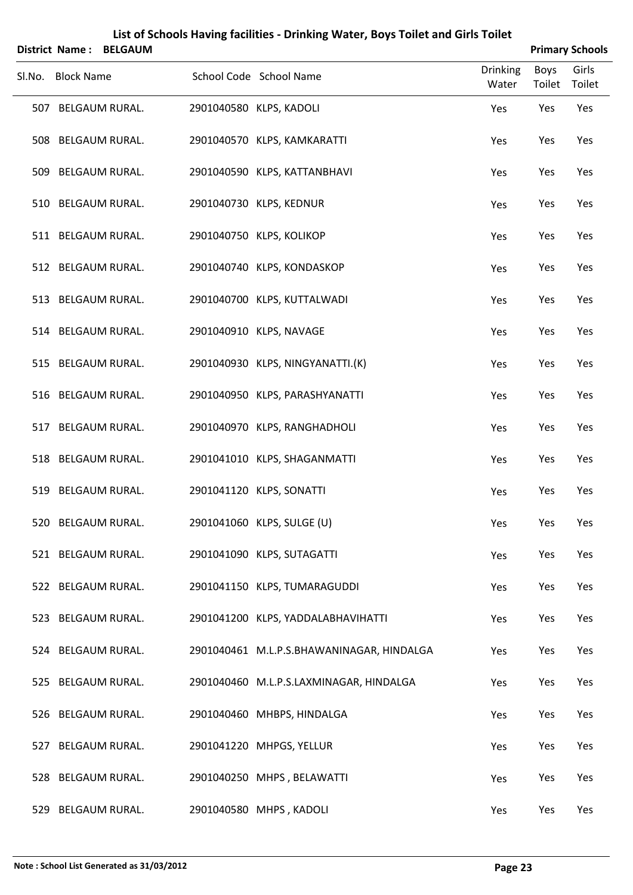# List of Schools Having facilities - Drinking Water, Boys Toilet and Girls Toilet

**District Name : BELGAUM** **Primary Schools**

| Sl.No. | Block Name | School Code | School Name | Drinking Water | Boys Toilet | Girls Toilet |
|---|---|---|---|---|---|---|
| 507 | BELGAUM RURAL. | 2901040580 | KLPS, KADOLI | Yes | Yes | Yes |
| 508 | BELGAUM RURAL. | 2901040570 | KLPS, KAMKARATTI | Yes | Yes | Yes |
| 509 | BELGAUM RURAL. | 2901040590 | KLPS, KATTANBHAVI | Yes | Yes | Yes |
| 510 | BELGAUM RURAL. | 2901040730 | KLPS, KEDNUR | Yes | Yes | Yes |
| 511 | BELGAUM RURAL. | 2901040750 | KLPS, KOLIKOP | Yes | Yes | Yes |
| 512 | BELGAUM RURAL. | 2901040740 | KLPS, KONDASKOP | Yes | Yes | Yes |
| 513 | BELGAUM RURAL. | 2901040700 | KLPS, KUTTALWADI | Yes | Yes | Yes |
| 514 | BELGAUM RURAL. | 2901040910 | KLPS, NAVAGE | Yes | Yes | Yes |
| 515 | BELGAUM RURAL. | 2901040930 | KLPS, NINGYANATTI.(K) | Yes | Yes | Yes |
| 516 | BELGAUM RURAL. | 2901040950 | KLPS, PARASHYANATTI | Yes | Yes | Yes |
| 517 | BELGAUM RURAL. | 2901040970 | KLPS, RANGHADHOLI | Yes | Yes | Yes |
| 518 | BELGAUM RURAL. | 2901041010 | KLPS, SHAGANMATTI | Yes | Yes | Yes |
| 519 | BELGAUM RURAL. | 2901041120 | KLPS, SONATTI | Yes | Yes | Yes |
| 520 | BELGAUM RURAL. | 2901041060 | KLPS, SULGE (U) | Yes | Yes | Yes |
| 521 | BELGAUM RURAL. | 2901041090 | KLPS, SUTAGATTI | Yes | Yes | Yes |
| 522 | BELGAUM RURAL. | 2901041150 | KLPS, TUMARAGUDDI | Yes | Yes | Yes |
| 523 | BELGAUM RURAL. | 2901041200 | KLPS, YADDALABHAVIHATTI | Yes | Yes | Yes |
| 524 | BELGAUM RURAL. | 2901040461 | M.L.P.S.BHAWANINAGAR, HINDALGA | Yes | Yes | Yes |
| 525 | BELGAUM RURAL. | 2901040460 | M.L.P.S.LAXMINAGAR, HINDALGA | Yes | Yes | Yes |
| 526 | BELGAUM RURAL. | 2901040460 | MHBPS, HINDALGA | Yes | Yes | Yes |
| 527 | BELGAUM RURAL. | 2901041220 | MHPGS, YELLUR | Yes | Yes | Yes |
| 528 | BELGAUM RURAL. | 2901040250 | MHPS , BELAWATTI | Yes | Yes | Yes |
| 529 | BELGAUM RURAL. | 2901040580 | MHPS , KADOLI | Yes | Yes | Yes |

**Note : School List Generated as 31/03/2012**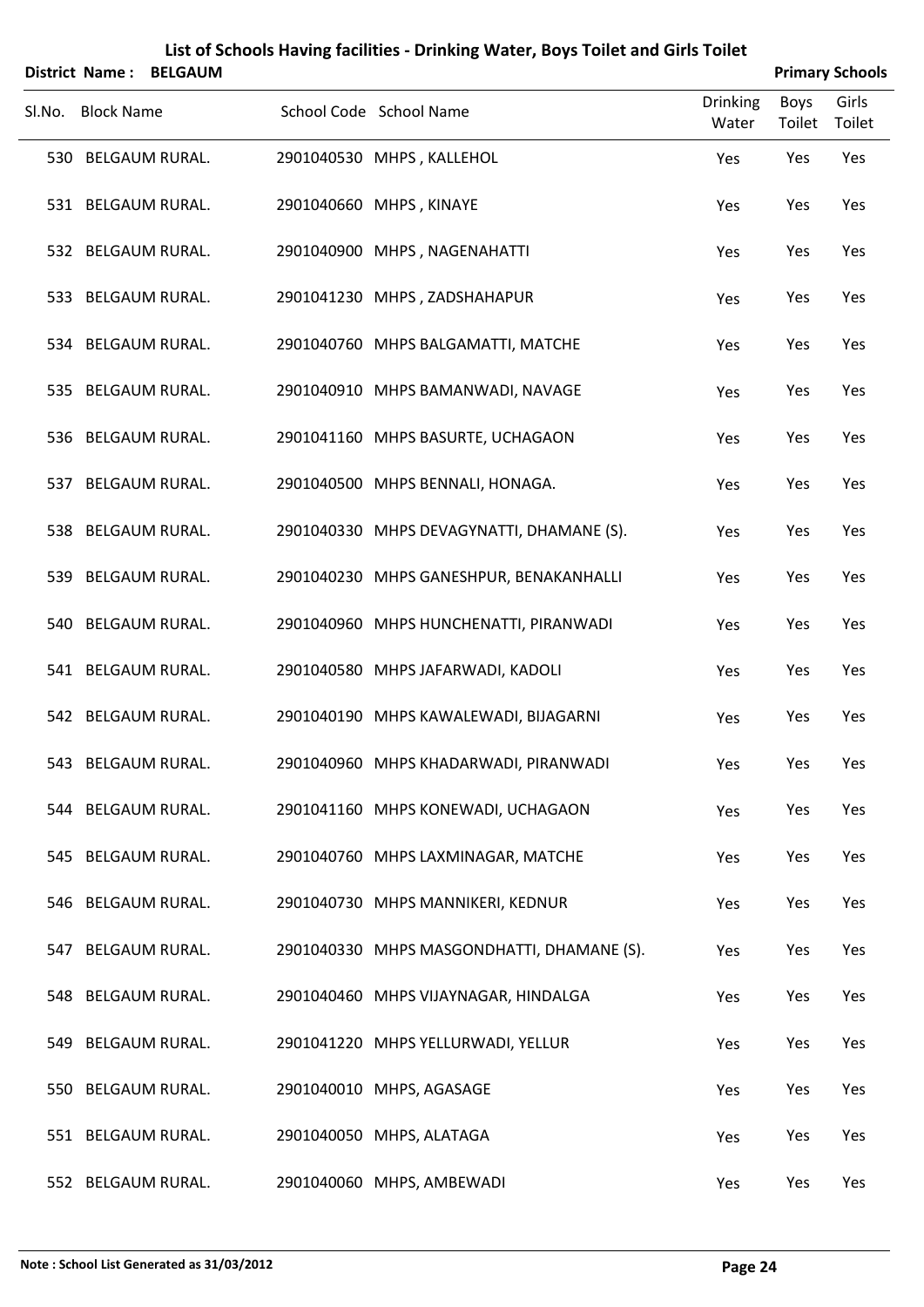# List of Schools Having facilities - Drinking Water, Boys Toilet and Girls Toilet

**District Name : BELGAUM** **Primary Schools**

| Sl.No. | Block Name | School Code | School Name | Drinking Water | Boys Toilet | Girls Toilet |
|---|---|---|---|---|---|---|
| 530 | BELGAUM RURAL. | 2901040530 | MHPS , KALLEHOL | Yes | Yes | Yes |
| 531 | BELGAUM RURAL. | 2901040660 | MHPS , KINAYE | Yes | Yes | Yes |
| 532 | BELGAUM RURAL. | 2901040900 | MHPS , NAGENAHATTI | Yes | Yes | Yes |
| 533 | BELGAUM RURAL. | 2901041230 | MHPS , ZADSHAHAPUR | Yes | Yes | Yes |
| 534 | BELGAUM RURAL. | 2901040760 | MHPS BALGAMATTI, MATCHE | Yes | Yes | Yes |
| 535 | BELGAUM RURAL. | 2901040910 | MHPS BAMANWADI, NAVAGE | Yes | Yes | Yes |
| 536 | BELGAUM RURAL. | 2901041160 | MHPS BASURTE, UCHAGAON | Yes | Yes | Yes |
| 537 | BELGAUM RURAL. | 2901040500 | MHPS BENNALI, HONAGA. | Yes | Yes | Yes |
| 538 | BELGAUM RURAL. | 2901040330 | MHPS DEVAGYNATTI, DHAMANE (S). | Yes | Yes | Yes |
| 539 | BELGAUM RURAL. | 2901040230 | MHPS GANESHPUR, BENAKANHALLI | Yes | Yes | Yes |
| 540 | BELGAUM RURAL. | 2901040960 | MHPS HUNCHENATTI, PIRANWADI | Yes | Yes | Yes |
| 541 | BELGAUM RURAL. | 2901040580 | MHPS JAFARWADI, KADOLI | Yes | Yes | Yes |
| 542 | BELGAUM RURAL. | 2901040190 | MHPS KAWALEWADI, BIJAGARNI | Yes | Yes | Yes |
| 543 | BELGAUM RURAL. | 2901040960 | MHPS KHADARWADI, PIRANWADI | Yes | Yes | Yes |
| 544 | BELGAUM RURAL. | 2901041160 | MHPS KONEWADI, UCHAGAON | Yes | Yes | Yes |
| 545 | BELGAUM RURAL. | 2901040760 | MHPS LAXMINAGAR, MATCHE | Yes | Yes | Yes |
| 546 | BELGAUM RURAL. | 2901040730 | MHPS MANNIKERI, KEDNUR | Yes | Yes | Yes |
| 547 | BELGAUM RURAL. | 2901040330 | MHPS MASGONDHATTI, DHAMANE (S). | Yes | Yes | Yes |
| 548 | BELGAUM RURAL. | 2901040460 | MHPS VIJAYNAGAR, HINDALGA | Yes | Yes | Yes |
| 549 | BELGAUM RURAL. | 2901041220 | MHPS YELLURWADI, YELLUR | Yes | Yes | Yes |
| 550 | BELGAUM RURAL. | 2901040010 | MHPS, AGASAGE | Yes | Yes | Yes |
| 551 | BELGAUM RURAL. | 2901040050 | MHPS, ALATAGA | Yes | Yes | Yes |
| 552 | BELGAUM RURAL. | 2901040060 | MHPS, AMBEWADI | Yes | Yes | Yes |

**Note : School List Generated as 31/03/2012**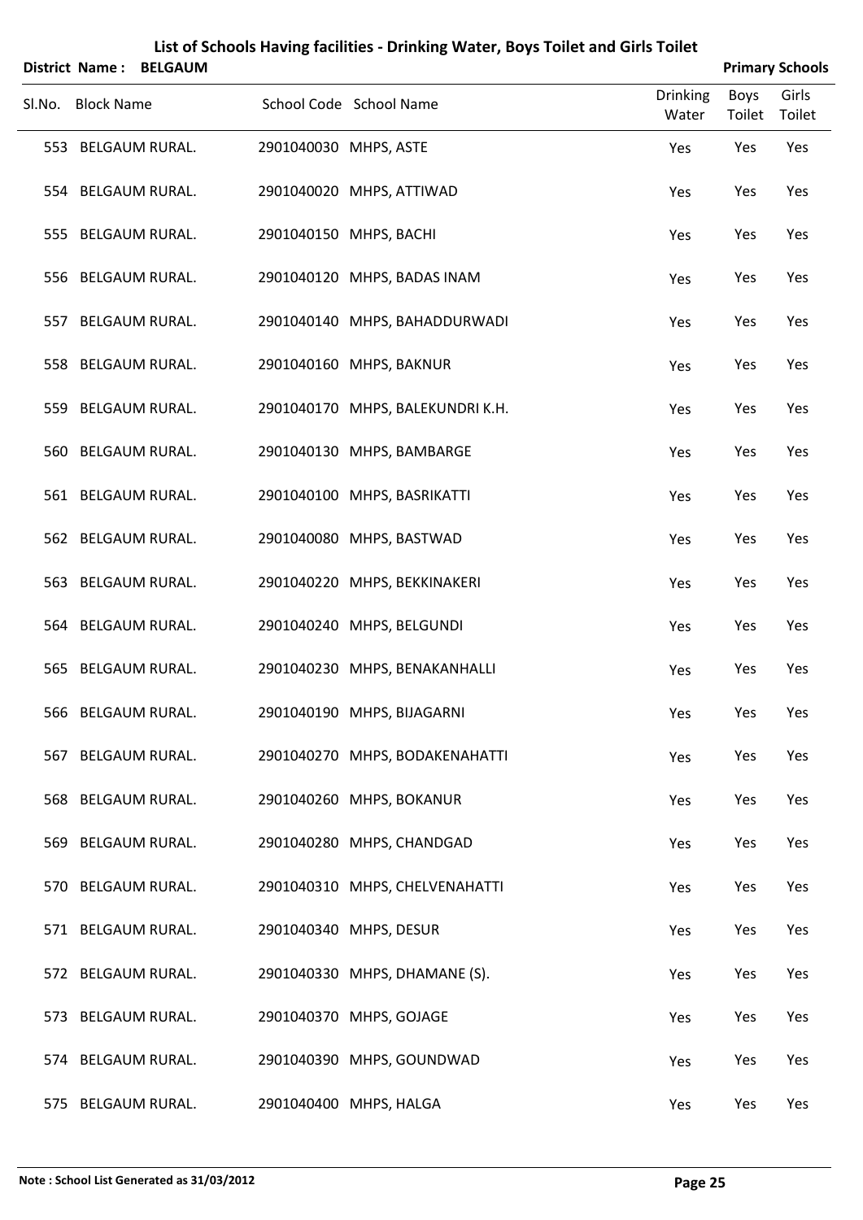# List of Schools Having facilities - Drinking Water, Boys Toilet and Girls Toilet

**District Name : BELGAUM** **Primary Schools**

| Sl.No. | Block Name | School Code | School Name | Drinking Water | Boys Toilet | Girls Toilet |
|---|---|---|---|---|---|---|
| 553 | BELGAUM RURAL. | 2901040030 | MHPS, ASTE | Yes | Yes | Yes |
| 554 | BELGAUM RURAL. | 2901040020 | MHPS, ATTIWAD | Yes | Yes | Yes |
| 555 | BELGAUM RURAL. | 2901040150 | MHPS, BACHI | Yes | Yes | Yes |
| 556 | BELGAUM RURAL. | 2901040120 | MHPS, BADAS INAM | Yes | Yes | Yes |
| 557 | BELGAUM RURAL. | 2901040140 | MHPS, BAHADDURWADI | Yes | Yes | Yes |
| 558 | BELGAUM RURAL. | 2901040160 | MHPS, BAKNUR | Yes | Yes | Yes |
| 559 | BELGAUM RURAL. | 2901040170 | MHPS, BALEKUNDRI K.H. | Yes | Yes | Yes |
| 560 | BELGAUM RURAL. | 2901040130 | MHPS, BAMBARGE | Yes | Yes | Yes |
| 561 | BELGAUM RURAL. | 2901040100 | MHPS, BASRIKATTI | Yes | Yes | Yes |
| 562 | BELGAUM RURAL. | 2901040080 | MHPS, BASTWAD | Yes | Yes | Yes |
| 563 | BELGAUM RURAL. | 2901040220 | MHPS, BEKKINAKERI | Yes | Yes | Yes |
| 564 | BELGAUM RURAL. | 2901040240 | MHPS, BELGUNDI | Yes | Yes | Yes |
| 565 | BELGAUM RURAL. | 2901040230 | MHPS, BENAKANHALLI | Yes | Yes | Yes |
| 566 | BELGAUM RURAL. | 2901040190 | MHPS, BIJAGARNI | Yes | Yes | Yes |
| 567 | BELGAUM RURAL. | 2901040270 | MHPS, BODAKENAHATTI | Yes | Yes | Yes |
| 568 | BELGAUM RURAL. | 2901040260 | MHPS, BOKANUR | Yes | Yes | Yes |
| 569 | BELGAUM RURAL. | 2901040280 | MHPS, CHANDGAD | Yes | Yes | Yes |
| 570 | BELGAUM RURAL. | 2901040310 | MHPS, CHELVENAHATTI | Yes | Yes | Yes |
| 571 | BELGAUM RURAL. | 2901040340 | MHPS, DESUR | Yes | Yes | Yes |
| 572 | BELGAUM RURAL. | 2901040330 | MHPS, DHAMANE (S). | Yes | Yes | Yes |
| 573 | BELGAUM RURAL. | 2901040370 | MHPS, GOJAGE | Yes | Yes | Yes |
| 574 | BELGAUM RURAL. | 2901040390 | MHPS, GOUNDWAD | Yes | Yes | Yes |
| 575 | BELGAUM RURAL. | 2901040400 | MHPS, HALGA | Yes | Yes | Yes |

**Note : School List Generated as 31/03/2012**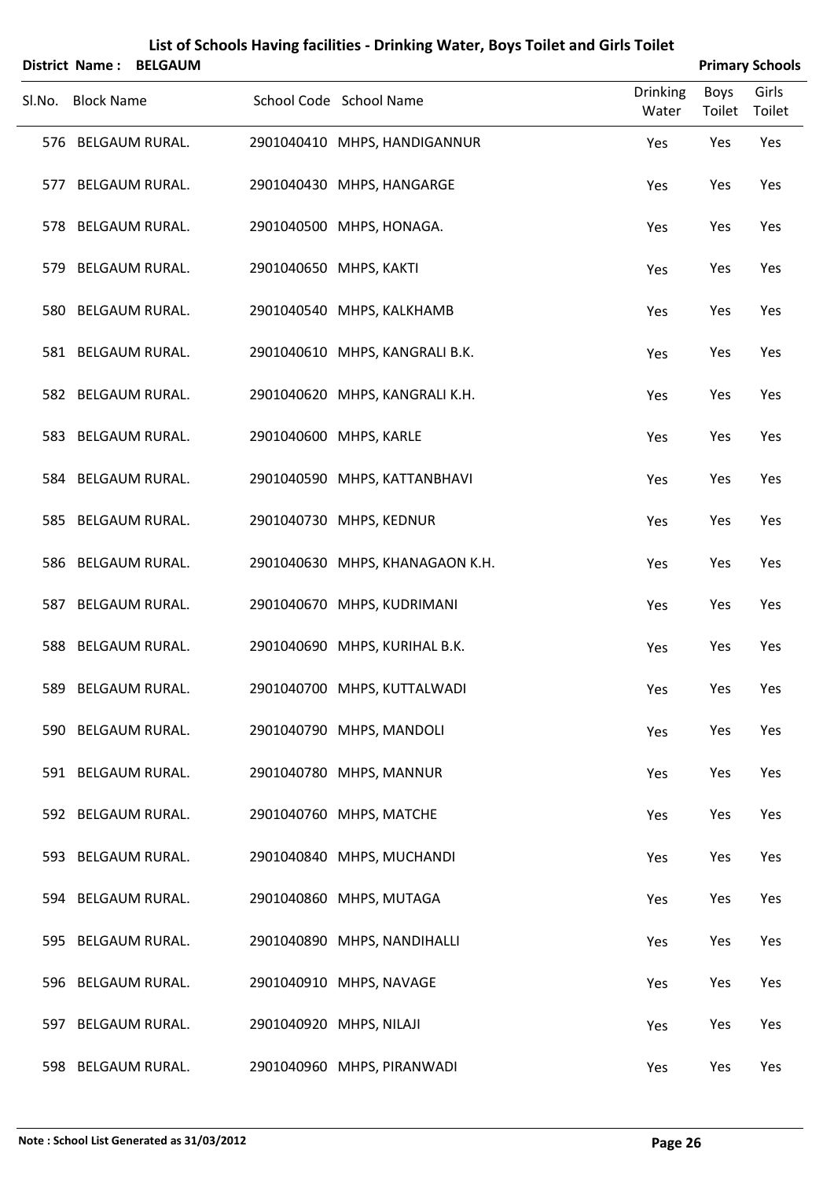# List of Schools Having facilities - Drinking Water, Boys Toilet and Girls Toilet

**District Name : BELGAUM** **Primary Schools**

| Sl.No. | Block Name | School Code | School Name | Drinking Water | Boys Toilet | Girls Toilet |
|---|---|---|---|---|---|---|
| 576 | BELGAUM RURAL. | 2901040410 | MHPS, HANDIGANNUR | Yes | Yes | Yes |
| 577 | BELGAUM RURAL. | 2901040430 | MHPS, HANGARGE | Yes | Yes | Yes |
| 578 | BELGAUM RURAL. | 2901040500 | MHPS, HONAGA. | Yes | Yes | Yes |
| 579 | BELGAUM RURAL. | 2901040650 | MHPS, KAKTI | Yes | Yes | Yes |
| 580 | BELGAUM RURAL. | 2901040540 | MHPS, KALKHAMB | Yes | Yes | Yes |
| 581 | BELGAUM RURAL. | 2901040610 | MHPS, KANGRALI B.K. | Yes | Yes | Yes |
| 582 | BELGAUM RURAL. | 2901040620 | MHPS, KANGRALI K.H. | Yes | Yes | Yes |
| 583 | BELGAUM RURAL. | 2901040600 | MHPS, KARLE | Yes | Yes | Yes |
| 584 | BELGAUM RURAL. | 2901040590 | MHPS, KATTANBHAVI | Yes | Yes | Yes |
| 585 | BELGAUM RURAL. | 2901040730 | MHPS, KEDNUR | Yes | Yes | Yes |
| 586 | BELGAUM RURAL. | 2901040630 | MHPS, KHANAGAON K.H. | Yes | Yes | Yes |
| 587 | BELGAUM RURAL. | 2901040670 | MHPS, KUDRIMANI | Yes | Yes | Yes |
| 588 | BELGAUM RURAL. | 2901040690 | MHPS, KURIHAL B.K. | Yes | Yes | Yes |
| 589 | BELGAUM RURAL. | 2901040700 | MHPS, KUTTALWADI | Yes | Yes | Yes |
| 590 | BELGAUM RURAL. | 2901040790 | MHPS, MANDOLI | Yes | Yes | Yes |
| 591 | BELGAUM RURAL. | 2901040780 | MHPS, MANNUR | Yes | Yes | Yes |
| 592 | BELGAUM RURAL. | 2901040760 | MHPS, MATCHE | Yes | Yes | Yes |
| 593 | BELGAUM RURAL. | 2901040840 | MHPS, MUCHANDI | Yes | Yes | Yes |
| 594 | BELGAUM RURAL. | 2901040860 | MHPS, MUTAGA | Yes | Yes | Yes |
| 595 | BELGAUM RURAL. | 2901040890 | MHPS, NANDIHALLI | Yes | Yes | Yes |
| 596 | BELGAUM RURAL. | 2901040910 | MHPS, NAVAGE | Yes | Yes | Yes |
| 597 | BELGAUM RURAL. | 2901040920 | MHPS, NILAJI | Yes | Yes | Yes |
| 598 | BELGAUM RURAL. | 2901040960 | MHPS, PIRANWADI | Yes | Yes | Yes |

**Note : School List Generated as 31/03/2012**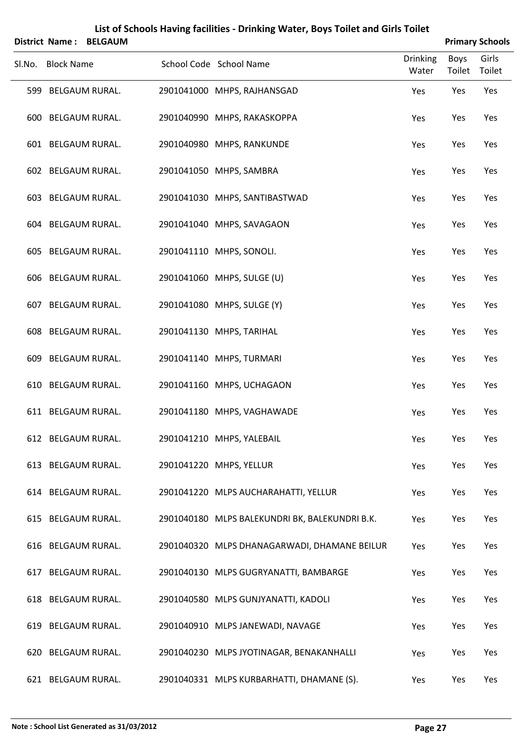# List of Schools Having facilities - Drinking Water, Boys Toilet and Girls Toilet

**District Name : BELGAUM** | **Primary Schools**

| Sl.No. | Block Name | School Code | School Name | Drinking Water | Boys Toilet | Girls Toilet |
|---|---|---|---|---|---|---|
| 599 | BELGAUM RURAL. | 2901041000 | MHPS, RAJHANSGAD | Yes | Yes | Yes |
| 600 | BELGAUM RURAL. | 2901040990 | MHPS, RAKASKOPPA | Yes | Yes | Yes |
| 601 | BELGAUM RURAL. | 2901040980 | MHPS, RANKUNDE | Yes | Yes | Yes |
| 602 | BELGAUM RURAL. | 2901041050 | MHPS, SAMBRA | Yes | Yes | Yes |
| 603 | BELGAUM RURAL. | 2901041030 | MHPS, SANTIBASTWAD | Yes | Yes | Yes |
| 604 | BELGAUM RURAL. | 2901041040 | MHPS, SAVAGAON | Yes | Yes | Yes |
| 605 | BELGAUM RURAL. | 2901041110 | MHPS, SONOLI. | Yes | Yes | Yes |
| 606 | BELGAUM RURAL. | 2901041060 | MHPS, SULGE (U) | Yes | Yes | Yes |
| 607 | BELGAUM RURAL. | 2901041080 | MHPS, SULGE (Y) | Yes | Yes | Yes |
| 608 | BELGAUM RURAL. | 2901041130 | MHPS, TARIHAL | Yes | Yes | Yes |
| 609 | BELGAUM RURAL. | 2901041140 | MHPS, TURMARI | Yes | Yes | Yes |
| 610 | BELGAUM RURAL. | 2901041160 | MHPS, UCHAGAON | Yes | Yes | Yes |
| 611 | BELGAUM RURAL. | 2901041180 | MHPS, VAGHAWADE | Yes | Yes | Yes |
| 612 | BELGAUM RURAL. | 2901041210 | MHPS, YALEBAIL | Yes | Yes | Yes |
| 613 | BELGAUM RURAL. | 2901041220 | MHPS, YELLUR | Yes | Yes | Yes |
| 614 | BELGAUM RURAL. | 2901041220 | MLPS AUCHARAHATTI, YELLUR | Yes | Yes | Yes |
| 615 | BELGAUM RURAL. | 2901040180 | MLPS BALEKUNDRI BK, BALEKUNDRI B.K. | Yes | Yes | Yes |
| 616 | BELGAUM RURAL. | 2901040320 | MLPS DHANAGARWADI, DHAMANE BEILUR | Yes | Yes | Yes |
| 617 | BELGAUM RURAL. | 2901040130 | MLPS GUGRYANATTI, BAMBARGE | Yes | Yes | Yes |
| 618 | BELGAUM RURAL. | 2901040580 | MLPS GUNJYANATTI, KADOLI | Yes | Yes | Yes |
| 619 | BELGAUM RURAL. | 2901040910 | MLPS JANEWADI, NAVAGE | Yes | Yes | Yes |
| 620 | BELGAUM RURAL. | 2901040230 | MLPS JYOTINAGAR, BENAKANHALLI | Yes | Yes | Yes |
| 621 | BELGAUM RURAL. | 2901040331 | MLPS KURBARHATTI, DHAMANE (S). | Yes | Yes | Yes |

**Note : School List Generated as 31/03/2012**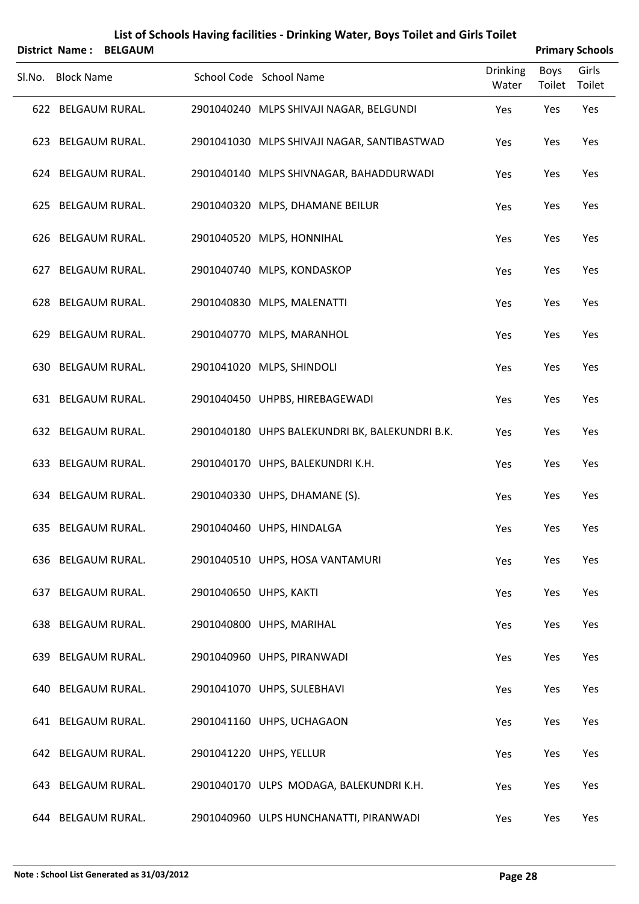# List of Schools Having facilities - Drinking Water, Boys Toilet and Girls Toilet

**District Name : BELGAUM** **Primary Schools**

| Sl.No. | Block Name | School Code | School Name | Drinking Water | Boys Toilet | Girls Toilet |
|---|---|---|---|---|---|---|
| 622 | BELGAUM RURAL. | 2901040240 | MLPS SHIVAJI NAGAR, BELGUNDI | Yes | Yes | Yes |
| 623 | BELGAUM RURAL. | 2901041030 | MLPS SHIVAJI NAGAR, SANTIBASTWAD | Yes | Yes | Yes |
| 624 | BELGAUM RURAL. | 2901040140 | MLPS SHIVNAGAR, BAHADDURWADI | Yes | Yes | Yes |
| 625 | BELGAUM RURAL. | 2901040320 | MLPS, DHAMANE BEILUR | Yes | Yes | Yes |
| 626 | BELGAUM RURAL. | 2901040520 | MLPS, HONNIHAL | Yes | Yes | Yes |
| 627 | BELGAUM RURAL. | 2901040740 | MLPS, KONDASKOP | Yes | Yes | Yes |
| 628 | BELGAUM RURAL. | 2901040830 | MLPS, MALENATTI | Yes | Yes | Yes |
| 629 | BELGAUM RURAL. | 2901040770 | MLPS, MARANHOL | Yes | Yes | Yes |
| 630 | BELGAUM RURAL. | 2901041020 | MLPS, SHINDOLI | Yes | Yes | Yes |
| 631 | BELGAUM RURAL. | 2901040450 | UHPBS, HIREBAGEWADI | Yes | Yes | Yes |
| 632 | BELGAUM RURAL. | 2901040180 | UHPS BALEKUNDRI BK, BALEKUNDRI B.K. | Yes | Yes | Yes |
| 633 | BELGAUM RURAL. | 2901040170 | UHPS, BALEKUNDRI K.H. | Yes | Yes | Yes |
| 634 | BELGAUM RURAL. | 2901040330 | UHPS, DHAMANE (S). | Yes | Yes | Yes |
| 635 | BELGAUM RURAL. | 2901040460 | UHPS, HINDALGA | Yes | Yes | Yes |
| 636 | BELGAUM RURAL. | 2901040510 | UHPS, HOSA VANTAMURI | Yes | Yes | Yes |
| 637 | BELGAUM RURAL. | 2901040650 | UHPS, KAKTI | Yes | Yes | Yes |
| 638 | BELGAUM RURAL. | 2901040800 | UHPS, MARIHAL | Yes | Yes | Yes |
| 639 | BELGAUM RURAL. | 2901040960 | UHPS, PIRANWADI | Yes | Yes | Yes |
| 640 | BELGAUM RURAL. | 2901041070 | UHPS, SULEBHAVI | Yes | Yes | Yes |
| 641 | BELGAUM RURAL. | 2901041160 | UHPS, UCHAGAON | Yes | Yes | Yes |
| 642 | BELGAUM RURAL. | 2901041220 | UHPS, YELLUR | Yes | Yes | Yes |
| 643 | BELGAUM RURAL. | 2901040170 | ULPS MODAGA, BALEKUNDRI K.H. | Yes | Yes | Yes |
| 644 | BELGAUM RURAL. | 2901040960 | ULPS HUNCHANATTI, PIRANWADI | Yes | Yes | Yes |

**Note : School List Generated as 31/03/2012**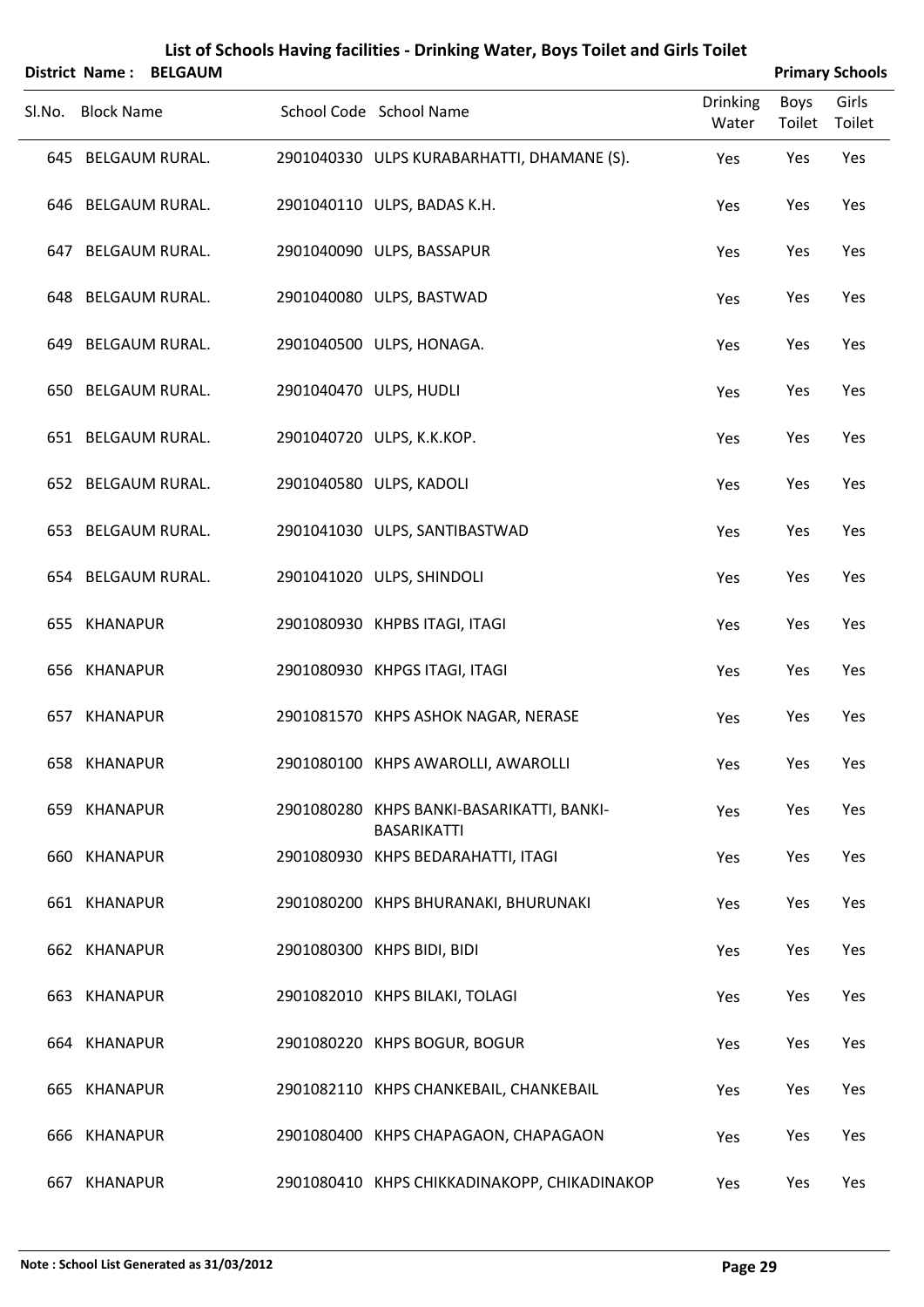# List of Schools Having facilities - Drinking Water, Boys Toilet and Girls Toilet

**District Name : BELGAUM** **Primary Schools**

| Sl.No. | Block Name | School Code | School Name | Drinking Water | Boys Toilet | Girls Toilet |
|---|---|---|---|---|---|---|
| 645 | BELGAUM RURAL. | 2901040330 | ULPS KURABARHATTI, DHAMANE (S). | Yes | Yes | Yes |
| 646 | BELGAUM RURAL. | 2901040110 | ULPS, BADAS K.H. | Yes | Yes | Yes |
| 647 | BELGAUM RURAL. | 2901040090 | ULPS, BASSAPUR | Yes | Yes | Yes |
| 648 | BELGAUM RURAL. | 2901040080 | ULPS, BASTWAD | Yes | Yes | Yes |
| 649 | BELGAUM RURAL. | 2901040500 | ULPS, HONAGA. | Yes | Yes | Yes |
| 650 | BELGAUM RURAL. | 2901040470 | ULPS, HUDLI | Yes | Yes | Yes |
| 651 | BELGAUM RURAL. | 2901040720 | ULPS, K.K.KOP. | Yes | Yes | Yes |
| 652 | BELGAUM RURAL. | 2901040580 | ULPS, KADOLI | Yes | Yes | Yes |
| 653 | BELGAUM RURAL. | 2901041030 | ULPS, SANTIBASTWAD | Yes | Yes | Yes |
| 654 | BELGAUM RURAL. | 2901041020 | ULPS, SHINDOLI | Yes | Yes | Yes |
| 655 | KHANAPUR | 2901080930 | KHPBS ITAGI, ITAGI | Yes | Yes | Yes |
| 656 | KHANAPUR | 2901080930 | KHPGS ITAGI, ITAGI | Yes | Yes | Yes |
| 657 | KHANAPUR | 2901081570 | KHPS ASHOK NAGAR, NERASE | Yes | Yes | Yes |
| 658 | KHANAPUR | 2901080100 | KHPS AWAROLLI, AWAROLLI | Yes | Yes | Yes |
| 659 | KHANAPUR | 2901080280 | KHPS BANKI-BASARIKATTI, BANKI-BASARIKATTI | Yes | Yes | Yes |
| 660 | KHANAPUR | 2901080930 | KHPS BEDARAHATTI, ITAGI | Yes | Yes | Yes |
| 661 | KHANAPUR | 2901080200 | KHPS BHURANAKI, BHURUNAKI | Yes | Yes | Yes |
| 662 | KHANAPUR | 2901080300 | KHPS BIDI, BIDI | Yes | Yes | Yes |
| 663 | KHANAPUR | 2901082010 | KHPS BILAKI, TOLAGI | Yes | Yes | Yes |
| 664 | KHANAPUR | 2901080220 | KHPS BOGUR, BOGUR | Yes | Yes | Yes |
| 665 | KHANAPUR | 2901082110 | KHPS CHANKEBAIL, CHANKEBAIL | Yes | Yes | Yes |
| 666 | KHANAPUR | 2901080400 | KHPS CHAPAGAON, CHAPAGAON | Yes | Yes | Yes |
| 667 | KHANAPUR | 2901080410 | KHPS CHIKKADINAKOPP, CHIKADINAKOP | Yes | Yes | Yes |

**Note : School List Generated as 31/03/2012**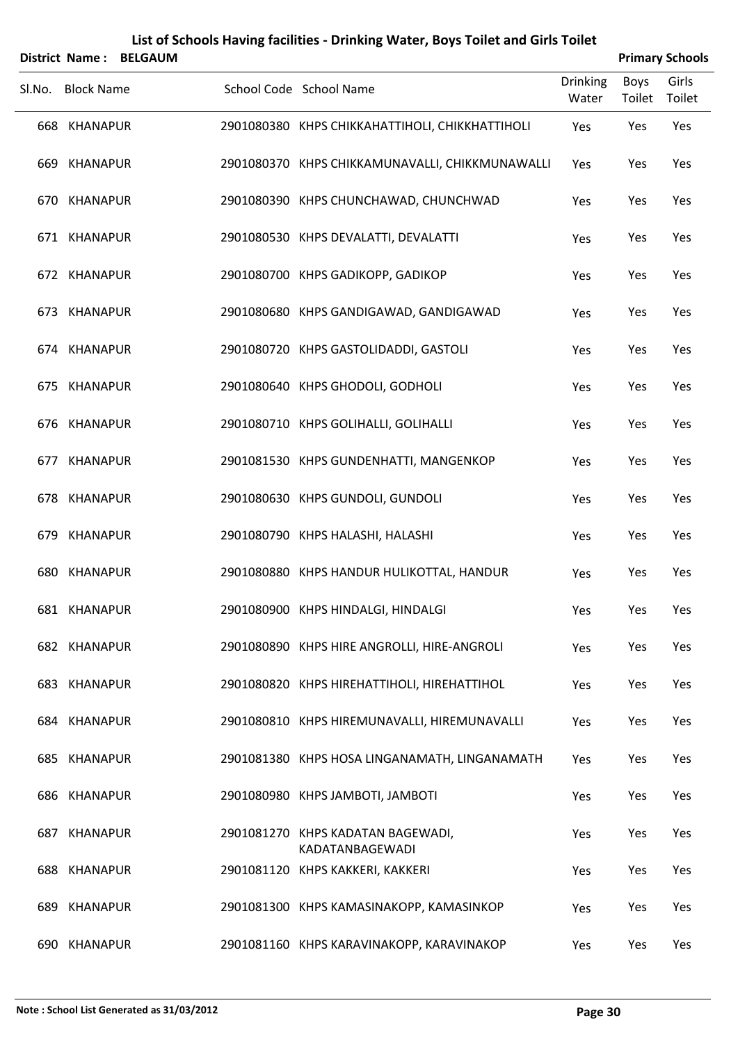# List of Schools Having facilities - Drinking Water, Boys Toilet and Girls Toilet

**District Name : BELGAUM** **Primary Schools**

| Sl.No. | Block Name | School Code | School Name | Drinking Water | Boys Toilet | Girls Toilet |
|---|---|---|---|---|---|---|
| 668 | KHANAPUR | 2901080380 | KHPS CHIKKAHATTIHOLI, CHIKKHATTIHOLI | Yes | Yes | Yes |
| 669 | KHANAPUR | 2901080370 | KHPS CHIKKAMUNAVALLI, CHIKKMUNAWALLI | Yes | Yes | Yes |
| 670 | KHANAPUR | 2901080390 | KHPS CHUNCHAWAD, CHUNCHWAD | Yes | Yes | Yes |
| 671 | KHANAPUR | 2901080530 | KHPS DEVALATTI, DEVALATTI | Yes | Yes | Yes |
| 672 | KHANAPUR | 2901080700 | KHPS GADIKOPP, GADIKOP | Yes | Yes | Yes |
| 673 | KHANAPUR | 2901080680 | KHPS GANDIGAWAD, GANDIGAWAD | Yes | Yes | Yes |
| 674 | KHANAPUR | 2901080720 | KHPS GASTOLIDADDI, GASTOLI | Yes | Yes | Yes |
| 675 | KHANAPUR | 2901080640 | KHPS GHODOLI, GODHOLI | Yes | Yes | Yes |
| 676 | KHANAPUR | 2901080710 | KHPS GOLIHALLI, GOLIHALLI | Yes | Yes | Yes |
| 677 | KHANAPUR | 2901081530 | KHPS GUNDENHATTI, MANGENKOP | Yes | Yes | Yes |
| 678 | KHANAPUR | 2901080630 | KHPS GUNDOLI, GUNDOLI | Yes | Yes | Yes |
| 679 | KHANAPUR | 2901080790 | KHPS HALASHI, HALASHI | Yes | Yes | Yes |
| 680 | KHANAPUR | 2901080880 | KHPS HANDUR HULIKOTTAL, HANDUR | Yes | Yes | Yes |
| 681 | KHANAPUR | 2901080900 | KHPS HINDALGI, HINDALGI | Yes | Yes | Yes |
| 682 | KHANAPUR | 2901080890 | KHPS HIRE ANGROLLI, HIRE-ANGROLI | Yes | Yes | Yes |
| 683 | KHANAPUR | 2901080820 | KHPS HIREHATTIHOLI, HIREHATTIHOL | Yes | Yes | Yes |
| 684 | KHANAPUR | 2901080810 | KHPS HIREMUNAVALLI, HIREMUNAVALLI | Yes | Yes | Yes |
| 685 | KHANAPUR | 2901081380 | KHPS HOSA LINGANAMATH, LINGANAMATH | Yes | Yes | Yes |
| 686 | KHANAPUR | 2901080980 | KHPS JAMBOTI, JAMBOTI | Yes | Yes | Yes |
| 687 | KHANAPUR | 2901081270 | KHPS KADATAN BAGEWADI, KADATANBAGEWADI | Yes | Yes | Yes |
| 688 | KHANAPUR | 2901081120 | KHPS KAKKERI, KAKKERI | Yes | Yes | Yes |
| 689 | KHANAPUR | 2901081300 | KHPS KAMASINAKOPP, KAMASINKOP | Yes | Yes | Yes |
| 690 | KHANAPUR | 2901081160 | KHPS KARAVINAKOPP, KARAVINAKOP | Yes | Yes | Yes |

**Note : School List Generated as 31/03/2012**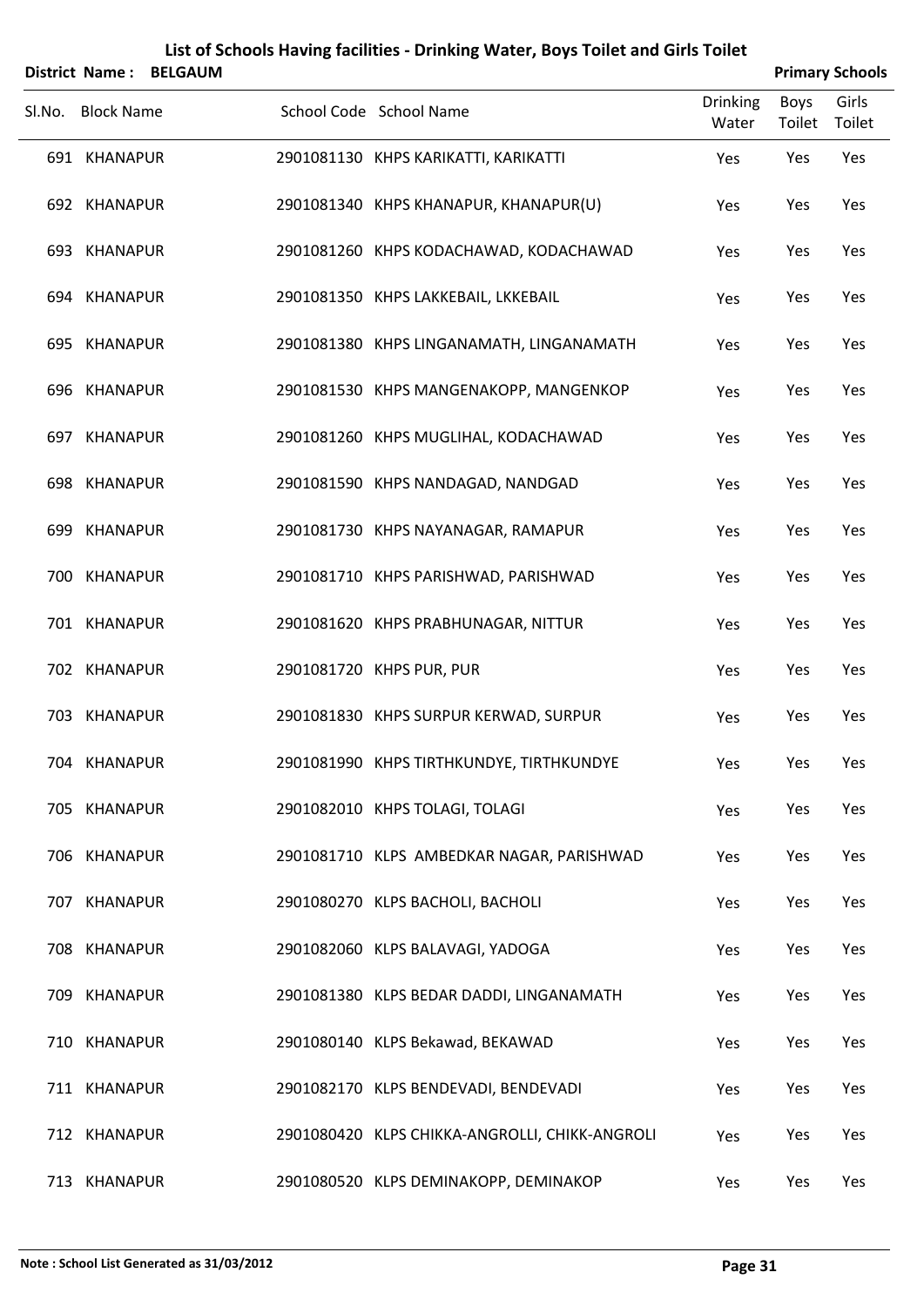# List of Schools Having facilities - Drinking Water, Boys Toilet and Girls Toilet

**District Name : BELGAUM** **Primary Schools**

| Sl.No. | Block Name | School Code | School Name | Drinking Water | Boys Toilet | Girls Toilet |
|---|---|---|---|---|---|---|
| 691 | KHANAPUR | 2901081130 | KHPS KARIKATTI, KARIKATTI | Yes | Yes | Yes |
| 692 | KHANAPUR | 2901081340 | KHPS KHANAPUR, KHANAPUR(U) | Yes | Yes | Yes |
| 693 | KHANAPUR | 2901081260 | KHPS KODACHAWAD, KODACHAWAD | Yes | Yes | Yes |
| 694 | KHANAPUR | 2901081350 | KHPS LAKKEBAIL, LKKEBAIL | Yes | Yes | Yes |
| 695 | KHANAPUR | 2901081380 | KHPS LINGANAMATH, LINGANAMATH | Yes | Yes | Yes |
| 696 | KHANAPUR | 2901081530 | KHPS MANGENAKOPP, MANGENKOP | Yes | Yes | Yes |
| 697 | KHANAPUR | 2901081260 | KHPS MUGLIHAL, KODACHAWAD | Yes | Yes | Yes |
| 698 | KHANAPUR | 2901081590 | KHPS NANDAGAD, NANDGAD | Yes | Yes | Yes |
| 699 | KHANAPUR | 2901081730 | KHPS NAYANAGAR, RAMAPUR | Yes | Yes | Yes |
| 700 | KHANAPUR | 2901081710 | KHPS PARISHWAD, PARISHWAD | Yes | Yes | Yes |
| 701 | KHANAPUR | 2901081620 | KHPS PRABHUNAGAR, NITTUR | Yes | Yes | Yes |
| 702 | KHANAPUR | 2901081720 | KHPS PUR, PUR | Yes | Yes | Yes |
| 703 | KHANAPUR | 2901081830 | KHPS SURPUR KERWAD, SURPUR | Yes | Yes | Yes |
| 704 | KHANAPUR | 2901081990 | KHPS TIRTHKUNDYE, TIRTHKUNDYE | Yes | Yes | Yes |
| 705 | KHANAPUR | 2901082010 | KHPS TOLAGI, TOLAGI | Yes | Yes | Yes |
| 706 | KHANAPUR | 2901081710 | KLPS AMBEDKAR NAGAR, PARISHWAD | Yes | Yes | Yes |
| 707 | KHANAPUR | 2901080270 | KLPS BACHOLI, BACHOLI | Yes | Yes | Yes |
| 708 | KHANAPUR | 2901082060 | KLPS BALAVAGI, YADOGA | Yes | Yes | Yes |
| 709 | KHANAPUR | 2901081380 | KLPS BEDAR DADDI, LINGANAMATH | Yes | Yes | Yes |
| 710 | KHANAPUR | 2901080140 | KLPS Bekawad, BEKAWAD | Yes | Yes | Yes |
| 711 | KHANAPUR | 2901082170 | KLPS BENDEVADI, BENDEVADI | Yes | Yes | Yes |
| 712 | KHANAPUR | 2901080420 | KLPS CHIKKA-ANGROLLI, CHIKK-ANGROLI | Yes | Yes | Yes |
| 713 | KHANAPUR | 2901080520 | KLPS DEMINAKOPP, DEMINAKOP | Yes | Yes | Yes |

**Note : School List Generated as 31/03/2012**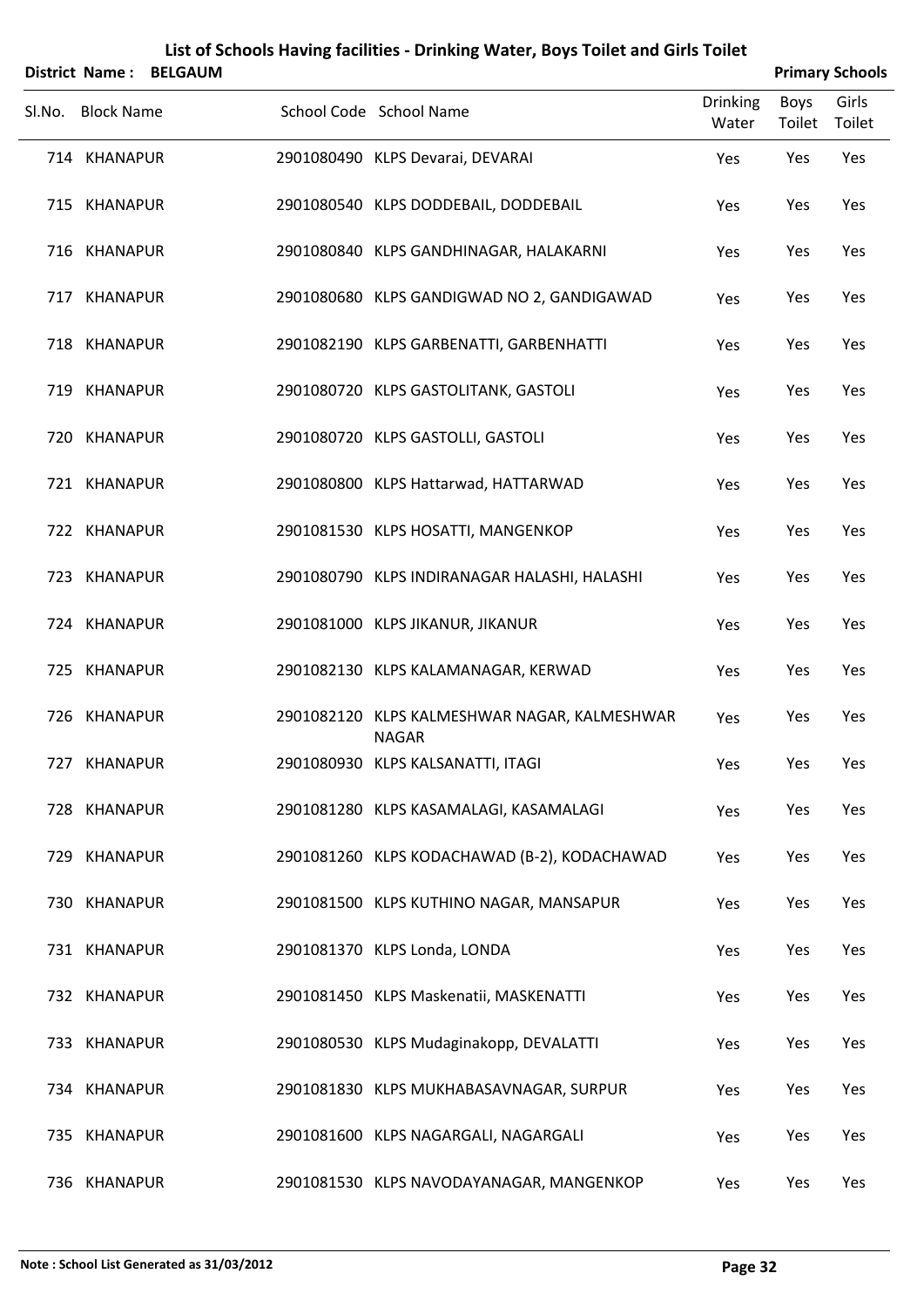# List of Schools Having facilities - Drinking Water, Boys Toilet and Girls Toilet

**District Name : BELGAUM** **Primary Schools**

| Sl.No. | Block Name | School Code | School Name | Drinking Water | Boys Toilet | Girls Toilet |
|---|---|---|---|---|---|---|
| 714 | KHANAPUR | 2901080490 | KLPS Devarai, DEVARAI | Yes | Yes | Yes |
| 715 | KHANAPUR | 2901080540 | KLPS DODDEBAIL, DODDEBAIL | Yes | Yes | Yes |
| 716 | KHANAPUR | 2901080840 | KLPS GANDHINAGAR, HALAKARNI | Yes | Yes | Yes |
| 717 | KHANAPUR | 2901080680 | KLPS GANDIGWAD NO 2, GANDIGAWAD | Yes | Yes | Yes |
| 718 | KHANAPUR | 2901082190 | KLPS GARBENATTI, GARBENHATTI | Yes | Yes | Yes |
| 719 | KHANAPUR | 2901080720 | KLPS GASTOLITANK, GASTOLI | Yes | Yes | Yes |
| 720 | KHANAPUR | 2901080720 | KLPS GASTOLLI, GASTOLI | Yes | Yes | Yes |
| 721 | KHANAPUR | 2901080800 | KLPS Hattarwad, HATTARWAD | Yes | Yes | Yes |
| 722 | KHANAPUR | 2901081530 | KLPS HOSATTI, MANGENKOP | Yes | Yes | Yes |
| 723 | KHANAPUR | 2901080790 | KLPS INDIRANAGAR HALASHI, HALASHI | Yes | Yes | Yes |
| 724 | KHANAPUR | 2901081000 | KLPS JIKANUR, JIKANUR | Yes | Yes | Yes |
| 725 | KHANAPUR | 2901082130 | KLPS KALAMANAGAR, KERWAD | Yes | Yes | Yes |
| 726 | KHANAPUR | 2901082120 | KLPS KALMESHWAR NAGAR, KALMESHWAR NAGAR | Yes | Yes | Yes |
| 727 | KHANAPUR | 2901080930 | KLPS KALSANATTI, ITAGI | Yes | Yes | Yes |
| 728 | KHANAPUR | 2901081280 | KLPS KASAMALAGI, KASAMALAGI | Yes | Yes | Yes |
| 729 | KHANAPUR | 2901081260 | KLPS KODACHAWAD (B-2), KODACHAWAD | Yes | Yes | Yes |
| 730 | KHANAPUR | 2901081500 | KLPS KUTHINO NAGAR, MANSAPUR | Yes | Yes | Yes |
| 731 | KHANAPUR | 2901081370 | KLPS Londa, LONDA | Yes | Yes | Yes |
| 732 | KHANAPUR | 2901081450 | KLPS Maskenatii, MASKENATTI | Yes | Yes | Yes |
| 733 | KHANAPUR | 2901080530 | KLPS Mudaginakopp, DEVALATTI | Yes | Yes | Yes |
| 734 | KHANAPUR | 2901081830 | KLPS MUKHABASAVNAGAR, SURPUR | Yes | Yes | Yes |
| 735 | KHANAPUR | 2901081600 | KLPS NAGARGALI, NAGARGALI | Yes | Yes | Yes |
| 736 | KHANAPUR | 2901081530 | KLPS NAVODAYANAGAR, MANGENKOP | Yes | Yes | Yes |

**Note : School List Generated as 31/03/2012**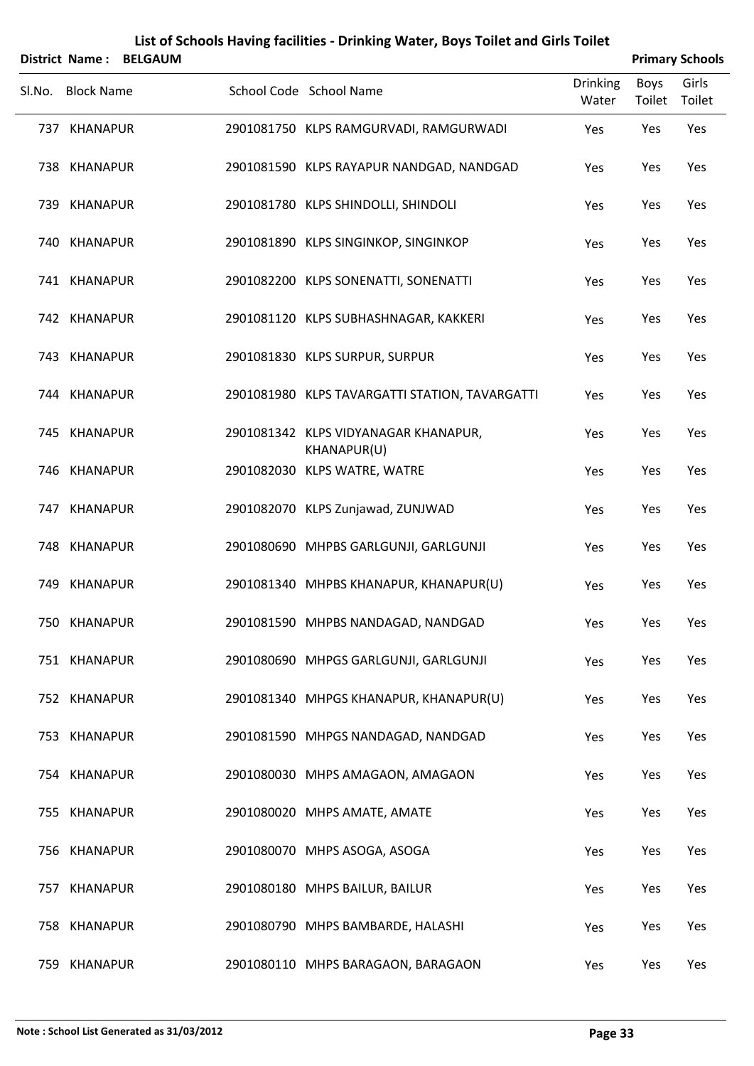# List of Schools Having facilities - Drinking Water, Boys Toilet and Girls Toilet

**District Name : BELGAUM** | **Primary Schools**

| Sl.No. | Block Name | School Code | School Name | Drinking Water | Boys Toilet | Girls Toilet |
|---|---|---|---|---|---|---|
| 737 | KHANAPUR | 2901081750 | KLPS RAMGURVADI, RAMGURWADI | Yes | Yes | Yes |
| 738 | KHANAPUR | 2901081590 | KLPS RAYAPUR NANDGAD, NANDGAD | Yes | Yes | Yes |
| 739 | KHANAPUR | 2901081780 | KLPS SHINDOLLI, SHINDOLI | Yes | Yes | Yes |
| 740 | KHANAPUR | 2901081890 | KLPS SINGINKOP, SINGINKOP | Yes | Yes | Yes |
| 741 | KHANAPUR | 2901082200 | KLPS SONENATTI, SONENATTI | Yes | Yes | Yes |
| 742 | KHANAPUR | 2901081120 | KLPS SUBHASHNAGAR, KAKKERI | Yes | Yes | Yes |
| 743 | KHANAPUR | 2901081830 | KLPS SURPUR, SURPUR | Yes | Yes | Yes |
| 744 | KHANAPUR | 2901081980 | KLPS TAVARGATTI STATION, TAVARGATTI | Yes | Yes | Yes |
| 745 | KHANAPUR | 2901081342 | KLPS VIDYANAGAR KHANAPUR, KHANAPUR(U) | Yes | Yes | Yes |
| 746 | KHANAPUR | 2901082030 | KLPS WATRE, WATRE | Yes | Yes | Yes |
| 747 | KHANAPUR | 2901082070 | KLPS Zunjawad, ZUNJWAD | Yes | Yes | Yes |
| 748 | KHANAPUR | 2901080690 | MHPBS GARLGUNJI, GARLGUNJI | Yes | Yes | Yes |
| 749 | KHANAPUR | 2901081340 | MHPBS KHANAPUR, KHANAPUR(U) | Yes | Yes | Yes |
| 750 | KHANAPUR | 2901081590 | MHPBS NANDAGAD, NANDGAD | Yes | Yes | Yes |
| 751 | KHANAPUR | 2901080690 | MHPGS GARLGUNJI, GARLGUNJI | Yes | Yes | Yes |
| 752 | KHANAPUR | 2901081340 | MHPGS KHANAPUR, KHANAPUR(U) | Yes | Yes | Yes |
| 753 | KHANAPUR | 2901081590 | MHPGS NANDAGAD, NANDGAD | Yes | Yes | Yes |
| 754 | KHANAPUR | 2901080030 | MHPS AMAGAON, AMAGAON | Yes | Yes | Yes |
| 755 | KHANAPUR | 2901080020 | MHPS AMATE, AMATE | Yes | Yes | Yes |
| 756 | KHANAPUR | 2901080070 | MHPS ASOGA, ASOGA | Yes | Yes | Yes |
| 757 | KHANAPUR | 2901080180 | MHPS BAILUR, BAILUR | Yes | Yes | Yes |
| 758 | KHANAPUR | 2901080790 | MHPS BAMBARDE, HALASHI | Yes | Yes | Yes |
| 759 | KHANAPUR | 2901080110 | MHPS BARAGAON, BARAGAON | Yes | Yes | Yes |

Note : School List Generated as 31/03/2012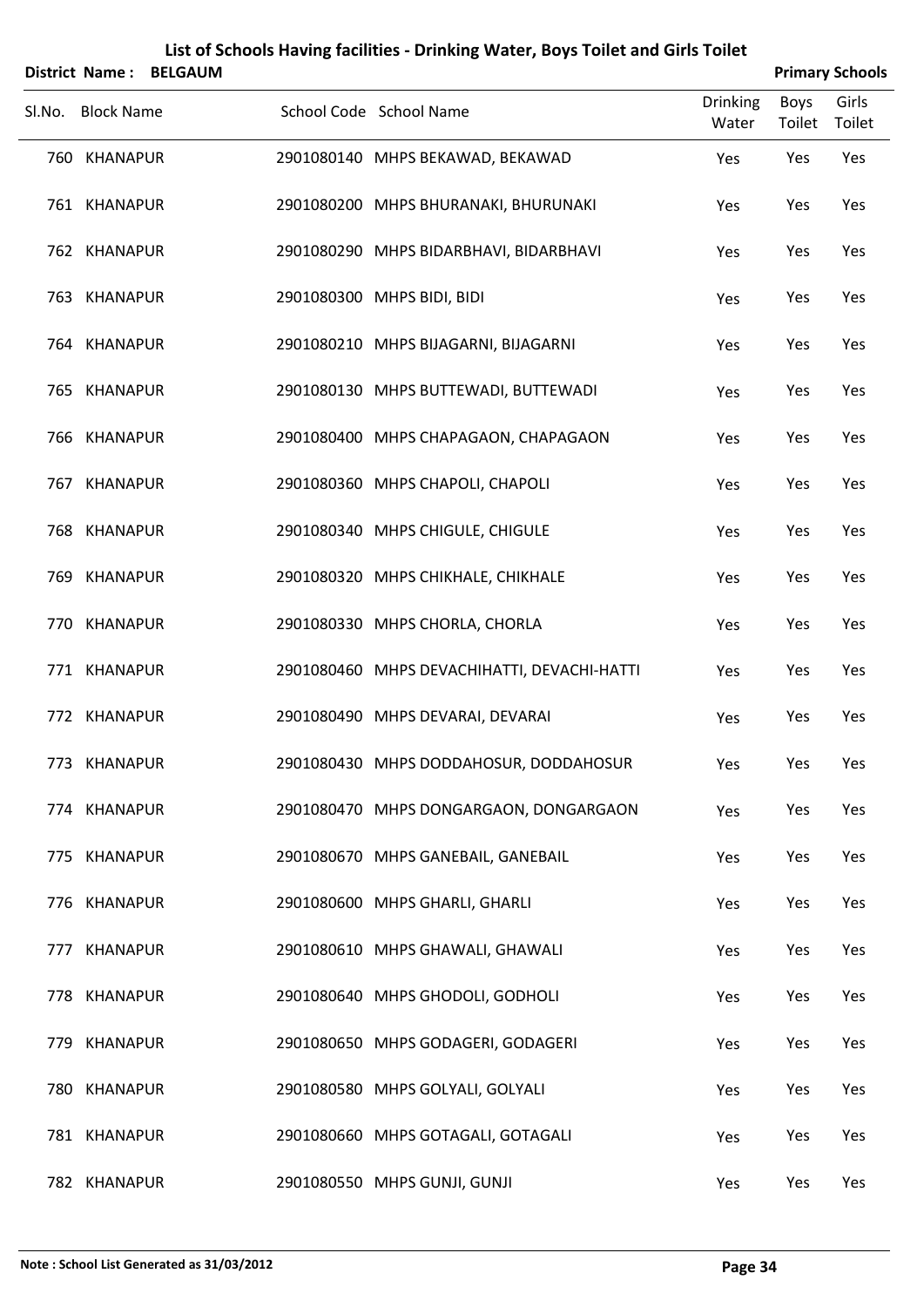# List of Schools Having facilities - Drinking Water, Boys Toilet and Girls Toilet

**District Name : BELGAUM** | **Primary Schools**

| Sl.No. | Block Name | School Code | School Name | Drinking Water | Boys Toilet | Girls Toilet |
|---|---|---|---|---|---|---|
| 760 | KHANAPUR | 2901080140 | MHPS BEKAWAD, BEKAWAD | Yes | Yes | Yes |
| 761 | KHANAPUR | 2901080200 | MHPS BHURANAKI, BHURUNAKI | Yes | Yes | Yes |
| 762 | KHANAPUR | 2901080290 | MHPS BIDARBHAVI, BIDARBHAVI | Yes | Yes | Yes |
| 763 | KHANAPUR | 2901080300 | MHPS BIDI, BIDI | Yes | Yes | Yes |
| 764 | KHANAPUR | 2901080210 | MHPS BIJAGARNI, BIJAGARNI | Yes | Yes | Yes |
| 765 | KHANAPUR | 2901080130 | MHPS BUTTEWADI, BUTTEWADI | Yes | Yes | Yes |
| 766 | KHANAPUR | 2901080400 | MHPS CHAPAGAON, CHAPAGAON | Yes | Yes | Yes |
| 767 | KHANAPUR | 2901080360 | MHPS CHAPOLI, CHAPOLI | Yes | Yes | Yes |
| 768 | KHANAPUR | 2901080340 | MHPS CHIGULE, CHIGULE | Yes | Yes | Yes |
| 769 | KHANAPUR | 2901080320 | MHPS CHIKHALE, CHIKHALE | Yes | Yes | Yes |
| 770 | KHANAPUR | 2901080330 | MHPS CHORLA, CHORLA | Yes | Yes | Yes |
| 771 | KHANAPUR | 2901080460 | MHPS DEVACHIHATTI, DEVACHI-HATTI | Yes | Yes | Yes |
| 772 | KHANAPUR | 2901080490 | MHPS DEVARAI, DEVARAI | Yes | Yes | Yes |
| 773 | KHANAPUR | 2901080430 | MHPS DODDAHOSUR, DODDAHOSUR | Yes | Yes | Yes |
| 774 | KHANAPUR | 2901080470 | MHPS DONGARGAON, DONGARGAON | Yes | Yes | Yes |
| 775 | KHANAPUR | 2901080670 | MHPS GANEBAIL, GANEBAIL | Yes | Yes | Yes |
| 776 | KHANAPUR | 2901080600 | MHPS GHARLI, GHARLI | Yes | Yes | Yes |
| 777 | KHANAPUR | 2901080610 | MHPS GHAWALI, GHAWALI | Yes | Yes | Yes |
| 778 | KHANAPUR | 2901080640 | MHPS GHODOLI, GODHOLI | Yes | Yes | Yes |
| 779 | KHANAPUR | 2901080650 | MHPS GODAGERI, GODAGERI | Yes | Yes | Yes |
| 780 | KHANAPUR | 2901080580 | MHPS GOLYALI, GOLYALI | Yes | Yes | Yes |
| 781 | KHANAPUR | 2901080660 | MHPS GOTAGALI, GOTAGALI | Yes | Yes | Yes |
| 782 | KHANAPUR | 2901080550 | MHPS GUNJI, GUNJI | Yes | Yes | Yes |

**Note : School List Generated as 31/03/2012**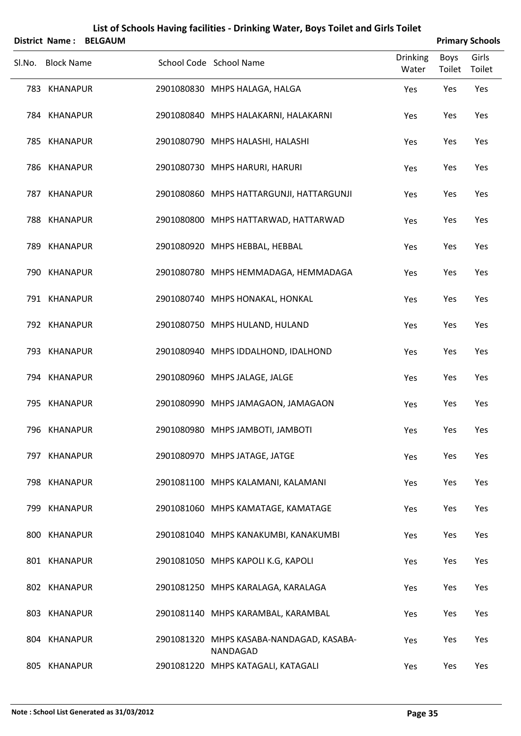# List of Schools Having facilities - Drinking Water, Boys Toilet and Girls Toilet

**District Name : BELGAUM** **Primary Schools**

| Sl.No. | Block Name | School Code | School Name | Drinking Water | Boys Toilet | Girls Toilet |
|---|---|---|---|---|---|---|
| 783 | KHANAPUR | 2901080830 | MHPS HALAGA, HALGA | Yes | Yes | Yes |
| 784 | KHANAPUR | 2901080840 | MHPS HALAKARNI, HALAKARNI | Yes | Yes | Yes |
| 785 | KHANAPUR | 2901080790 | MHPS HALASHI, HALASHI | Yes | Yes | Yes |
| 786 | KHANAPUR | 2901080730 | MHPS HARURI, HARURI | Yes | Yes | Yes |
| 787 | KHANAPUR | 2901080860 | MHPS HATTARGUNJI, HATTARGUNJI | Yes | Yes | Yes |
| 788 | KHANAPUR | 2901080800 | MHPS HATTARWAD, HATTARWAD | Yes | Yes | Yes |
| 789 | KHANAPUR | 2901080920 | MHPS HEBBAL, HEBBAL | Yes | Yes | Yes |
| 790 | KHANAPUR | 2901080780 | MHPS HEMMADAGA, HEMMADAGA | Yes | Yes | Yes |
| 791 | KHANAPUR | 2901080740 | MHPS HONAKAL, HONKAL | Yes | Yes | Yes |
| 792 | KHANAPUR | 2901080750 | MHPS HULAND, HULAND | Yes | Yes | Yes |
| 793 | KHANAPUR | 2901080940 | MHPS IDDALHOND, IDALHOND | Yes | Yes | Yes |
| 794 | KHANAPUR | 2901080960 | MHPS JALAGE, JALGE | Yes | Yes | Yes |
| 795 | KHANAPUR | 2901080990 | MHPS JAMAGAON, JAMAGAON | Yes | Yes | Yes |
| 796 | KHANAPUR | 2901080980 | MHPS JAMBOTI, JAMBOTI | Yes | Yes | Yes |
| 797 | KHANAPUR | 2901080970 | MHPS JATAGE, JATGE | Yes | Yes | Yes |
| 798 | KHANAPUR | 2901081100 | MHPS KALAMANI, KALAMANI | Yes | Yes | Yes |
| 799 | KHANAPUR | 2901081060 | MHPS KAMATAGE, KAMATAGE | Yes | Yes | Yes |
| 800 | KHANAPUR | 2901081040 | MHPS KANAKUMBI, KANAKUMBI | Yes | Yes | Yes |
| 801 | KHANAPUR | 2901081050 | MHPS KAPOLI K.G, KAPOLI | Yes | Yes | Yes |
| 802 | KHANAPUR | 2901081250 | MHPS KARALAGA, KARALAGA | Yes | Yes | Yes |
| 803 | KHANAPUR | 2901081140 | MHPS KARAMBAL, KARAMBAL | Yes | Yes | Yes |
| 804 | KHANAPUR | 2901081320 | MHPS KASABA-NANDAGAD, KASABA-NANDAGAD | Yes | Yes | Yes |
| 805 | KHANAPUR | 2901081220 | MHPS KATAGALI, KATAGALI | Yes | Yes | Yes |

**Note : School List Generated as 31/03/2012**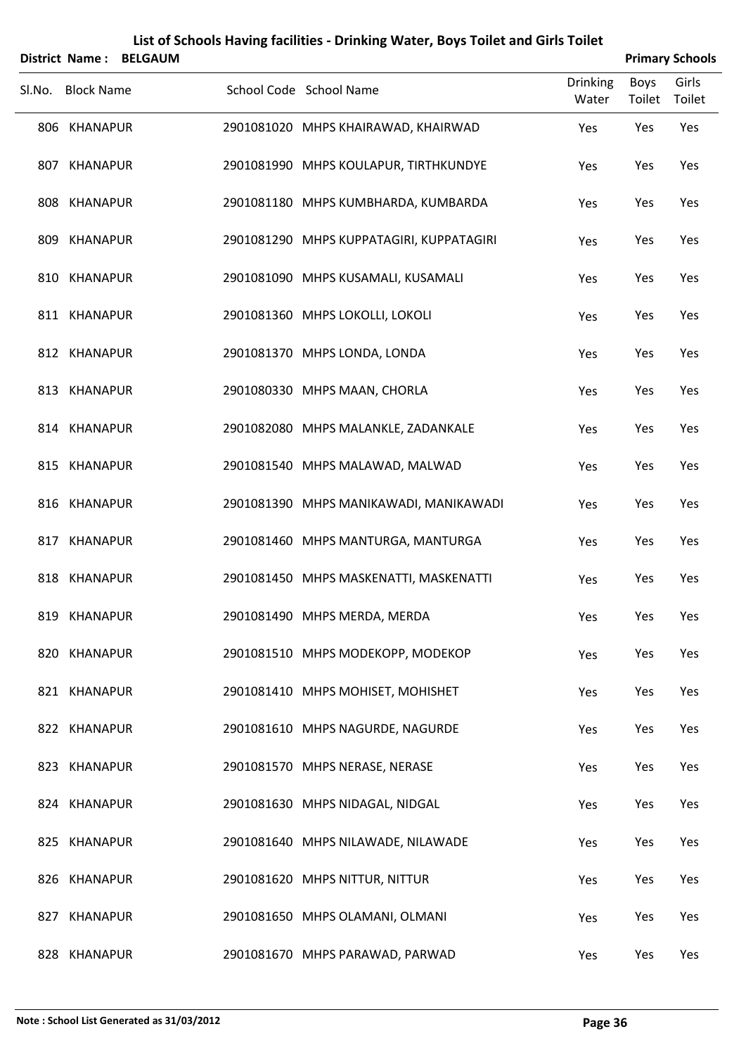# List of Schools Having facilities - Drinking Water, Boys Toilet and Girls Toilet

**District Name : BELGAUM** **Primary Schools**

| Sl.No. | Block Name | School Code | School Name | Drinking Water | Boys Toilet | Girls Toilet |
|---|---|---|---|---|---|---|
| 806 | KHANAPUR | 2901081020 | MHPS KHAIRAWAD, KHAIRWAD | Yes | Yes | Yes |
| 807 | KHANAPUR | 2901081990 | MHPS KOULAPUR, TIRTHKUNDYE | Yes | Yes | Yes |
| 808 | KHANAPUR | 2901081180 | MHPS KUMBHARDA, KUMBARDA | Yes | Yes | Yes |
| 809 | KHANAPUR | 2901081290 | MHPS KUPPATAGIRI, KUPPATAGIRI | Yes | Yes | Yes |
| 810 | KHANAPUR | 2901081090 | MHPS KUSAMALI, KUSAMALI | Yes | Yes | Yes |
| 811 | KHANAPUR | 2901081360 | MHPS LOKOLLI, LOKOLI | Yes | Yes | Yes |
| 812 | KHANAPUR | 2901081370 | MHPS LONDA, LONDA | Yes | Yes | Yes |
| 813 | KHANAPUR | 2901080330 | MHPS MAAN, CHORLA | Yes | Yes | Yes |
| 814 | KHANAPUR | 2901082080 | MHPS MALANKLE, ZADANKALE | Yes | Yes | Yes |
| 815 | KHANAPUR | 2901081540 | MHPS MALAWAD, MALWAD | Yes | Yes | Yes |
| 816 | KHANAPUR | 2901081390 | MHPS MANIKAWADI, MANIKAWADI | Yes | Yes | Yes |
| 817 | KHANAPUR | 2901081460 | MHPS MANTURGA, MANTURGA | Yes | Yes | Yes |
| 818 | KHANAPUR | 2901081450 | MHPS MASKENATTI, MASKENATTI | Yes | Yes | Yes |
| 819 | KHANAPUR | 2901081490 | MHPS MERDA, MERDA | Yes | Yes | Yes |
| 820 | KHANAPUR | 2901081510 | MHPS MODEKOPP, MODEKOP | Yes | Yes | Yes |
| 821 | KHANAPUR | 2901081410 | MHPS MOHISET, MOHISHET | Yes | Yes | Yes |
| 822 | KHANAPUR | 2901081610 | MHPS NAGURDE, NAGURDE | Yes | Yes | Yes |
| 823 | KHANAPUR | 2901081570 | MHPS NERASE, NERASE | Yes | Yes | Yes |
| 824 | KHANAPUR | 2901081630 | MHPS NIDAGAL, NIDGAL | Yes | Yes | Yes |
| 825 | KHANAPUR | 2901081640 | MHPS NILAWADE, NILAWADE | Yes | Yes | Yes |
| 826 | KHANAPUR | 2901081620 | MHPS NITTUR, NITTUR | Yes | Yes | Yes |
| 827 | KHANAPUR | 2901081650 | MHPS OLAMANI, OLMANI | Yes | Yes | Yes |
| 828 | KHANAPUR | 2901081670 | MHPS PARAWAD, PARWAD | Yes | Yes | Yes |

**Note : School List Generated as 31/03/2012**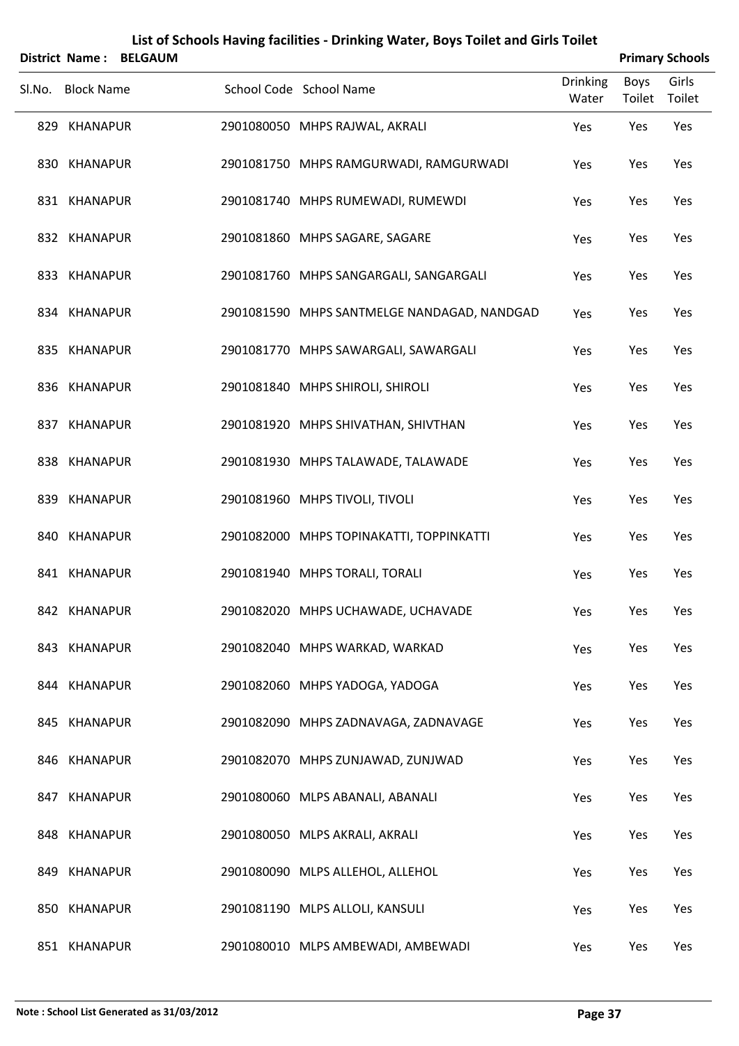## List of Schools Having facilities - Drinking Water, Boys Toilet and Girls Toilet

**District Name : BELGAUM** **Primary Schools**

| Sl.No. | Block Name | School Code | School Name | Drinking Water | Boys Toilet | Girls Toilet |
|---|---|---|---|---|---|---|
| 829 | KHANAPUR | 2901080050 | MHPS RAJWAL, AKRALI | Yes | Yes | Yes |
| 830 | KHANAPUR | 2901081750 | MHPS RAMGURWADI, RAMGURWADI | Yes | Yes | Yes |
| 831 | KHANAPUR | 2901081740 | MHPS RUMEWADI, RUMEWDI | Yes | Yes | Yes |
| 832 | KHANAPUR | 2901081860 | MHPS SAGARE, SAGARE | Yes | Yes | Yes |
| 833 | KHANAPUR | 2901081760 | MHPS SANGARGALI, SANGARGALI | Yes | Yes | Yes |
| 834 | KHANAPUR | 2901081590 | MHPS SANTMELGE NANDAGAD, NANDGAD | Yes | Yes | Yes |
| 835 | KHANAPUR | 2901081770 | MHPS SAWARGALI, SAWARGALI | Yes | Yes | Yes |
| 836 | KHANAPUR | 2901081840 | MHPS SHIROLI, SHIROLI | Yes | Yes | Yes |
| 837 | KHANAPUR | 2901081920 | MHPS SHIVATHAN, SHIVTHAN | Yes | Yes | Yes |
| 838 | KHANAPUR | 2901081930 | MHPS TALAWADE, TALAWADE | Yes | Yes | Yes |
| 839 | KHANAPUR | 2901081960 | MHPS TIVOLI, TIVOLI | Yes | Yes | Yes |
| 840 | KHANAPUR | 2901082000 | MHPS TOPINAKATTI, TOPPINKATTI | Yes | Yes | Yes |
| 841 | KHANAPUR | 2901081940 | MHPS TORALI, TORALI | Yes | Yes | Yes |
| 842 | KHANAPUR | 2901082020 | MHPS UCHAWADE, UCHAVADE | Yes | Yes | Yes |
| 843 | KHANAPUR | 2901082040 | MHPS WARKAD, WARKAD | Yes | Yes | Yes |
| 844 | KHANAPUR | 2901082060 | MHPS YADOGA, YADOGA | Yes | Yes | Yes |
| 845 | KHANAPUR | 2901082090 | MHPS ZADNAVAGA, ZADNAVAGE | Yes | Yes | Yes |
| 846 | KHANAPUR | 2901082070 | MHPS ZUNJAWAD, ZUNJWAD | Yes | Yes | Yes |
| 847 | KHANAPUR | 2901080060 | MLPS ABANALI, ABANALI | Yes | Yes | Yes |
| 848 | KHANAPUR | 2901080050 | MLPS AKRALI, AKRALI | Yes | Yes | Yes |
| 849 | KHANAPUR | 2901080090 | MLPS ALLEHOL, ALLEHOL | Yes | Yes | Yes |
| 850 | KHANAPUR | 2901081190 | MLPS ALLOLI, KANSULI | Yes | Yes | Yes |
| 851 | KHANAPUR | 2901080010 | MLPS AMBEWADI, AMBEWADI | Yes | Yes | Yes |

**Note : School List Generated as 31/03/2012**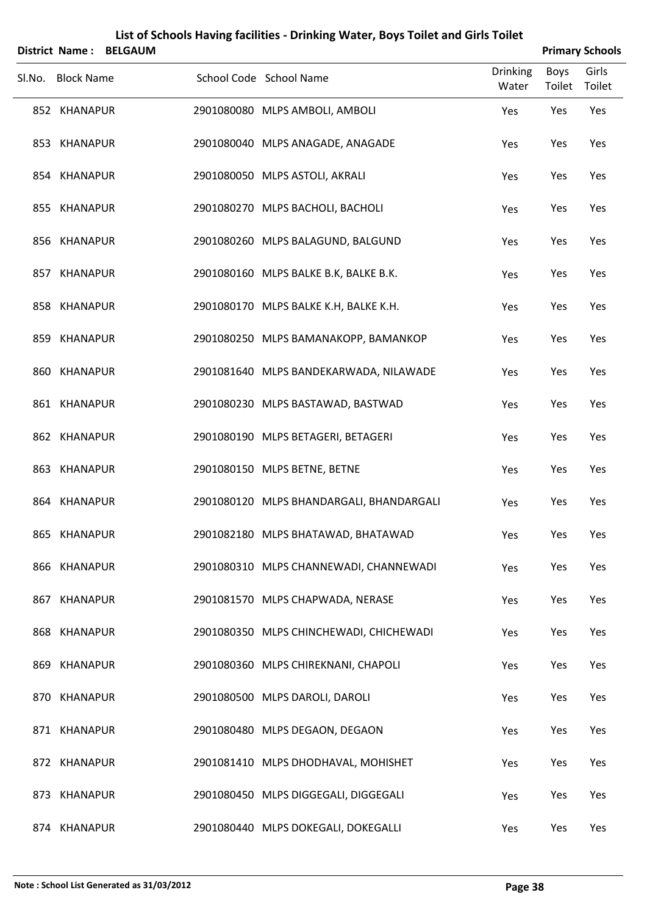# List of Schools Having facilities - Drinking Water, Boys Toilet and Girls Toilet

**District Name : BELGAUM** | **Primary Schools**

| Sl.No. | Block Name | School Code | School Name | Drinking Water | Boys Toilet | Girls Toilet |
|---|---|---|---|---|---|---|
| 852 | KHANAPUR | 2901080080 | MLPS AMBOLI, AMBOLI | Yes | Yes | Yes |
| 853 | KHANAPUR | 2901080040 | MLPS ANAGADE, ANAGADE | Yes | Yes | Yes |
| 854 | KHANAPUR | 2901080050 | MLPS ASTOLI, AKRALI | Yes | Yes | Yes |
| 855 | KHANAPUR | 2901080270 | MLPS BACHOLI, BACHOLI | Yes | Yes | Yes |
| 856 | KHANAPUR | 2901080260 | MLPS BALAGUND, BALGUND | Yes | Yes | Yes |
| 857 | KHANAPUR | 2901080160 | MLPS BALKE B.K, BALKE B.K. | Yes | Yes | Yes |
| 858 | KHANAPUR | 2901080170 | MLPS BALKE K.H, BALKE K.H. | Yes | Yes | Yes |
| 859 | KHANAPUR | 2901080250 | MLPS BAMANAKOPP, BAMANKOP | Yes | Yes | Yes |
| 860 | KHANAPUR | 2901081640 | MLPS BANDEKARWADA, NILAWADE | Yes | Yes | Yes |
| 861 | KHANAPUR | 2901080230 | MLPS BASTAWAD, BASTWAD | Yes | Yes | Yes |
| 862 | KHANAPUR | 2901080190 | MLPS BETAGERI, BETAGERI | Yes | Yes | Yes |
| 863 | KHANAPUR | 2901080150 | MLPS BETNE, BETNE | Yes | Yes | Yes |
| 864 | KHANAPUR | 2901080120 | MLPS BHANDARGALI, BHANDARGALI | Yes | Yes | Yes |
| 865 | KHANAPUR | 2901082180 | MLPS BHATAWAD, BHATAWAD | Yes | Yes | Yes |
| 866 | KHANAPUR | 2901080310 | MLPS CHANNEWADI, CHANNEWADI | Yes | Yes | Yes |
| 867 | KHANAPUR | 2901081570 | MLPS CHAPWADA, NERASE | Yes | Yes | Yes |
| 868 | KHANAPUR | 2901080350 | MLPS CHINCHEWADI, CHICHEWADI | Yes | Yes | Yes |
| 869 | KHANAPUR | 2901080360 | MLPS CHIREKNANI, CHAPOLI | Yes | Yes | Yes |
| 870 | KHANAPUR | 2901080500 | MLPS DAROLI, DAROLI | Yes | Yes | Yes |
| 871 | KHANAPUR | 2901080480 | MLPS DEGAON, DEGAON | Yes | Yes | Yes |
| 872 | KHANAPUR | 2901081410 | MLPS DHODHAVAL, MOHISHET | Yes | Yes | Yes |
| 873 | KHANAPUR | 2901080450 | MLPS DIGGEGALI, DIGGEGALI | Yes | Yes | Yes |
| 874 | KHANAPUR | 2901080440 | MLPS DOKEGALI, DOKEGALLI | Yes | Yes | Yes |

**Note : School List Generated as 31/03/2012**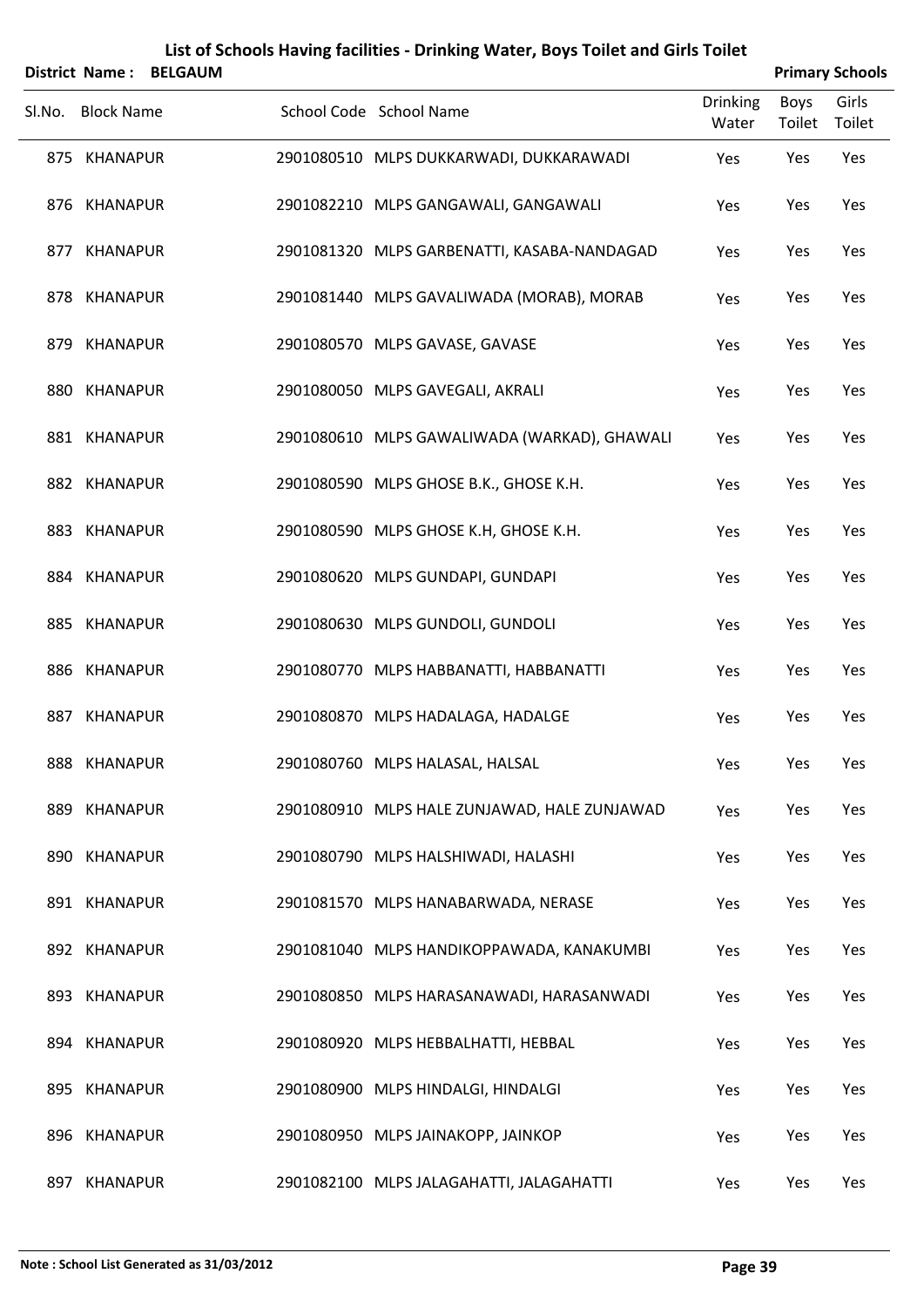# List of Schools Having facilities - Drinking Water, Boys Toilet and Girls Toilet

**District Name : BELGAUM** **Primary Schools**

| Sl.No. | Block Name | School Code | School Name | Drinking Water | Boys Toilet | Girls Toilet |
|---|---|---|---|---|---|---|
| 875 | KHANAPUR | 2901080510 | MLPS DUKKARWADI, DUKKARAWADI | Yes | Yes | Yes |
| 876 | KHANAPUR | 2901082210 | MLPS GANGAWALI, GANGAWALI | Yes | Yes | Yes |
| 877 | KHANAPUR | 2901081320 | MLPS GARBENATTI, KASABA-NANDAGAD | Yes | Yes | Yes |
| 878 | KHANAPUR | 2901081440 | MLPS GAVALIWADA (MORAB), MORAB | Yes | Yes | Yes |
| 879 | KHANAPUR | 2901080570 | MLPS GAVASE, GAVASE | Yes | Yes | Yes |
| 880 | KHANAPUR | 2901080050 | MLPS GAVEGALI, AKRALI | Yes | Yes | Yes |
| 881 | KHANAPUR | 2901080610 | MLPS GAWALIWADA (WARKAD), GHAWALI | Yes | Yes | Yes |
| 882 | KHANAPUR | 2901080590 | MLPS GHOSE B.K., GHOSE K.H. | Yes | Yes | Yes |
| 883 | KHANAPUR | 2901080590 | MLPS GHOSE K.H, GHOSE K.H. | Yes | Yes | Yes |
| 884 | KHANAPUR | 2901080620 | MLPS GUNDAPI, GUNDAPI | Yes | Yes | Yes |
| 885 | KHANAPUR | 2901080630 | MLPS GUNDOLI, GUNDOLI | Yes | Yes | Yes |
| 886 | KHANAPUR | 2901080770 | MLPS HABBANATTI, HABBANATTI | Yes | Yes | Yes |
| 887 | KHANAPUR | 2901080870 | MLPS HADALAGA, HADALGE | Yes | Yes | Yes |
| 888 | KHANAPUR | 2901080760 | MLPS HALASAL, HALSAL | Yes | Yes | Yes |
| 889 | KHANAPUR | 2901080910 | MLPS HALE ZUNJAWAD, HALE ZUNJAWAD | Yes | Yes | Yes |
| 890 | KHANAPUR | 2901080790 | MLPS HALSHIWADI, HALASHI | Yes | Yes | Yes |
| 891 | KHANAPUR | 2901081570 | MLPS HANABARWADA, NERASE | Yes | Yes | Yes |
| 892 | KHANAPUR | 2901081040 | MLPS HANDIKOPPAWADA, KANAKUMBI | Yes | Yes | Yes |
| 893 | KHANAPUR | 2901080850 | MLPS HARASANAWADI, HARASANWADI | Yes | Yes | Yes |
| 894 | KHANAPUR | 2901080920 | MLPS HEBBALHATTI, HEBBAL | Yes | Yes | Yes |
| 895 | KHANAPUR | 2901080900 | MLPS HINDALGI, HINDALGI | Yes | Yes | Yes |
| 896 | KHANAPUR | 2901080950 | MLPS JAINAKOPP, JAINKOP | Yes | Yes | Yes |
| 897 | KHANAPUR | 2901082100 | MLPS JALAGAHATTI, JALAGAHATTI | Yes | Yes | Yes |

**Note : School List Generated as 31/03/2012**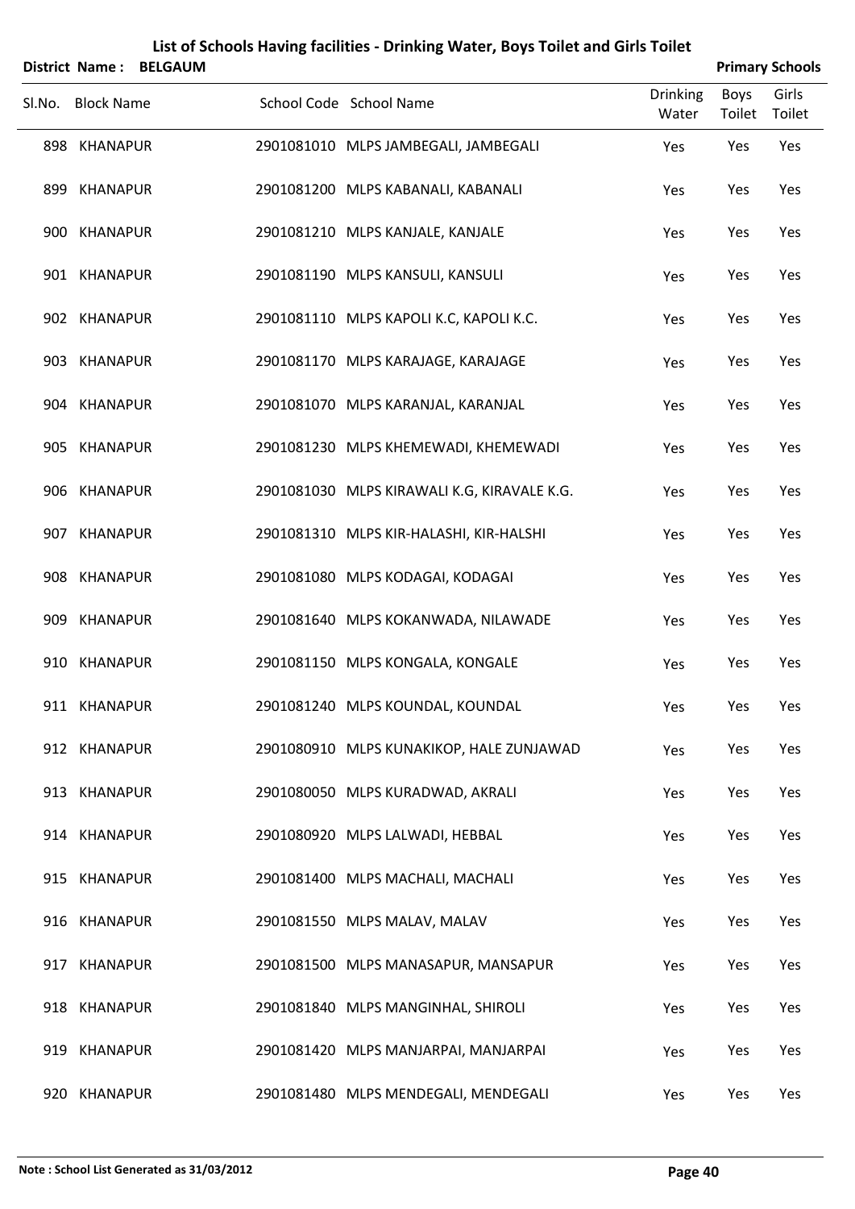# List of Schools Having facilities - Drinking Water, Boys Toilet and Girls Toilet

**District Name : BELGAUM** | **Primary Schools**

| Sl.No. | Block Name | School Code | School Name | Drinking Water | Boys Toilet | Girls Toilet |
|---|---|---|---|---|---|---|
| 898 | KHANAPUR | 2901081010 | MLPS JAMBEGALI, JAMBEGALI | Yes | Yes | Yes |
| 899 | KHANAPUR | 2901081200 | MLPS KABANALI, KABANALI | Yes | Yes | Yes |
| 900 | KHANAPUR | 2901081210 | MLPS KANJALE, KANJALE | Yes | Yes | Yes |
| 901 | KHANAPUR | 2901081190 | MLPS KANSULI, KANSULI | Yes | Yes | Yes |
| 902 | KHANAPUR | 2901081110 | MLPS KAPOLI K.C, KAPOLI K.C. | Yes | Yes | Yes |
| 903 | KHANAPUR | 2901081170 | MLPS KARAJAGE, KARAJAGE | Yes | Yes | Yes |
| 904 | KHANAPUR | 2901081070 | MLPS KARANJAL, KARANJAL | Yes | Yes | Yes |
| 905 | KHANAPUR | 2901081230 | MLPS KHEMEWADI, KHEMEWADI | Yes | Yes | Yes |
| 906 | KHANAPUR | 2901081030 | MLPS KIRAWALI K.G, KIRAVALE K.G. | Yes | Yes | Yes |
| 907 | KHANAPUR | 2901081310 | MLPS KIR-HALASHI, KIR-HALSHI | Yes | Yes | Yes |
| 908 | KHANAPUR | 2901081080 | MLPS KODAGAI, KODAGAI | Yes | Yes | Yes |
| 909 | KHANAPUR | 2901081640 | MLPS KOKANWADA, NILAWADE | Yes | Yes | Yes |
| 910 | KHANAPUR | 2901081150 | MLPS KONGALA, KONGALE | Yes | Yes | Yes |
| 911 | KHANAPUR | 2901081240 | MLPS KOUNDAL, KOUNDAL | Yes | Yes | Yes |
| 912 | KHANAPUR | 2901080910 | MLPS KUNAKIKOP, HALE ZUNJAWAD | Yes | Yes | Yes |
| 913 | KHANAPUR | 2901080050 | MLPS KURADWAD, AKRALI | Yes | Yes | Yes |
| 914 | KHANAPUR | 2901080920 | MLPS LALWADI, HEBBAL | Yes | Yes | Yes |
| 915 | KHANAPUR | 2901081400 | MLPS MACHALI, MACHALI | Yes | Yes | Yes |
| 916 | KHANAPUR | 2901081550 | MLPS MALAV, MALAV | Yes | Yes | Yes |
| 917 | KHANAPUR | 2901081500 | MLPS MANASAPUR, MANSAPUR | Yes | Yes | Yes |
| 918 | KHANAPUR | 2901081840 | MLPS MANGINHAL, SHIROLI | Yes | Yes | Yes |
| 919 | KHANAPUR | 2901081420 | MLPS MANJARPAI, MANJARPAI | Yes | Yes | Yes |
| 920 | KHANAPUR | 2901081480 | MLPS MENDEGALI, MENDEGALI | Yes | Yes | Yes |

**Note : School List Generated as 31/03/2012**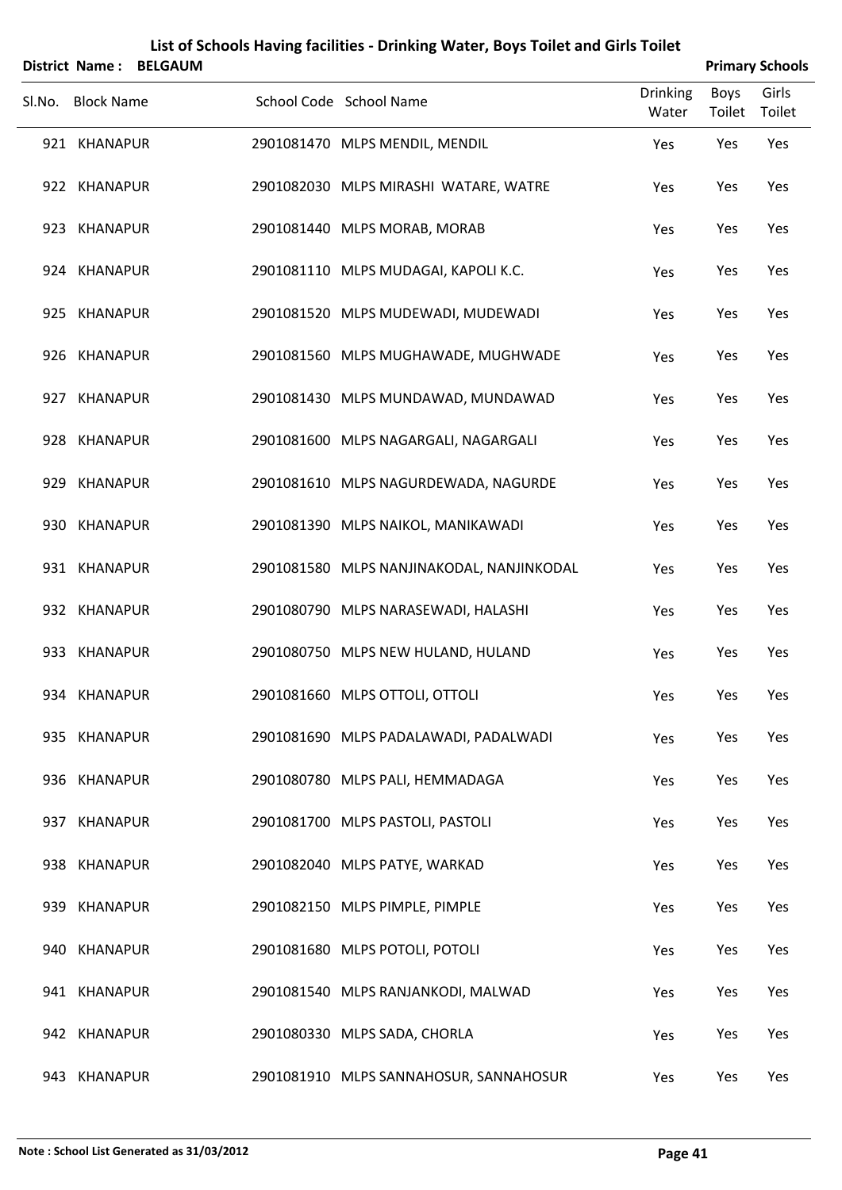# List of Schools Having facilities - Drinking Water, Boys Toilet and Girls Toilet

**District Name : BELGAUM** **Primary Schools**

| Sl.No. | Block Name | School Code | School Name | Drinking Water | Boys Toilet | Girls Toilet |
|---|---|---|---|---|---|---|
| 921 | KHANAPUR | 2901081470 | MLPS MENDIL, MENDIL | Yes | Yes | Yes |
| 922 | KHANAPUR | 2901082030 | MLPS MIRASHI WATARE, WATRE | Yes | Yes | Yes |
| 923 | KHANAPUR | 2901081440 | MLPS MORAB, MORAB | Yes | Yes | Yes |
| 924 | KHANAPUR | 2901081110 | MLPS MUDAGAI, KAPOLI K.C. | Yes | Yes | Yes |
| 925 | KHANAPUR | 2901081520 | MLPS MUDEWADI, MUDEWADI | Yes | Yes | Yes |
| 926 | KHANAPUR | 2901081560 | MLPS MUGHAWADE, MUGHWADE | Yes | Yes | Yes |
| 927 | KHANAPUR | 2901081430 | MLPS MUNDAWAD, MUNDAWAD | Yes | Yes | Yes |
| 928 | KHANAPUR | 2901081600 | MLPS NAGARGALI, NAGARGALI | Yes | Yes | Yes |
| 929 | KHANAPUR | 2901081610 | MLPS NAGURDEWADA, NAGURDE | Yes | Yes | Yes |
| 930 | KHANAPUR | 2901081390 | MLPS NAIKOL, MANIKAWADI | Yes | Yes | Yes |
| 931 | KHANAPUR | 2901081580 | MLPS NANJINAKODAL, NANJINKODAL | Yes | Yes | Yes |
| 932 | KHANAPUR | 2901080790 | MLPS NARASEWADI, HALASHI | Yes | Yes | Yes |
| 933 | KHANAPUR | 2901080750 | MLPS NEW HULAND, HULAND | Yes | Yes | Yes |
| 934 | KHANAPUR | 2901081660 | MLPS OTTOLI, OTTOLI | Yes | Yes | Yes |
| 935 | KHANAPUR | 2901081690 | MLPS PADALAWADI, PADALWADI | Yes | Yes | Yes |
| 936 | KHANAPUR | 2901080780 | MLPS PALI, HEMMADAGA | Yes | Yes | Yes |
| 937 | KHANAPUR | 2901081700 | MLPS PASTOLI, PASTOLI | Yes | Yes | Yes |
| 938 | KHANAPUR | 2901082040 | MLPS PATYE, WARKAD | Yes | Yes | Yes |
| 939 | KHANAPUR | 2901082150 | MLPS PIMPLE, PIMPLE | Yes | Yes | Yes |
| 940 | KHANAPUR | 2901081680 | MLPS POTOLI, POTOLI | Yes | Yes | Yes |
| 941 | KHANAPUR | 2901081540 | MLPS RANJANKODI, MALWAD | Yes | Yes | Yes |
| 942 | KHANAPUR | 2901080330 | MLPS SADA, CHORLA | Yes | Yes | Yes |
| 943 | KHANAPUR | 2901081910 | MLPS SANNAHOSUR, SANNAHOSUR | Yes | Yes | Yes |

**Note : School List Generated as 31/03/2012**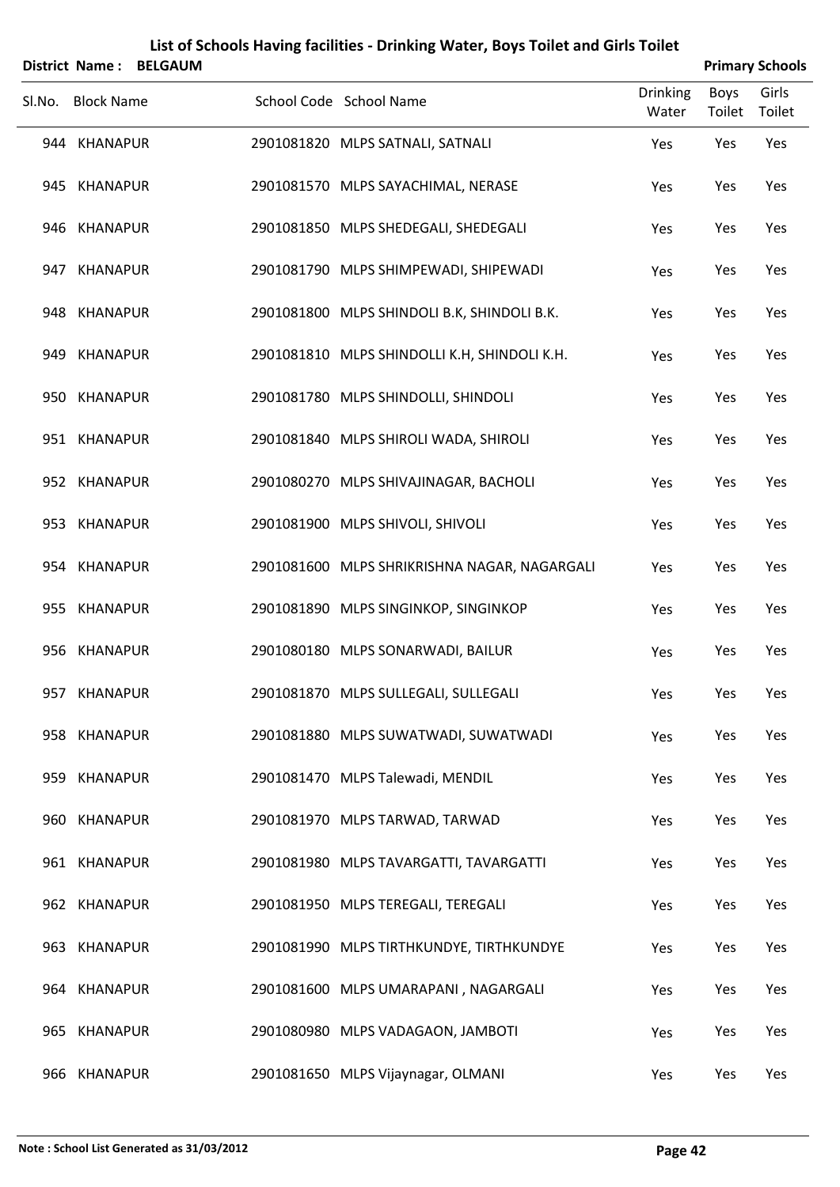# List of Schools Having facilities - Drinking Water, Boys Toilet and Girls Toilet

**District Name : BELGAUM** **Primary Schools**

| Sl.No. | Block Name | School Code | School Name | Drinking Water | Boys Toilet | Girls Toilet |
|---|---|---|---|---|---|---|
| 944 | KHANAPUR | 2901081820 | MLPS SATNALI, SATNALI | Yes | Yes | Yes |
| 945 | KHANAPUR | 2901081570 | MLPS SAYACHIMAL, NERASE | Yes | Yes | Yes |
| 946 | KHANAPUR | 2901081850 | MLPS SHEDEGALI, SHEDEGALI | Yes | Yes | Yes |
| 947 | KHANAPUR | 2901081790 | MLPS SHIMPEWADI, SHIPEWADI | Yes | Yes | Yes |
| 948 | KHANAPUR | 2901081800 | MLPS SHINDOLI B.K, SHINDOLI B.K. | Yes | Yes | Yes |
| 949 | KHANAPUR | 2901081810 | MLPS SHINDOLLI K.H, SHINDOLI K.H. | Yes | Yes | Yes |
| 950 | KHANAPUR | 2901081780 | MLPS SHINDOLLI, SHINDOLI | Yes | Yes | Yes |
| 951 | KHANAPUR | 2901081840 | MLPS SHIROLI WADA, SHIROLI | Yes | Yes | Yes |
| 952 | KHANAPUR | 2901080270 | MLPS SHIVAJINAGAR, BACHOLI | Yes | Yes | Yes |
| 953 | KHANAPUR | 2901081900 | MLPS SHIVOLI, SHIVOLI | Yes | Yes | Yes |
| 954 | KHANAPUR | 2901081600 | MLPS SHRIKRISHNA NAGAR, NAGARGALI | Yes | Yes | Yes |
| 955 | KHANAPUR | 2901081890 | MLPS SINGINKOP, SINGINKOP | Yes | Yes | Yes |
| 956 | KHANAPUR | 2901080180 | MLPS SONARWADI, BAILUR | Yes | Yes | Yes |
| 957 | KHANAPUR | 2901081870 | MLPS SULLEGALI, SULLEGALI | Yes | Yes | Yes |
| 958 | KHANAPUR | 2901081880 | MLPS SUWATWADI, SUWATWADI | Yes | Yes | Yes |
| 959 | KHANAPUR | 2901081470 | MLPS Talewadi, MENDIL | Yes | Yes | Yes |
| 960 | KHANAPUR | 2901081970 | MLPS TARWAD, TARWAD | Yes | Yes | Yes |
| 961 | KHANAPUR | 2901081980 | MLPS TAVARGATTI, TAVARGATTI | Yes | Yes | Yes |
| 962 | KHANAPUR | 2901081950 | MLPS TEREGALI, TEREGALI | Yes | Yes | Yes |
| 963 | KHANAPUR | 2901081990 | MLPS TIRTHKUNDYE, TIRTHKUNDYE | Yes | Yes | Yes |
| 964 | KHANAPUR | 2901081600 | MLPS UMARAPANI , NAGARGALI | Yes | Yes | Yes |
| 965 | KHANAPUR | 2901080980 | MLPS VADAGAON, JAMBOTI | Yes | Yes | Yes |
| 966 | KHANAPUR | 2901081650 | MLPS Vijaynagar, OLMANI | Yes | Yes | Yes |

**Note : School List Generated as 31/03/2012**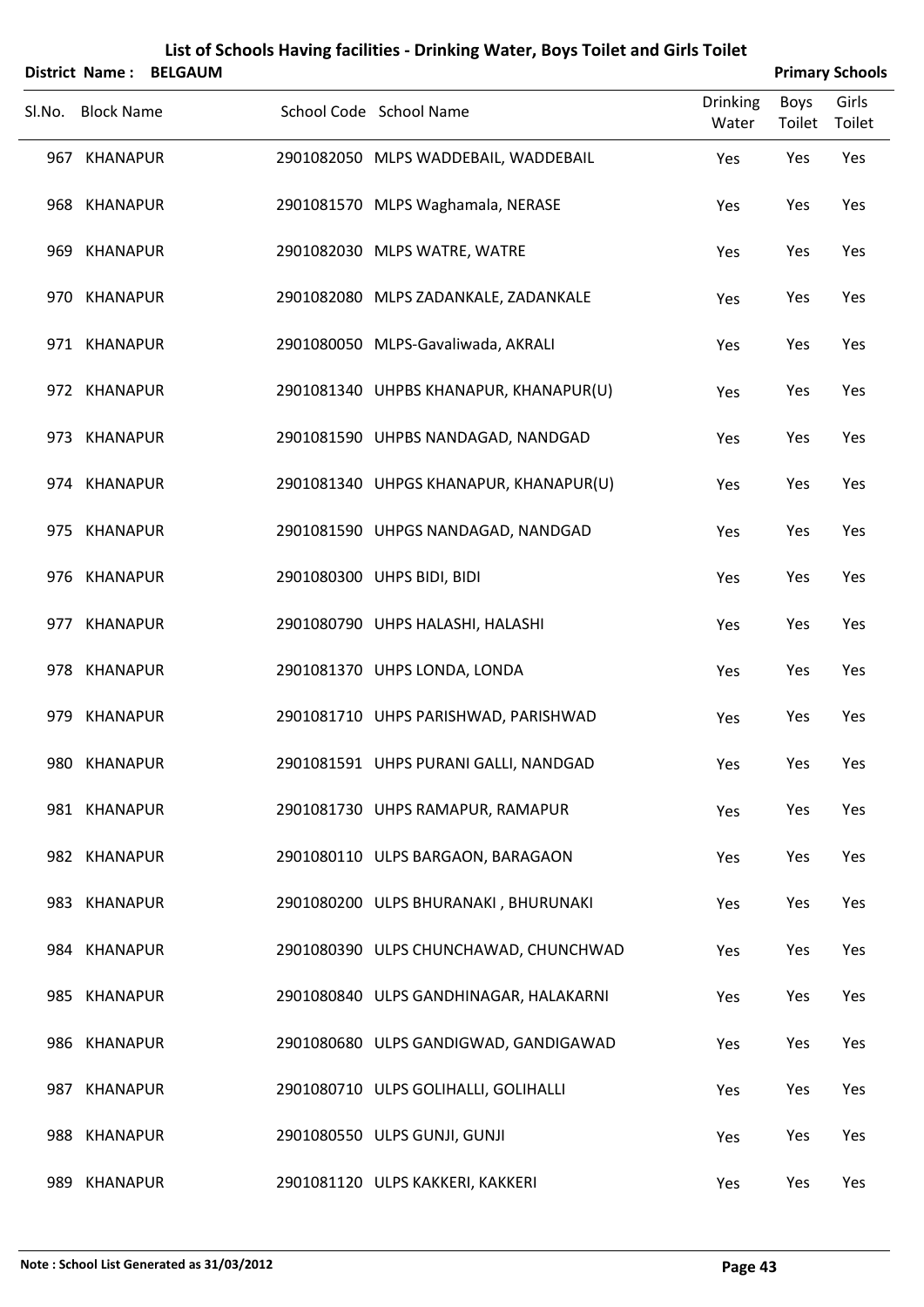# List of Schools Having facilities - Drinking Water, Boys Toilet and Girls Toilet

**District Name : BELGAUM** **Primary Schools**

| Sl.No. | Block Name | School Code | School Name | Drinking Water | Boys Toilet | Girls Toilet |
|---|---|---|---|---|---|---|
| 967 | KHANAPUR | 2901082050 | MLPS WADDEBAIL, WADDEBAIL | Yes | Yes | Yes |
| 968 | KHANAPUR | 2901081570 | MLPS Waghamala, NERASE | Yes | Yes | Yes |
| 969 | KHANAPUR | 2901082030 | MLPS WATRE, WATRE | Yes | Yes | Yes |
| 970 | KHANAPUR | 2901082080 | MLPS ZADANKALE, ZADANKALE | Yes | Yes | Yes |
| 971 | KHANAPUR | 2901080050 | MLPS-Gavaliwada, AKRALI | Yes | Yes | Yes |
| 972 | KHANAPUR | 2901081340 | UHPBS KHANAPUR, KHANAPUR(U) | Yes | Yes | Yes |
| 973 | KHANAPUR | 2901081590 | UHPBS NANDAGAD, NANDGAD | Yes | Yes | Yes |
| 974 | KHANAPUR | 2901081340 | UHPGS KHANAPUR, KHANAPUR(U) | Yes | Yes | Yes |
| 975 | KHANAPUR | 2901081590 | UHPGS NANDAGAD, NANDGAD | Yes | Yes | Yes |
| 976 | KHANAPUR | 2901080300 | UHPS BIDI, BIDI | Yes | Yes | Yes |
| 977 | KHANAPUR | 2901080790 | UHPS HALASHI, HALASHI | Yes | Yes | Yes |
| 978 | KHANAPUR | 2901081370 | UHPS LONDA, LONDA | Yes | Yes | Yes |
| 979 | KHANAPUR | 2901081710 | UHPS PARISHWAD, PARISHWAD | Yes | Yes | Yes |
| 980 | KHANAPUR | 2901081591 | UHPS PURANI GALLI, NANDGAD | Yes | Yes | Yes |
| 981 | KHANAPUR | 2901081730 | UHPS RAMAPUR, RAMAPUR | Yes | Yes | Yes |
| 982 | KHANAPUR | 2901080110 | ULPS BARGAON, BARAGAON | Yes | Yes | Yes |
| 983 | KHANAPUR | 2901080200 | ULPS BHURANAKI , BHURUNAKI | Yes | Yes | Yes |
| 984 | KHANAPUR | 2901080390 | ULPS CHUNCHAWAD, CHUNCHWAD | Yes | Yes | Yes |
| 985 | KHANAPUR | 2901080840 | ULPS GANDHINAGAR, HALAKARNI | Yes | Yes | Yes |
| 986 | KHANAPUR | 2901080680 | ULPS GANDIGWAD, GANDIGAWAD | Yes | Yes | Yes |
| 987 | KHANAPUR | 2901080710 | ULPS GOLIHALLI, GOLIHALLI | Yes | Yes | Yes |
| 988 | KHANAPUR | 2901080550 | ULPS GUNJI, GUNJI | Yes | Yes | Yes |
| 989 | KHANAPUR | 2901081120 | ULPS KAKKERI, KAKKERI | Yes | Yes | Yes |

**Note : School List Generated as 31/03/2012**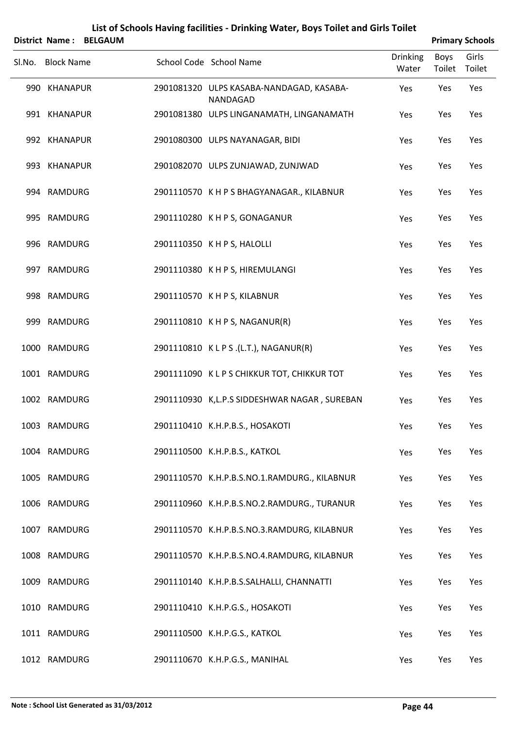# List of Schools Having facilities - Drinking Water, Boys Toilet and Girls Toilet

**District Name : BELGAUM** **Primary Schools**

| Sl.No. | Block Name | School Code | School Name | Drinking Water | Boys Toilet | Girls Toilet |
|---|---|---|---|---|---|---|
| 990 | KHANAPUR | 2901081320 | ULPS KASABA-NANDAGAD, KASABA-NANDAGAD | Yes | Yes | Yes |
| 991 | KHANAPUR | 2901081380 | ULPS LINGANAMATH, LINGANAMATH | Yes | Yes | Yes |
| 992 | KHANAPUR | 2901080300 | ULPS NAYANAGAR, BIDI | Yes | Yes | Yes |
| 993 | KHANAPUR | 2901082070 | ULPS ZUNJAWAD, ZUNJWAD | Yes | Yes | Yes |
| 994 | RAMDURG | 2901110570 | K H P S BHAGYANAGAR., KILABNUR | Yes | Yes | Yes |
| 995 | RAMDURG | 2901110280 | K H P S, GONAGANUR | Yes | Yes | Yes |
| 996 | RAMDURG | 2901110350 | K H P S, HALOLLI | Yes | Yes | Yes |
| 997 | RAMDURG | 2901110380 | K H P S, HIREMULANGI | Yes | Yes | Yes |
| 998 | RAMDURG | 2901110570 | K H P S, KILABNUR | Yes | Yes | Yes |
| 999 | RAMDURG | 2901110810 | K H P S, NAGANUR(R) | Yes | Yes | Yes |
| 1000 | RAMDURG | 2901110810 | K L P S .(L.T.), NAGANUR(R) | Yes | Yes | Yes |
| 1001 | RAMDURG | 2901111090 | K L P S CHIKKUR TOT, CHIKKUR TOT | Yes | Yes | Yes |
| 1002 | RAMDURG | 2901110930 | K,L.P.S SIDDESHWAR NAGAR , SUREBAN | Yes | Yes | Yes |
| 1003 | RAMDURG | 2901110410 | K.H.P.B.S., HOSAKOTI | Yes | Yes | Yes |
| 1004 | RAMDURG | 2901110500 | K.H.P.B.S., KATKOL | Yes | Yes | Yes |
| 1005 | RAMDURG | 2901110570 | K.H.P.B.S.NO.1.RAMDURG., KILABNUR | Yes | Yes | Yes |
| 1006 | RAMDURG | 2901110960 | K.H.P.B.S.NO.2.RAMDURG., TURANUR | Yes | Yes | Yes |
| 1007 | RAMDURG | 2901110570 | K.H.P.B.S.NO.3.RAMDURG, KILABNUR | Yes | Yes | Yes |
| 1008 | RAMDURG | 2901110570 | K.H.P.B.S.NO.4.RAMDURG, KILABNUR | Yes | Yes | Yes |
| 1009 | RAMDURG | 2901110140 | K.H.P.B.S.SALHALLI, CHANNATTI | Yes | Yes | Yes |
| 1010 | RAMDURG | 2901110410 | K.H.P.G.S., HOSAKOTI | Yes | Yes | Yes |
| 1011 | RAMDURG | 2901110500 | K.H.P.G.S., KATKOL | Yes | Yes | Yes |
| 1012 | RAMDURG | 2901110670 | K.H.P.G.S., MANIHAL | Yes | Yes | Yes |

**Note : School List Generated as 31/03/2012**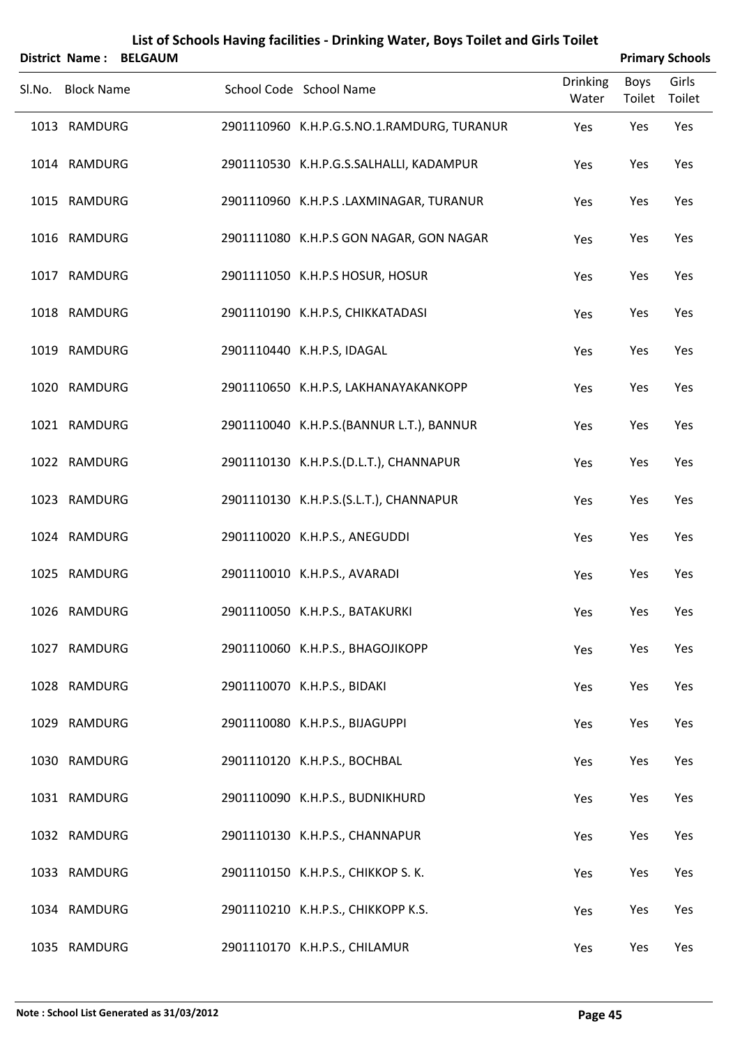# List of Schools Having facilities - Drinking Water, Boys Toilet and Girls Toilet

**District Name : BELGAUM** **Primary Schools**

| Sl.No. | Block Name | School Code | School Name | Drinking Water | Boys Toilet | Girls Toilet |
|---|---|---|---|---|---|---|
| 1013 | RAMDURG | 2901110960 | K.H.P.G.S.NO.1.RAMDURG, TURANUR | Yes | Yes | Yes |
| 1014 | RAMDURG | 2901110530 | K.H.P.G.S.SALHALLI, KADAMPUR | Yes | Yes | Yes |
| 1015 | RAMDURG | 2901110960 | K.H.P.S .LAXMINAGAR, TURANUR | Yes | Yes | Yes |
| 1016 | RAMDURG | 2901111080 | K.H.P.S GON NAGAR, GON NAGAR | Yes | Yes | Yes |
| 1017 | RAMDURG | 2901111050 | K.H.P.S HOSUR, HOSUR | Yes | Yes | Yes |
| 1018 | RAMDURG | 2901110190 | K.H.P.S, CHIKKATADASI | Yes | Yes | Yes |
| 1019 | RAMDURG | 2901110440 | K.H.P.S, IDAGAL | Yes | Yes | Yes |
| 1020 | RAMDURG | 2901110650 | K.H.P.S, LAKHANAYAKANKOPP | Yes | Yes | Yes |
| 1021 | RAMDURG | 2901110040 | K.H.P.S.(BANNUR L.T.), BANNUR | Yes | Yes | Yes |
| 1022 | RAMDURG | 2901110130 | K.H.P.S.(D.L.T.), CHANNAPUR | Yes | Yes | Yes |
| 1023 | RAMDURG | 2901110130 | K.H.P.S.(S.L.T.), CHANNAPUR | Yes | Yes | Yes |
| 1024 | RAMDURG | 2901110020 | K.H.P.S., ANEGUDDI | Yes | Yes | Yes |
| 1025 | RAMDURG | 2901110010 | K.H.P.S., AVARADI | Yes | Yes | Yes |
| 1026 | RAMDURG | 2901110050 | K.H.P.S., BATAKURKI | Yes | Yes | Yes |
| 1027 | RAMDURG | 2901110060 | K.H.P.S., BHAGOJIKOPP | Yes | Yes | Yes |
| 1028 | RAMDURG | 2901110070 | K.H.P.S., BIDAKI | Yes | Yes | Yes |
| 1029 | RAMDURG | 2901110080 | K.H.P.S., BIJAGUPPI | Yes | Yes | Yes |
| 1030 | RAMDURG | 2901110120 | K.H.P.S., BOCHBAL | Yes | Yes | Yes |
| 1031 | RAMDURG | 2901110090 | K.H.P.S., BUDNIKHURD | Yes | Yes | Yes |
| 1032 | RAMDURG | 2901110130 | K.H.P.S., CHANNAPUR | Yes | Yes | Yes |
| 1033 | RAMDURG | 2901110150 | K.H.P.S., CHIKKOP S. K. | Yes | Yes | Yes |
| 1034 | RAMDURG | 2901110210 | K.H.P.S., CHIKKOPP K.S. | Yes | Yes | Yes |
| 1035 | RAMDURG | 2901110170 | K.H.P.S., CHILAMUR | Yes | Yes | Yes |

**Note : School List Generated as 31/03/2012**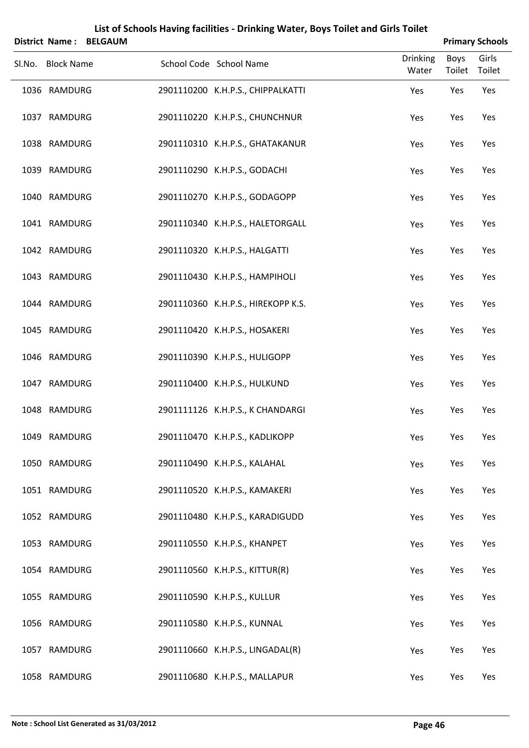## List of Schools Having facilities - Drinking Water, Boys Toilet and Girls Toilet

**District Name : BELGAUM** **Primary Schools**

| Sl.No. | Block Name | School Code | School Name | Drinking Water | Boys Toilet | Girls Toilet |
|---|---|---|---|---|---|---|
| 1036 | RAMDURG | 2901110200 | K.H.P.S., CHIPPALKATTI | Yes | Yes | Yes |
| 1037 | RAMDURG | 2901110220 | K.H.P.S., CHUNCHNUR | Yes | Yes | Yes |
| 1038 | RAMDURG | 2901110310 | K.H.P.S., GHATAKANUR | Yes | Yes | Yes |
| 1039 | RAMDURG | 2901110290 | K.H.P.S., GODACHI | Yes | Yes | Yes |
| 1040 | RAMDURG | 2901110270 | K.H.P.S., GODAGOPP | Yes | Yes | Yes |
| 1041 | RAMDURG | 2901110340 | K.H.P.S., HALETORGALL | Yes | Yes | Yes |
| 1042 | RAMDURG | 2901110320 | K.H.P.S., HALGATTI | Yes | Yes | Yes |
| 1043 | RAMDURG | 2901110430 | K.H.P.S., HAMPIHOLI | Yes | Yes | Yes |
| 1044 | RAMDURG | 2901110360 | K.H.P.S., HIREKOPP K.S. | Yes | Yes | Yes |
| 1045 | RAMDURG | 2901110420 | K.H.P.S., HOSAKERI | Yes | Yes | Yes |
| 1046 | RAMDURG | 2901110390 | K.H.P.S., HULIGOPP | Yes | Yes | Yes |
| 1047 | RAMDURG | 2901110400 | K.H.P.S., HULKUND | Yes | Yes | Yes |
| 1048 | RAMDURG | 2901111126 | K.H.P.S., K CHANDARGI | Yes | Yes | Yes |
| 1049 | RAMDURG | 2901110470 | K.H.P.S., KADLIKOPP | Yes | Yes | Yes |
| 1050 | RAMDURG | 2901110490 | K.H.P.S., KALAHAL | Yes | Yes | Yes |
| 1051 | RAMDURG | 2901110520 | K.H.P.S., KAMAKERI | Yes | Yes | Yes |
| 1052 | RAMDURG | 2901110480 | K.H.P.S., KARADIGUDD | Yes | Yes | Yes |
| 1053 | RAMDURG | 2901110550 | K.H.P.S., KHANPET | Yes | Yes | Yes |
| 1054 | RAMDURG | 2901110560 | K.H.P.S., KITTUR(R) | Yes | Yes | Yes |
| 1055 | RAMDURG | 2901110590 | K.H.P.S., KULLUR | Yes | Yes | Yes |
| 1056 | RAMDURG | 2901110580 | K.H.P.S., KUNNAL | Yes | Yes | Yes |
| 1057 | RAMDURG | 2901110660 | K.H.P.S., LINGADAL(R) | Yes | Yes | Yes |
| 1058 | RAMDURG | 2901110680 | K.H.P.S., MALLAPUR | Yes | Yes | Yes |

**Note : School List Generated as 31/03/2012**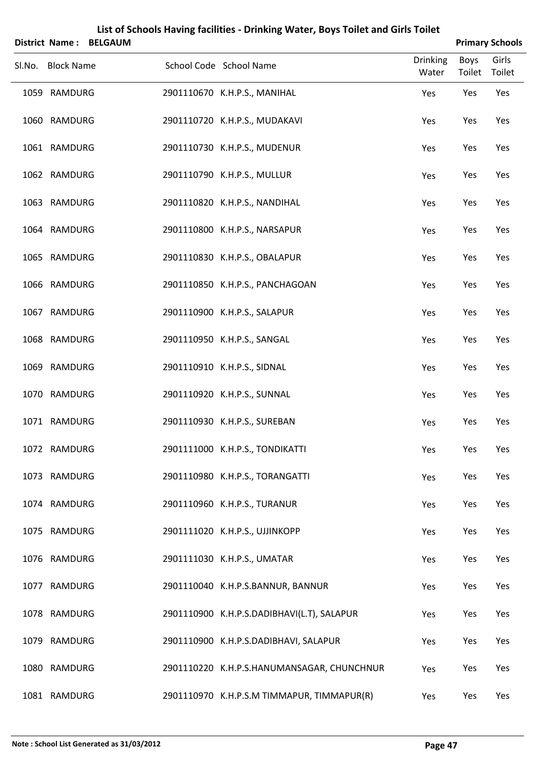# List of Schools Having facilities - Drinking Water, Boys Toilet and Girls Toilet

**District Name : BELGAUM** **Primary Schools**

| Sl.No. | Block Name | School Code | School Name | Drinking Water | Boys Toilet | Girls Toilet |
|---|---|---|---|---|---|---|
| 1059 | RAMDURG | 2901110670 | K.H.P.S., MANIHAL | Yes | Yes | Yes |
| 1060 | RAMDURG | 2901110720 | K.H.P.S., MUDAKAVI | Yes | Yes | Yes |
| 1061 | RAMDURG | 2901110730 | K.H.P.S., MUDENUR | Yes | Yes | Yes |
| 1062 | RAMDURG | 2901110790 | K.H.P.S., MULLUR | Yes | Yes | Yes |
| 1063 | RAMDURG | 2901110820 | K.H.P.S., NANDIHAL | Yes | Yes | Yes |
| 1064 | RAMDURG | 2901110800 | K.H.P.S., NARSAPUR | Yes | Yes | Yes |
| 1065 | RAMDURG | 2901110830 | K.H.P.S., OBALAPUR | Yes | Yes | Yes |
| 1066 | RAMDURG | 2901110850 | K.H.P.S., PANCHAGOAN | Yes | Yes | Yes |
| 1067 | RAMDURG | 2901110900 | K.H.P.S., SALAPUR | Yes | Yes | Yes |
| 1068 | RAMDURG | 2901110950 | K.H.P.S., SANGAL | Yes | Yes | Yes |
| 1069 | RAMDURG | 2901110910 | K.H.P.S., SIDNAL | Yes | Yes | Yes |
| 1070 | RAMDURG | 2901110920 | K.H.P.S., SUNNAL | Yes | Yes | Yes |
| 1071 | RAMDURG | 2901110930 | K.H.P.S., SUREBAN | Yes | Yes | Yes |
| 1072 | RAMDURG | 2901111000 | K.H.P.S., TONDIKATTI | Yes | Yes | Yes |
| 1073 | RAMDURG | 2901110980 | K.H.P.S., TORANGATTI | Yes | Yes | Yes |
| 1074 | RAMDURG | 2901110960 | K.H.P.S., TURANUR | Yes | Yes | Yes |
| 1075 | RAMDURG | 2901111020 | K.H.P.S., UJJINKOPP | Yes | Yes | Yes |
| 1076 | RAMDURG | 2901111030 | K.H.P.S., UMATAR | Yes | Yes | Yes |
| 1077 | RAMDURG | 2901110040 | K.H.P.S.BANNUR, BANNUR | Yes | Yes | Yes |
| 1078 | RAMDURG | 2901110900 | K.H.P.S.DADIBHAVI(L.T), SALAPUR | Yes | Yes | Yes |
| 1079 | RAMDURG | 2901110900 | K.H.P.S.DADIBHAVI, SALAPUR | Yes | Yes | Yes |
| 1080 | RAMDURG | 2901110220 | K.H.P.S.HANUMANSAGAR, CHUNCHNUR | Yes | Yes | Yes |
| 1081 | RAMDURG | 2901110970 | K.H.P.S.M TIMMAPUR, TIMMAPUR(R) | Yes | Yes | Yes |

**Note : School List Generated as 31/03/2012**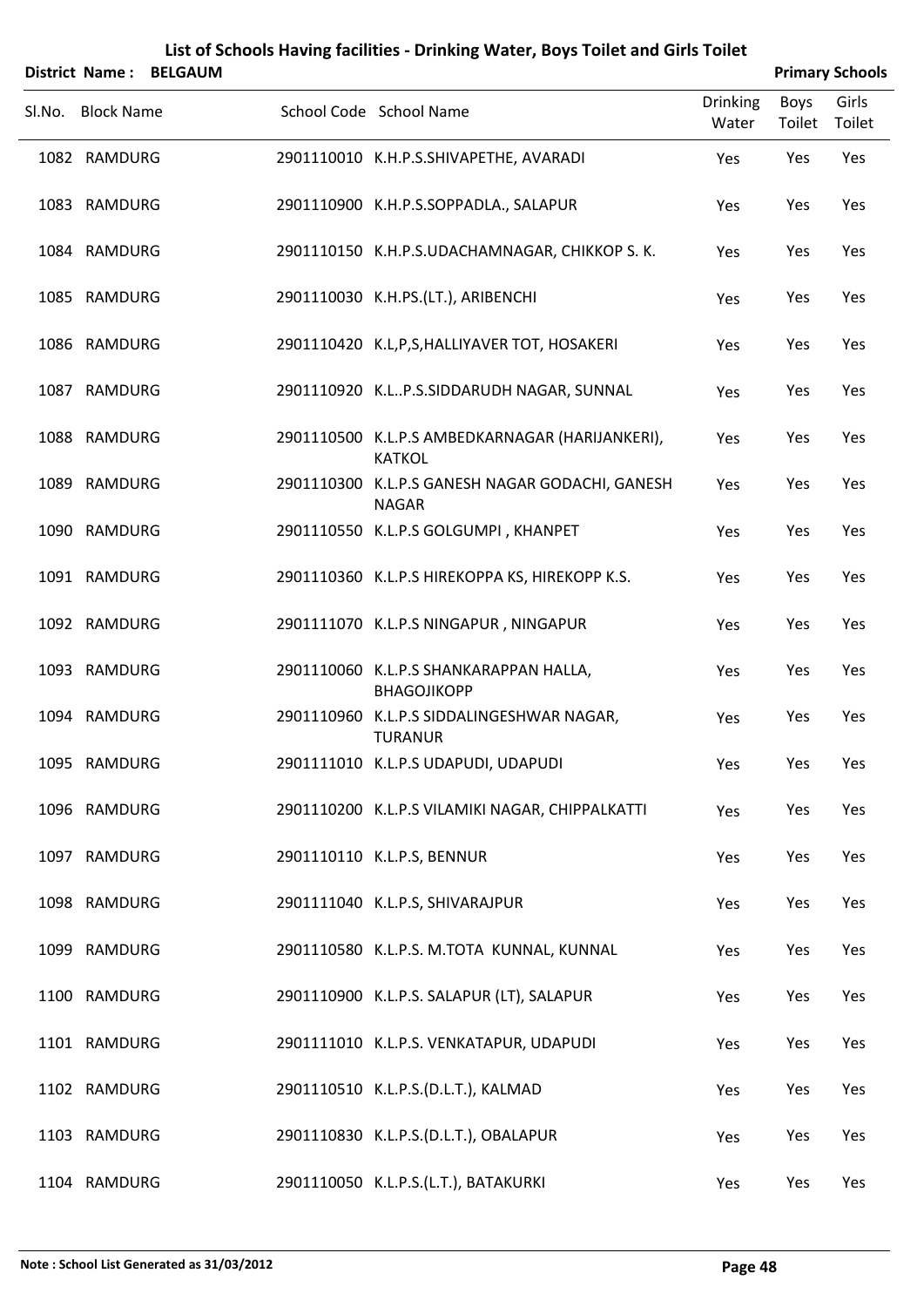# List of Schools Having facilities - Drinking Water, Boys Toilet and Girls Toilet

**District Name : BELGAUM** **Primary Schools**

| Sl.No. | Block Name | School Code | School Name | Drinking Water | Boys Toilet | Girls Toilet |
|---|---|---|---|---|---|---|
| 1082 | RAMDURG | 2901110010 | K.H.P.S.SHIVAPETHE, AVARADI | Yes | Yes | Yes |
| 1083 | RAMDURG | 2901110900 | K.H.P.S.SOPPADLA., SALAPUR | Yes | Yes | Yes |
| 1084 | RAMDURG | 2901110150 | K.H.P.S.UDACHAMNAGAR, CHIKKOP S. K. | Yes | Yes | Yes |
| 1085 | RAMDURG | 2901110030 | K.H.PS.(LT.), ARIBENCHI | Yes | Yes | Yes |
| 1086 | RAMDURG | 2901110420 | K.L,P,S,HALLIYAVER TOT, HOSAKERI | Yes | Yes | Yes |
| 1087 | RAMDURG | 2901110920 | K.L..P.S.SIDDARUDH NAGAR, SUNNAL | Yes | Yes | Yes |
| 1088 | RAMDURG | 2901110500 | K.L.P.S AMBEDKARNAGAR (HARIJANKERI), KATKOL | Yes | Yes | Yes |
| 1089 | RAMDURG | 2901110300 | K.L.P.S GANESH NAGAR GODACHI, GANESH NAGAR | Yes | Yes | Yes |
| 1090 | RAMDURG | 2901110550 | K.L.P.S GOLGUMPI , KHANPET | Yes | Yes | Yes |
| 1091 | RAMDURG | 2901110360 | K.L.P.S HIREKOPPA KS, HIREKOPP K.S. | Yes | Yes | Yes |
| 1092 | RAMDURG | 2901111070 | K.L.P.S NINGAPUR , NINGAPUR | Yes | Yes | Yes |
| 1093 | RAMDURG | 2901110060 | K.L.P.S SHANKARAPPAN HALLA, BHAGOJIKOPP | Yes | Yes | Yes |
| 1094 | RAMDURG | 2901110960 | K.L.P.S SIDDALINGESHWAR NAGAR, TURANUR | Yes | Yes | Yes |
| 1095 | RAMDURG | 2901111010 | K.L.P.S UDAPUDI, UDAPUDI | Yes | Yes | Yes |
| 1096 | RAMDURG | 2901110200 | K.L.P.S VILAMIKI NAGAR, CHIPPALKATTI | Yes | Yes | Yes |
| 1097 | RAMDURG | 2901110110 | K.L.P.S, BENNUR | Yes | Yes | Yes |
| 1098 | RAMDURG | 2901111040 | K.L.P.S, SHIVARAJPUR | Yes | Yes | Yes |
| 1099 | RAMDURG | 2901110580 | K.L.P.S. M.TOTA KUNNAL, KUNNAL | Yes | Yes | Yes |
| 1100 | RAMDURG | 2901110900 | K.L.P.S. SALAPUR (LT), SALAPUR | Yes | Yes | Yes |
| 1101 | RAMDURG | 2901111010 | K.L.P.S. VENKATAPUR, UDAPUDI | Yes | Yes | Yes |
| 1102 | RAMDURG | 2901110510 | K.L.P.S.(D.L.T.), KALMAD | Yes | Yes | Yes |
| 1103 | RAMDURG | 2901110830 | K.L.P.S.(D.L.T.), OBALAPUR | Yes | Yes | Yes |
| 1104 | RAMDURG | 2901110050 | K.L.P.S.(L.T.), BATAKURKI | Yes | Yes | Yes |

**Note : School List Generated as 31/03/2012**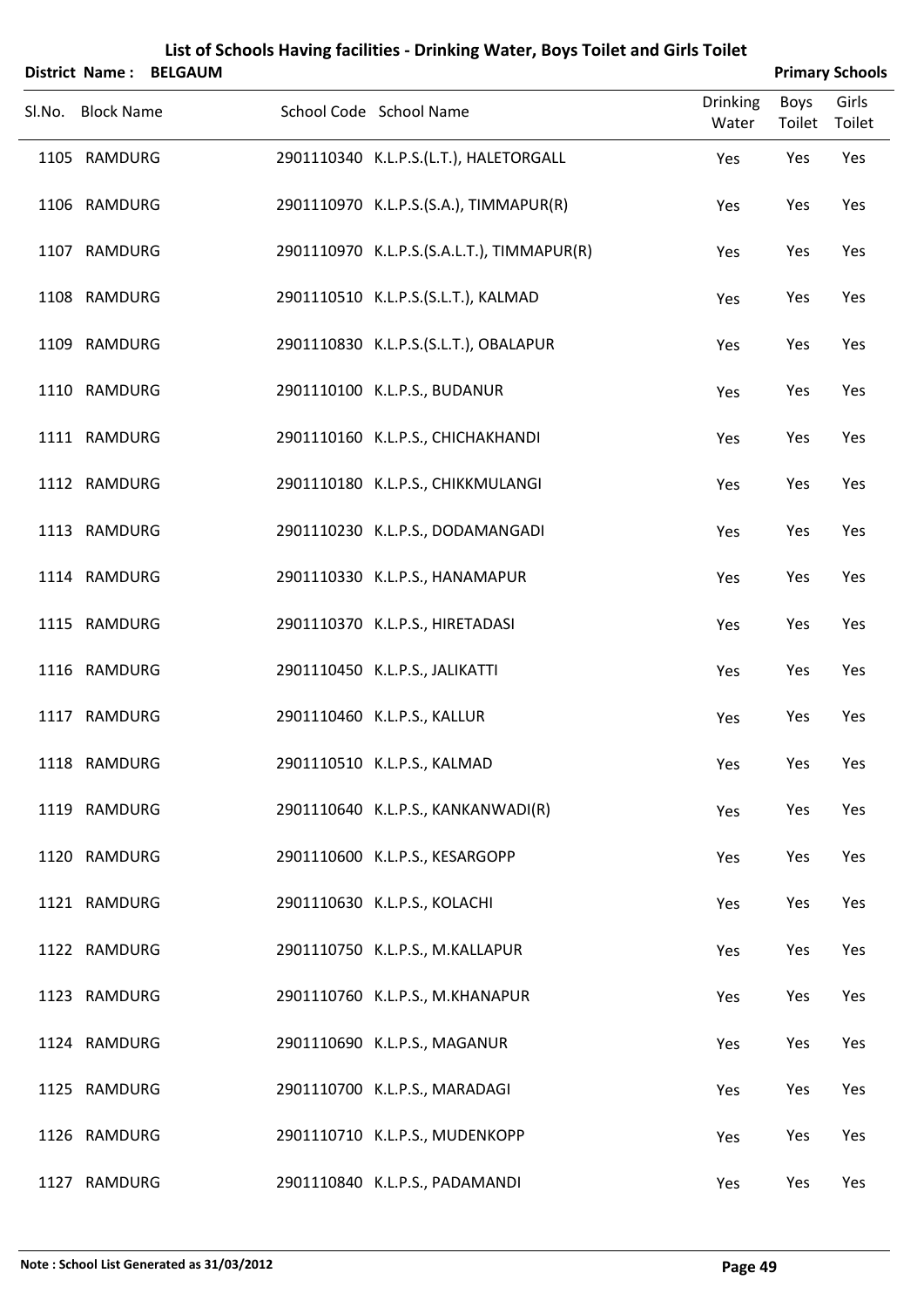# List of Schools Having facilities - Drinking Water, Boys Toilet and Girls Toilet

**District Name : BELGAUM** **Primary Schools**

| Sl.No. | Block Name | School Code | School Name | Drinking Water | Boys Toilet | Girls Toilet |
|---|---|---|---|---|---|---|
| 1105 | RAMDURG | 2901110340 | K.L.P.S.(L.T.), HALETORGALL | Yes | Yes | Yes |
| 1106 | RAMDURG | 2901110970 | K.L.P.S.(S.A.), TIMMAPUR(R) | Yes | Yes | Yes |
| 1107 | RAMDURG | 2901110970 | K.L.P.S.(S.A.L.T.), TIMMAPUR(R) | Yes | Yes | Yes |
| 1108 | RAMDURG | 2901110510 | K.L.P.S.(S.L.T.), KALMAD | Yes | Yes | Yes |
| 1109 | RAMDURG | 2901110830 | K.L.P.S.(S.L.T.), OBALAPUR | Yes | Yes | Yes |
| 1110 | RAMDURG | 2901110100 | K.L.P.S., BUDANUR | Yes | Yes | Yes |
| 1111 | RAMDURG | 2901110160 | K.L.P.S., CHICHAKHANDI | Yes | Yes | Yes |
| 1112 | RAMDURG | 2901110180 | K.L.P.S., CHIKKMULANGI | Yes | Yes | Yes |
| 1113 | RAMDURG | 2901110230 | K.L.P.S., DODAMANGADI | Yes | Yes | Yes |
| 1114 | RAMDURG | 2901110330 | K.L.P.S., HANAMAPUR | Yes | Yes | Yes |
| 1115 | RAMDURG | 2901110370 | K.L.P.S., HIRETADASI | Yes | Yes | Yes |
| 1116 | RAMDURG | 2901110450 | K.L.P.S., JALIKATTI | Yes | Yes | Yes |
| 1117 | RAMDURG | 2901110460 | K.L.P.S., KALLUR | Yes | Yes | Yes |
| 1118 | RAMDURG | 2901110510 | K.L.P.S., KALMAD | Yes | Yes | Yes |
| 1119 | RAMDURG | 2901110640 | K.L.P.S., KANKANWADI(R) | Yes | Yes | Yes |
| 1120 | RAMDURG | 2901110600 | K.L.P.S., KESARGOPP | Yes | Yes | Yes |
| 1121 | RAMDURG | 2901110630 | K.L.P.S., KOLACHI | Yes | Yes | Yes |
| 1122 | RAMDURG | 2901110750 | K.L.P.S., M.KALLAPUR | Yes | Yes | Yes |
| 1123 | RAMDURG | 2901110760 | K.L.P.S., M.KHANAPUR | Yes | Yes | Yes |
| 1124 | RAMDURG | 2901110690 | K.L.P.S., MAGANUR | Yes | Yes | Yes |
| 1125 | RAMDURG | 2901110700 | K.L.P.S., MARADAGI | Yes | Yes | Yes |
| 1126 | RAMDURG | 2901110710 | K.L.P.S., MUDENKOPP | Yes | Yes | Yes |
| 1127 | RAMDURG | 2901110840 | K.L.P.S., PADAMANDI | Yes | Yes | Yes |

**Note : School List Generated as 31/03/2012**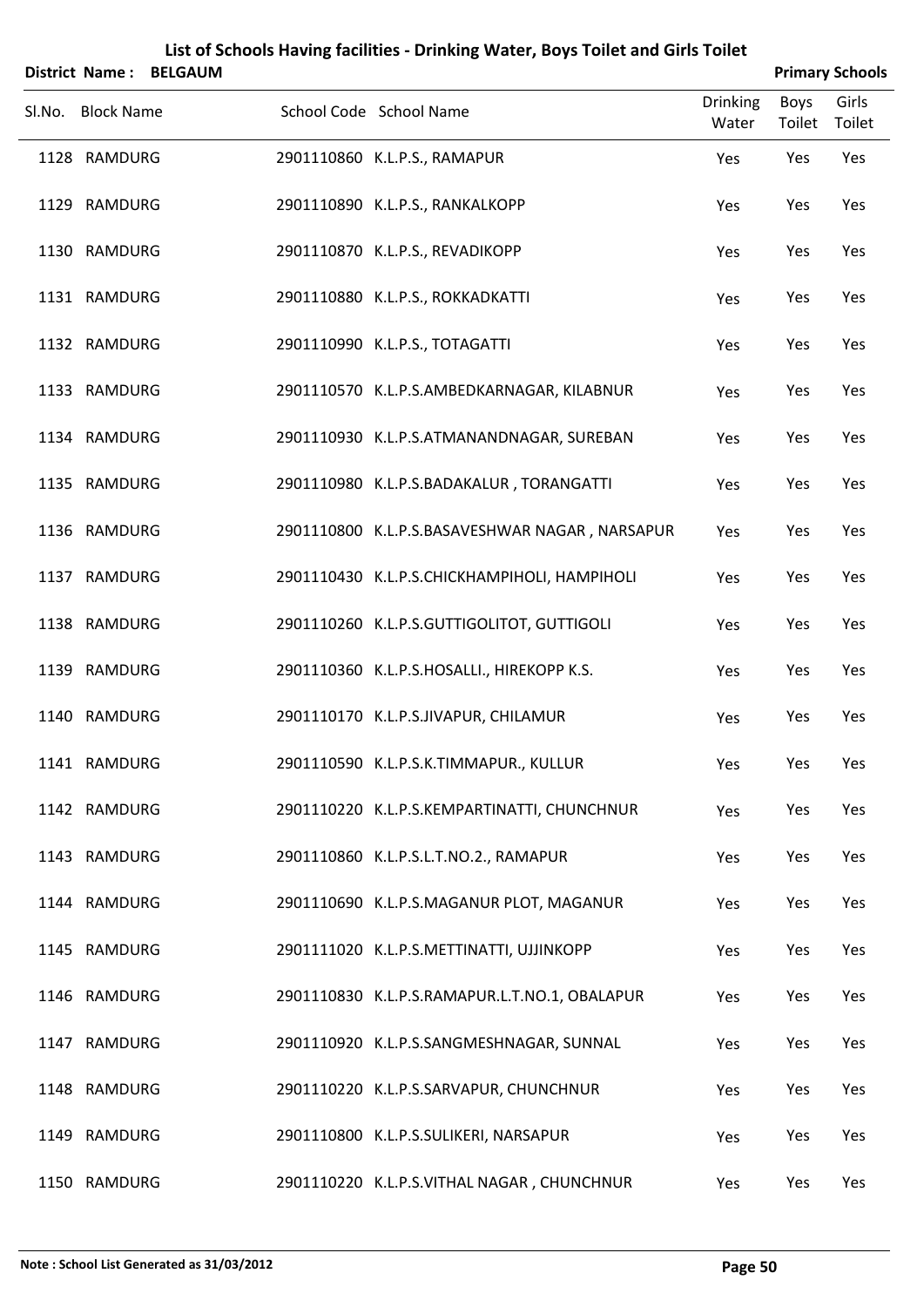# List of Schools Having facilities - Drinking Water, Boys Toilet and Girls Toilet

**District Name : BELGAUM** **Primary Schools**

| Sl.No. | Block Name | School Code | School Name | Drinking Water | Boys Toilet | Girls Toilet |
|---|---|---|---|---|---|---|
| 1128 | RAMDURG | 2901110860 | K.L.P.S., RAMAPUR | Yes | Yes | Yes |
| 1129 | RAMDURG | 2901110890 | K.L.P.S., RANKALKOPP | Yes | Yes | Yes |
| 1130 | RAMDURG | 2901110870 | K.L.P.S., REVADIKOPP | Yes | Yes | Yes |
| 1131 | RAMDURG | 2901110880 | K.L.P.S., ROKKADKATTI | Yes | Yes | Yes |
| 1132 | RAMDURG | 2901110990 | K.L.P.S., TOTAGATTI | Yes | Yes | Yes |
| 1133 | RAMDURG | 2901110570 | K.L.P.S.AMBEDKARNAGAR, KILABNUR | Yes | Yes | Yes |
| 1134 | RAMDURG | 2901110930 | K.L.P.S.ATMANANDNAGAR, SUREBAN | Yes | Yes | Yes |
| 1135 | RAMDURG | 2901110980 | K.L.P.S.BADAKALUR , TORANGATTI | Yes | Yes | Yes |
| 1136 | RAMDURG | 2901110800 | K.L.P.S.BASAVESHWAR NAGAR , NARSAPUR | Yes | Yes | Yes |
| 1137 | RAMDURG | 2901110430 | K.L.P.S.CHICKHAMPIHOLI, HAMPIHOLI | Yes | Yes | Yes |
| 1138 | RAMDURG | 2901110260 | K.L.P.S.GUTTIGOLITOT, GUTTIGOLI | Yes | Yes | Yes |
| 1139 | RAMDURG | 2901110360 | K.L.P.S.HOSALLI., HIREKOPP K.S. | Yes | Yes | Yes |
| 1140 | RAMDURG | 2901110170 | K.L.P.S.JIVAPUR, CHILAMUR | Yes | Yes | Yes |
| 1141 | RAMDURG | 2901110590 | K.L.P.S.K.TIMMAPUR., KULLUR | Yes | Yes | Yes |
| 1142 | RAMDURG | 2901110220 | K.L.P.S.KEMPARTINATTI, CHUNCHNUR | Yes | Yes | Yes |
| 1143 | RAMDURG | 2901110860 | K.L.P.S.L.T.NO.2., RAMAPUR | Yes | Yes | Yes |
| 1144 | RAMDURG | 2901110690 | K.L.P.S.MAGANUR PLOT, MAGANUR | Yes | Yes | Yes |
| 1145 | RAMDURG | 2901111020 | K.L.P.S.METTINATTI, UJJINKOPP | Yes | Yes | Yes |
| 1146 | RAMDURG | 2901110830 | K.L.P.S.RAMAPUR.L.T.NO.1, OBALAPUR | Yes | Yes | Yes |
| 1147 | RAMDURG | 2901110920 | K.L.P.S.SANGMESHNAGAR, SUNNAL | Yes | Yes | Yes |
| 1148 | RAMDURG | 2901110220 | K.L.P.S.SARVAPUR, CHUNCHNUR | Yes | Yes | Yes |
| 1149 | RAMDURG | 2901110800 | K.L.P.S.SULIKERI, NARSAPUR | Yes | Yes | Yes |
| 1150 | RAMDURG | 2901110220 | K.L.P.S.VITHAL NAGAR , CHUNCHNUR | Yes | Yes | Yes |

**Note : School List Generated as 31/03/2012**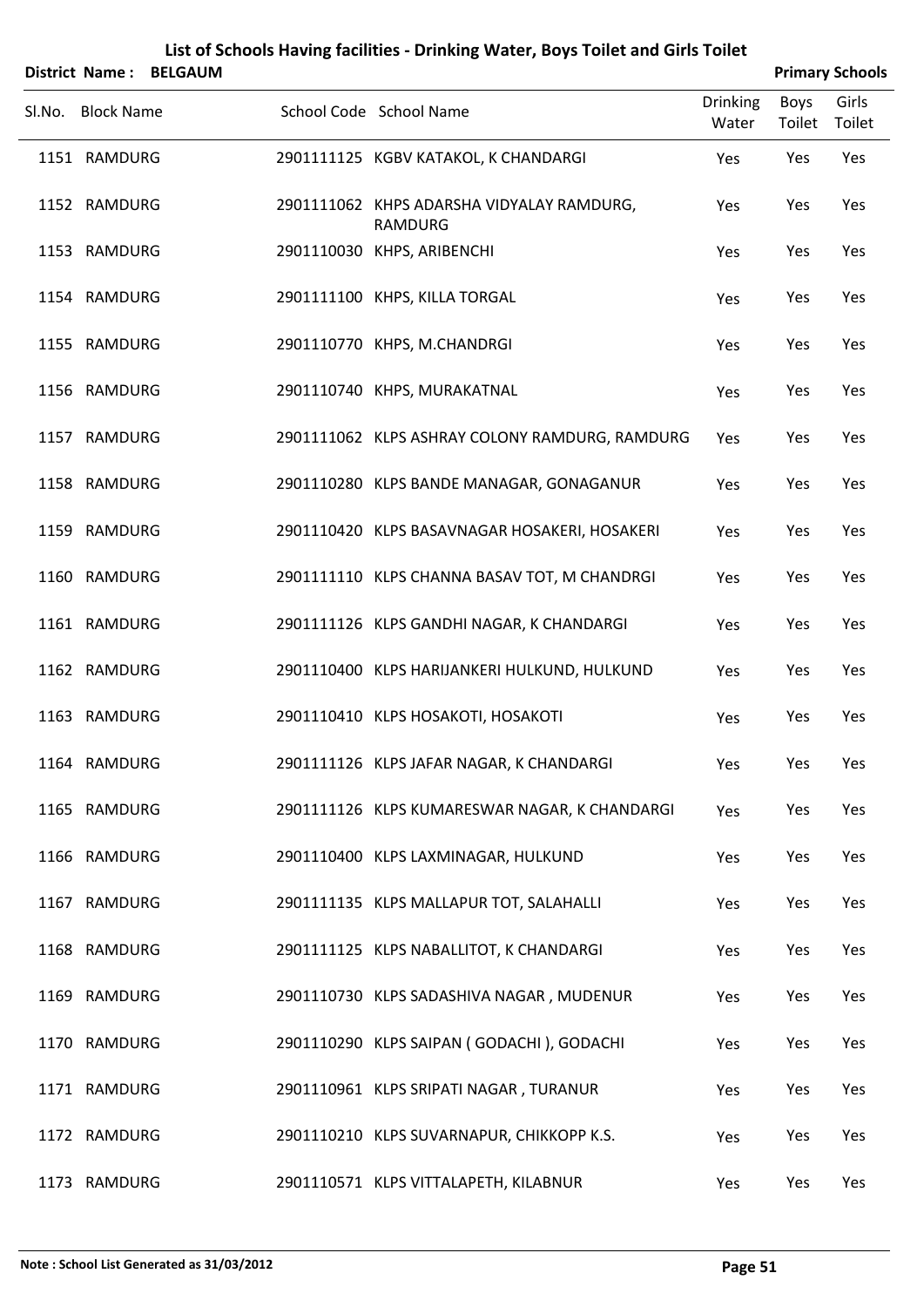# List of Schools Having facilities - Drinking Water, Boys Toilet and Girls Toilet

**District Name : BELGAUM** **Primary Schools**

| Sl.No. | Block Name | School Code | School Name | Drinking Water | Boys Toilet | Girls Toilet |
|---|---|---|---|---|---|---|
| 1151 | RAMDURG | 2901111125 | KGBV KATAKOL, K CHANDARGI | Yes | Yes | Yes |
| 1152 | RAMDURG | 2901111062 | KHPS ADARSHA VIDYALAY RAMDURG, RAMDURG | Yes | Yes | Yes |
| 1153 | RAMDURG | 2901110030 | KHPS, ARIBENCHI | Yes | Yes | Yes |
| 1154 | RAMDURG | 2901111100 | KHPS, KILLA TORGAL | Yes | Yes | Yes |
| 1155 | RAMDURG | 2901110770 | KHPS, M.CHANDRGI | Yes | Yes | Yes |
| 1156 | RAMDURG | 2901110740 | KHPS, MURAKATNAL | Yes | Yes | Yes |
| 1157 | RAMDURG | 2901111062 | KLPS ASHRAY COLONY RAMDURG, RAMDURG | Yes | Yes | Yes |
| 1158 | RAMDURG | 2901110280 | KLPS BANDE MANAGAR, GONAGANUR | Yes | Yes | Yes |
| 1159 | RAMDURG | 2901110420 | KLPS BASAVNAGAR HOSAKERI, HOSAKERI | Yes | Yes | Yes |
| 1160 | RAMDURG | 2901111110 | KLPS CHANNA BASAV TOT, M CHANDRGI | Yes | Yes | Yes |
| 1161 | RAMDURG | 2901111126 | KLPS GANDHI NAGAR, K CHANDARGI | Yes | Yes | Yes |
| 1162 | RAMDURG | 2901110400 | KLPS HARIJANKERI HULKUND, HULKUND | Yes | Yes | Yes |
| 1163 | RAMDURG | 2901110410 | KLPS HOSAKOTI, HOSAKOTI | Yes | Yes | Yes |
| 1164 | RAMDURG | 2901111126 | KLPS JAFAR NAGAR, K CHANDARGI | Yes | Yes | Yes |
| 1165 | RAMDURG | 2901111126 | KLPS KUMARESWAR NAGAR, K CHANDARGI | Yes | Yes | Yes |
| 1166 | RAMDURG | 2901110400 | KLPS LAXMINAGAR, HULKUND | Yes | Yes | Yes |
| 1167 | RAMDURG | 2901111135 | KLPS MALLAPUR TOT, SALAHALLI | Yes | Yes | Yes |
| 1168 | RAMDURG | 2901111125 | KLPS NABALLITOT, K CHANDARGI | Yes | Yes | Yes |
| 1169 | RAMDURG | 2901110730 | KLPS SADASHIVA NAGAR , MUDENUR | Yes | Yes | Yes |
| 1170 | RAMDURG | 2901110290 | KLPS SAIPAN ( GODACHI ), GODACHI | Yes | Yes | Yes |
| 1171 | RAMDURG | 2901110961 | KLPS SRIPATI NAGAR , TURANUR | Yes | Yes | Yes |
| 1172 | RAMDURG | 2901110210 | KLPS SUVARNAPUR, CHIKKOPP K.S. | Yes | Yes | Yes |
| 1173 | RAMDURG | 2901110571 | KLPS VITTALAPETH, KILABNUR | Yes | Yes | Yes |

**Note : School List Generated as 31/03/2012**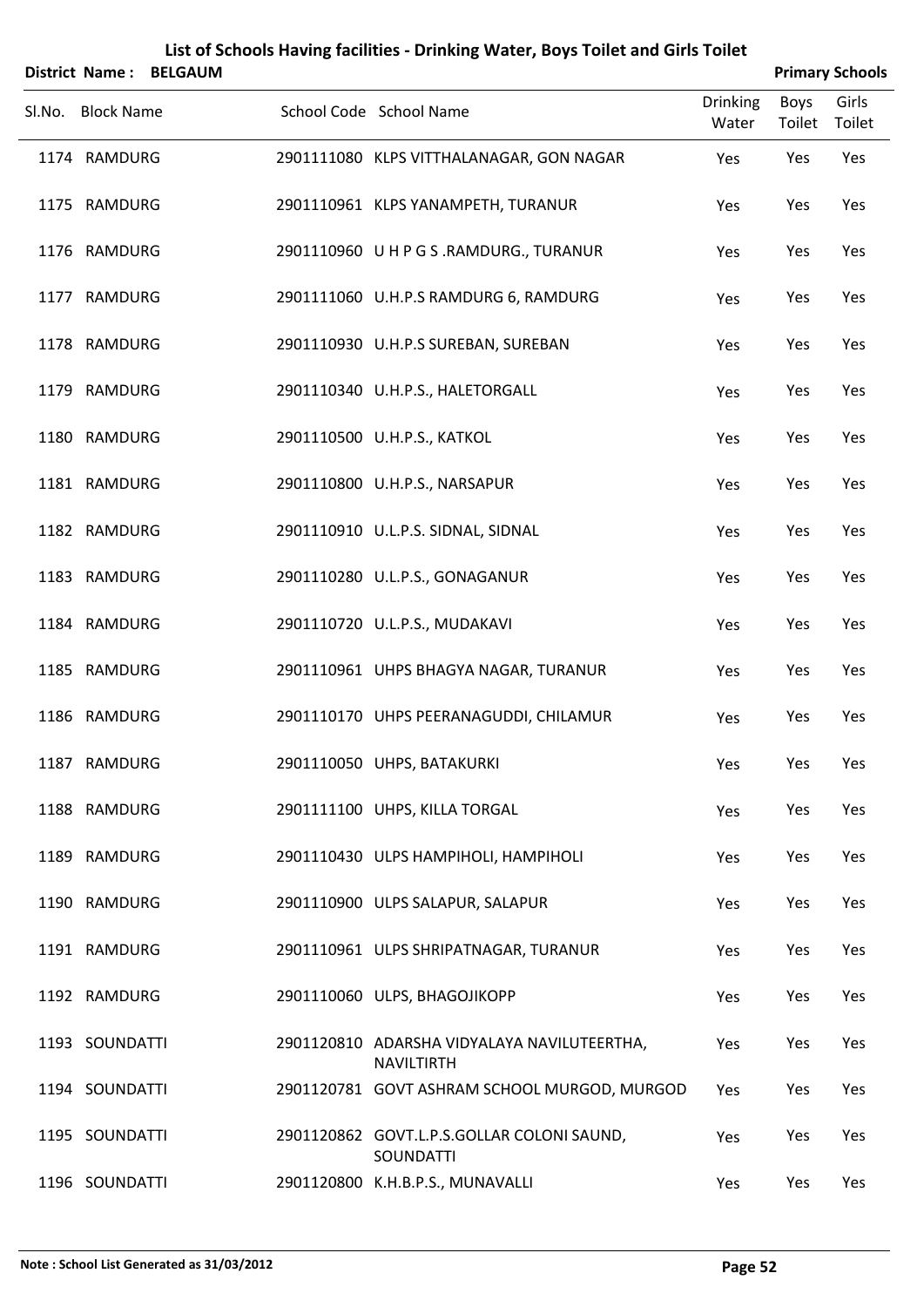# List of Schools Having facilities - Drinking Water, Boys Toilet and Girls Toilet

**District Name : BELGAUM** **Primary Schools**

| Sl.No. | Block Name | School Code | School Name | Drinking Water | Boys Toilet | Girls Toilet |
|---|---|---|---|---|---|---|
| 1174 | RAMDURG | 2901111080 | KLPS VITTHALANAGAR, GON NAGAR | Yes | Yes | Yes |
| 1175 | RAMDURG | 2901110961 | KLPS YANAMPETH, TURANUR | Yes | Yes | Yes |
| 1176 | RAMDURG | 2901110960 | U H P G S .RAMDURG., TURANUR | Yes | Yes | Yes |
| 1177 | RAMDURG | 2901111060 | U.H.P.S RAMDURG 6, RAMDURG | Yes | Yes | Yes |
| 1178 | RAMDURG | 2901110930 | U.H.P.S SUREBAN, SUREBAN | Yes | Yes | Yes |
| 1179 | RAMDURG | 2901110340 | U.H.P.S., HALETORGALL | Yes | Yes | Yes |
| 1180 | RAMDURG | 2901110500 | U.H.P.S., KATKOL | Yes | Yes | Yes |
| 1181 | RAMDURG | 2901110800 | U.H.P.S., NARSAPUR | Yes | Yes | Yes |
| 1182 | RAMDURG | 2901110910 | U.L.P.S. SIDNAL, SIDNAL | Yes | Yes | Yes |
| 1183 | RAMDURG | 2901110280 | U.L.P.S., GONAGANUR | Yes | Yes | Yes |
| 1184 | RAMDURG | 2901110720 | U.L.P.S., MUDAKAVI | Yes | Yes | Yes |
| 1185 | RAMDURG | 2901110961 | UHPS BHAGYA NAGAR, TURANUR | Yes | Yes | Yes |
| 1186 | RAMDURG | 2901110170 | UHPS PEERANAGUDDI, CHILAMUR | Yes | Yes | Yes |
| 1187 | RAMDURG | 2901110050 | UHPS, BATAKURKI | Yes | Yes | Yes |
| 1188 | RAMDURG | 2901111100 | UHPS, KILLA TORGAL | Yes | Yes | Yes |
| 1189 | RAMDURG | 2901110430 | ULPS HAMPIHOLI, HAMPIHOLI | Yes | Yes | Yes |
| 1190 | RAMDURG | 2901110900 | ULPS SALAPUR, SALAPUR | Yes | Yes | Yes |
| 1191 | RAMDURG | 2901110961 | ULPS SHRIPATNAGAR, TURANUR | Yes | Yes | Yes |
| 1192 | RAMDURG | 2901110060 | ULPS, BHAGOJIKOPP | Yes | Yes | Yes |
| 1193 | SOUNDATTI | 2901120810 | ADARSHA VIDYALAYA NAVILUTEERTHA, NAVILTIRTH | Yes | Yes | Yes |
| 1194 | SOUNDATTI | 2901120781 | GOVT ASHRAM SCHOOL MURGOD, MURGOD | Yes | Yes | Yes |
| 1195 | SOUNDATTI | 2901120862 | GOVT.L.P.S.GOLLAR COLONI SAUND, SOUNDATTI | Yes | Yes | Yes |
| 1196 | SOUNDATTI | 2901120800 | K.H.B.P.S., MUNAVALLI | Yes | Yes | Yes |

**Note : School List Generated as 31/03/2012**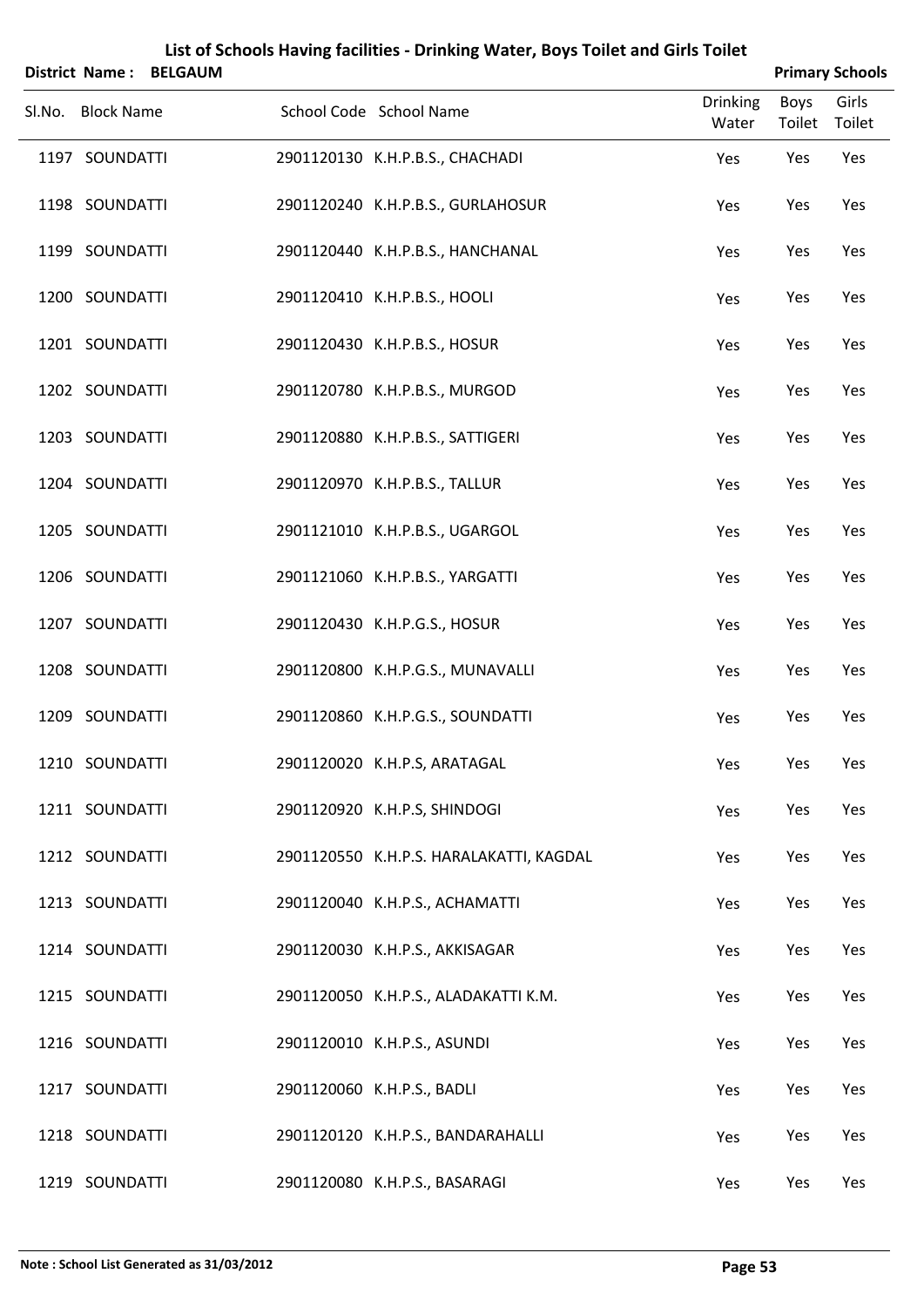# List of Schools Having facilities - Drinking Water, Boys Toilet and Girls Toilet

**District Name : BELGAUM** **Primary Schools**

| Sl.No. | Block Name | School Code | School Name | Drinking Water | Boys Toilet | Girls Toilet |
|---|---|---|---|---|---|---|
| 1197 | SOUNDATTI | 2901120130 | K.H.P.B.S., CHACHADI | Yes | Yes | Yes |
| 1198 | SOUNDATTI | 2901120240 | K.H.P.B.S., GURLAHOSUR | Yes | Yes | Yes |
| 1199 | SOUNDATTI | 2901120440 | K.H.P.B.S., HANCHANAL | Yes | Yes | Yes |
| 1200 | SOUNDATTI | 2901120410 | K.H.P.B.S., HOOLI | Yes | Yes | Yes |
| 1201 | SOUNDATTI | 2901120430 | K.H.P.B.S., HOSUR | Yes | Yes | Yes |
| 1202 | SOUNDATTI | 2901120780 | K.H.P.B.S., MURGOD | Yes | Yes | Yes |
| 1203 | SOUNDATTI | 2901120880 | K.H.P.B.S., SATTIGERI | Yes | Yes | Yes |
| 1204 | SOUNDATTI | 2901120970 | K.H.P.B.S., TALLUR | Yes | Yes | Yes |
| 1205 | SOUNDATTI | 2901121010 | K.H.P.B.S., UGARGOL | Yes | Yes | Yes |
| 1206 | SOUNDATTI | 2901121060 | K.H.P.B.S., YARGATTI | Yes | Yes | Yes |
| 1207 | SOUNDATTI | 2901120430 | K.H.P.G.S., HOSUR | Yes | Yes | Yes |
| 1208 | SOUNDATTI | 2901120800 | K.H.P.G.S., MUNAVALLI | Yes | Yes | Yes |
| 1209 | SOUNDATTI | 2901120860 | K.H.P.G.S., SOUNDATTI | Yes | Yes | Yes |
| 1210 | SOUNDATTI | 2901120020 | K.H.P.S, ARATAGAL | Yes | Yes | Yes |
| 1211 | SOUNDATTI | 2901120920 | K.H.P.S, SHINDOGI | Yes | Yes | Yes |
| 1212 | SOUNDATTI | 2901120550 | K.H.P.S. HARALAKATTI, KAGDAL | Yes | Yes | Yes |
| 1213 | SOUNDATTI | 2901120040 | K.H.P.S., ACHAMATTI | Yes | Yes | Yes |
| 1214 | SOUNDATTI | 2901120030 | K.H.P.S., AKKISAGAR | Yes | Yes | Yes |
| 1215 | SOUNDATTI | 2901120050 | K.H.P.S., ALADAKATTI K.M. | Yes | Yes | Yes |
| 1216 | SOUNDATTI | 2901120010 | K.H.P.S., ASUNDI | Yes | Yes | Yes |
| 1217 | SOUNDATTI | 2901120060 | K.H.P.S., BADLI | Yes | Yes | Yes |
| 1218 | SOUNDATTI | 2901120120 | K.H.P.S., BANDARAHALLI | Yes | Yes | Yes |
| 1219 | SOUNDATTI | 2901120080 | K.H.P.S., BASARAGI | Yes | Yes | Yes |

**Note : School List Generated as 31/03/2012**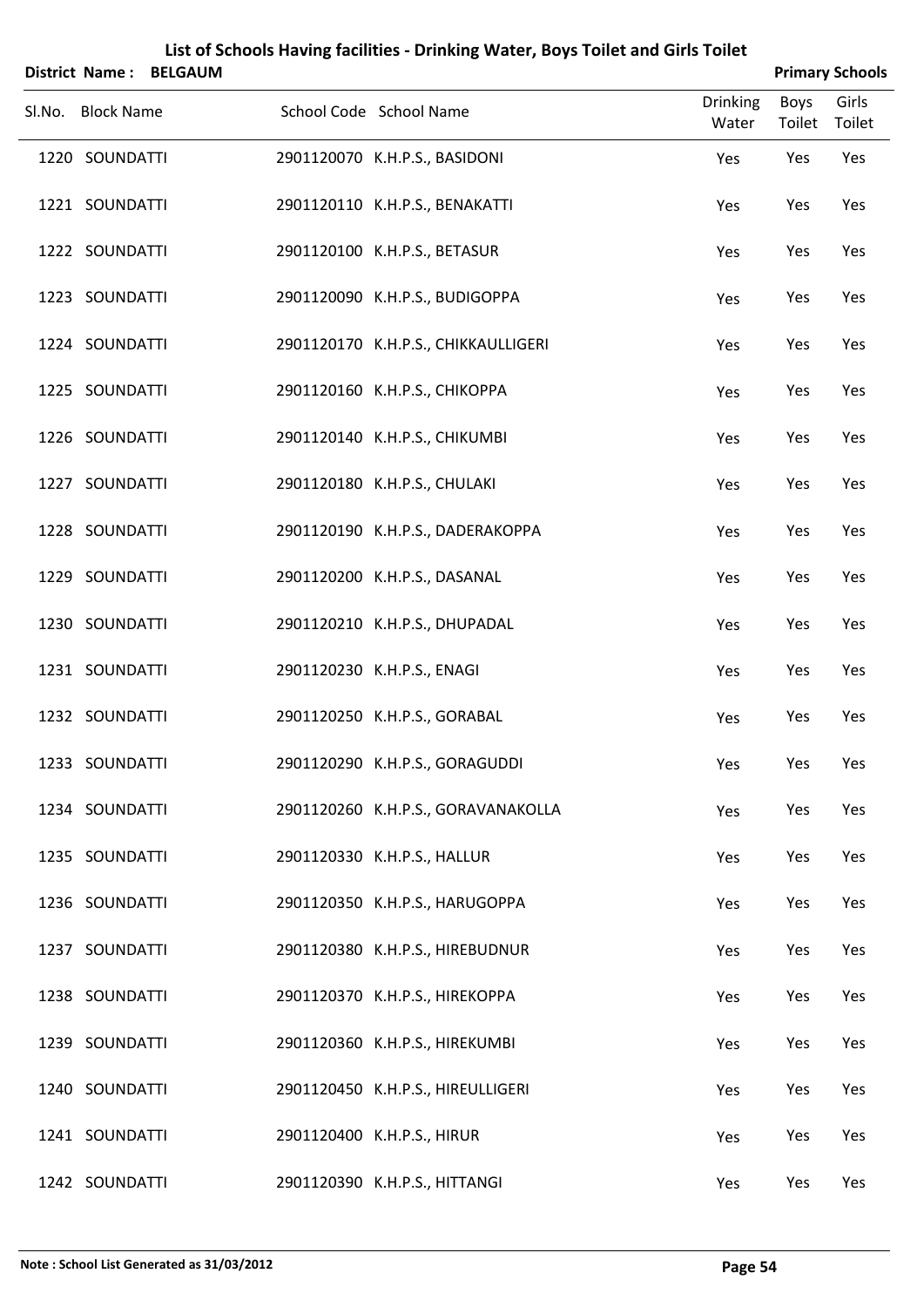# List of Schools Having facilities - Drinking Water, Boys Toilet and Girls Toilet

**District Name : BELGAUM** **Primary Schools**

| Sl.No. | Block Name | School Code | School Name | Drinking Water | Boys Toilet | Girls Toilet |
|---|---|---|---|---|---|---|
| 1220 | SOUNDATTI | 2901120070 | K.H.P.S., BASIDONI | Yes | Yes | Yes |
| 1221 | SOUNDATTI | 2901120110 | K.H.P.S., BENAKATTI | Yes | Yes | Yes |
| 1222 | SOUNDATTI | 2901120100 | K.H.P.S., BETASUR | Yes | Yes | Yes |
| 1223 | SOUNDATTI | 2901120090 | K.H.P.S., BUDIGOPPA | Yes | Yes | Yes |
| 1224 | SOUNDATTI | 2901120170 | K.H.P.S., CHIKKAULLIGERI | Yes | Yes | Yes |
| 1225 | SOUNDATTI | 2901120160 | K.H.P.S., CHIKOPPA | Yes | Yes | Yes |
| 1226 | SOUNDATTI | 2901120140 | K.H.P.S., CHIKUMBI | Yes | Yes | Yes |
| 1227 | SOUNDATTI | 2901120180 | K.H.P.S., CHULAKI | Yes | Yes | Yes |
| 1228 | SOUNDATTI | 2901120190 | K.H.P.S., DADERAKOPPA | Yes | Yes | Yes |
| 1229 | SOUNDATTI | 2901120200 | K.H.P.S., DASANAL | Yes | Yes | Yes |
| 1230 | SOUNDATTI | 2901120210 | K.H.P.S., DHUPADAL | Yes | Yes | Yes |
| 1231 | SOUNDATTI | 2901120230 | K.H.P.S., ENAGI | Yes | Yes | Yes |
| 1232 | SOUNDATTI | 2901120250 | K.H.P.S., GORABAL | Yes | Yes | Yes |
| 1233 | SOUNDATTI | 2901120290 | K.H.P.S., GORAGUDDI | Yes | Yes | Yes |
| 1234 | SOUNDATTI | 2901120260 | K.H.P.S., GORAVANAKOLLA | Yes | Yes | Yes |
| 1235 | SOUNDATTI | 2901120330 | K.H.P.S., HALLUR | Yes | Yes | Yes |
| 1236 | SOUNDATTI | 2901120350 | K.H.P.S., HARUGOPPA | Yes | Yes | Yes |
| 1237 | SOUNDATTI | 2901120380 | K.H.P.S., HIREBUDNUR | Yes | Yes | Yes |
| 1238 | SOUNDATTI | 2901120370 | K.H.P.S., HIREKOPPA | Yes | Yes | Yes |
| 1239 | SOUNDATTI | 2901120360 | K.H.P.S., HIREKUMBI | Yes | Yes | Yes |
| 1240 | SOUNDATTI | 2901120450 | K.H.P.S., HIREULLIGERI | Yes | Yes | Yes |
| 1241 | SOUNDATTI | 2901120400 | K.H.P.S., HIRUR | Yes | Yes | Yes |
| 1242 | SOUNDATTI | 2901120390 | K.H.P.S., HITTANGI | Yes | Yes | Yes |

**Note : School List Generated as 31/03/2012**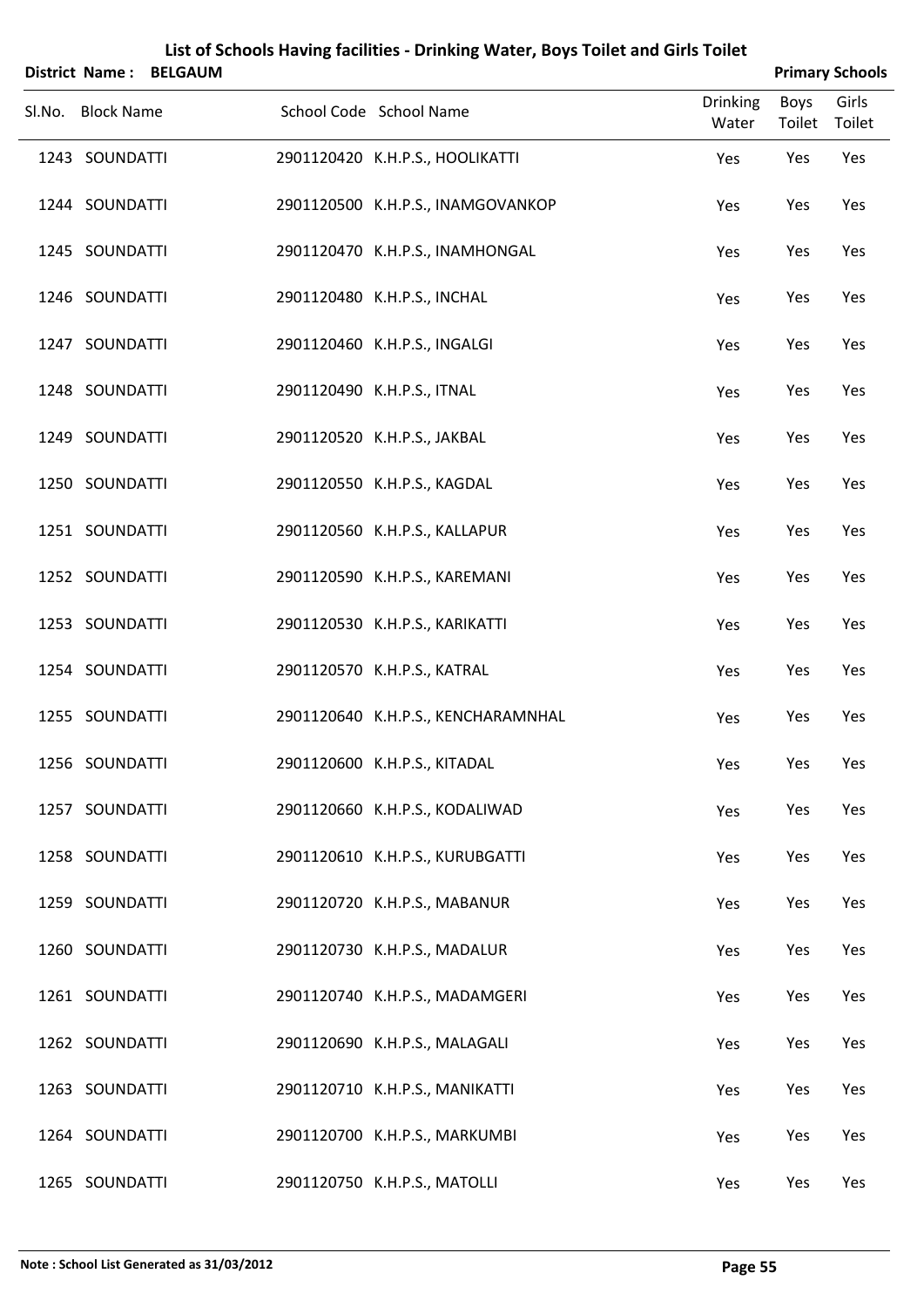## List of Schools Having facilities - Drinking Water, Boys Toilet and Girls Toilet

**District Name : BELGAUM** | **Primary Schools**

| Sl.No. | Block Name | School Code | School Name | Drinking Water | Boys Toilet | Girls Toilet |
|---|---|---|---|---|---|---|
| 1243 | SOUNDATTI | 2901120420 | K.H.P.S., HOOLIKATTI | Yes | Yes | Yes |
| 1244 | SOUNDATTI | 2901120500 | K.H.P.S., INAMGOVANKOP | Yes | Yes | Yes |
| 1245 | SOUNDATTI | 2901120470 | K.H.P.S., INAMHONGAL | Yes | Yes | Yes |
| 1246 | SOUNDATTI | 2901120480 | K.H.P.S., INCHAL | Yes | Yes | Yes |
| 1247 | SOUNDATTI | 2901120460 | K.H.P.S., INGALGI | Yes | Yes | Yes |
| 1248 | SOUNDATTI | 2901120490 | K.H.P.S., ITNAL | Yes | Yes | Yes |
| 1249 | SOUNDATTI | 2901120520 | K.H.P.S., JAKBAL | Yes | Yes | Yes |
| 1250 | SOUNDATTI | 2901120550 | K.H.P.S., KAGDAL | Yes | Yes | Yes |
| 1251 | SOUNDATTI | 2901120560 | K.H.P.S., KALLAPUR | Yes | Yes | Yes |
| 1252 | SOUNDATTI | 2901120590 | K.H.P.S., KAREMANI | Yes | Yes | Yes |
| 1253 | SOUNDATTI | 2901120530 | K.H.P.S., KARIKATTI | Yes | Yes | Yes |
| 1254 | SOUNDATTI | 2901120570 | K.H.P.S., KATRAL | Yes | Yes | Yes |
| 1255 | SOUNDATTI | 2901120640 | K.H.P.S., KENCHARAMNHAL | Yes | Yes | Yes |
| 1256 | SOUNDATTI | 2901120600 | K.H.P.S., KITADAL | Yes | Yes | Yes |
| 1257 | SOUNDATTI | 2901120660 | K.H.P.S., KODALIWAD | Yes | Yes | Yes |
| 1258 | SOUNDATTI | 2901120610 | K.H.P.S., KURUBGATTI | Yes | Yes | Yes |
| 1259 | SOUNDATTI | 2901120720 | K.H.P.S., MABANUR | Yes | Yes | Yes |
| 1260 | SOUNDATTI | 2901120730 | K.H.P.S., MADALUR | Yes | Yes | Yes |
| 1261 | SOUNDATTI | 2901120740 | K.H.P.S., MADAMGERI | Yes | Yes | Yes |
| 1262 | SOUNDATTI | 2901120690 | K.H.P.S., MALAGALI | Yes | Yes | Yes |
| 1263 | SOUNDATTI | 2901120710 | K.H.P.S., MANIKATTI | Yes | Yes | Yes |
| 1264 | SOUNDATTI | 2901120700 | K.H.P.S., MARKUMBI | Yes | Yes | Yes |
| 1265 | SOUNDATTI | 2901120750 | K.H.P.S., MATOLLI | Yes | Yes | Yes |

**Note : School List Generated as 31/03/2012**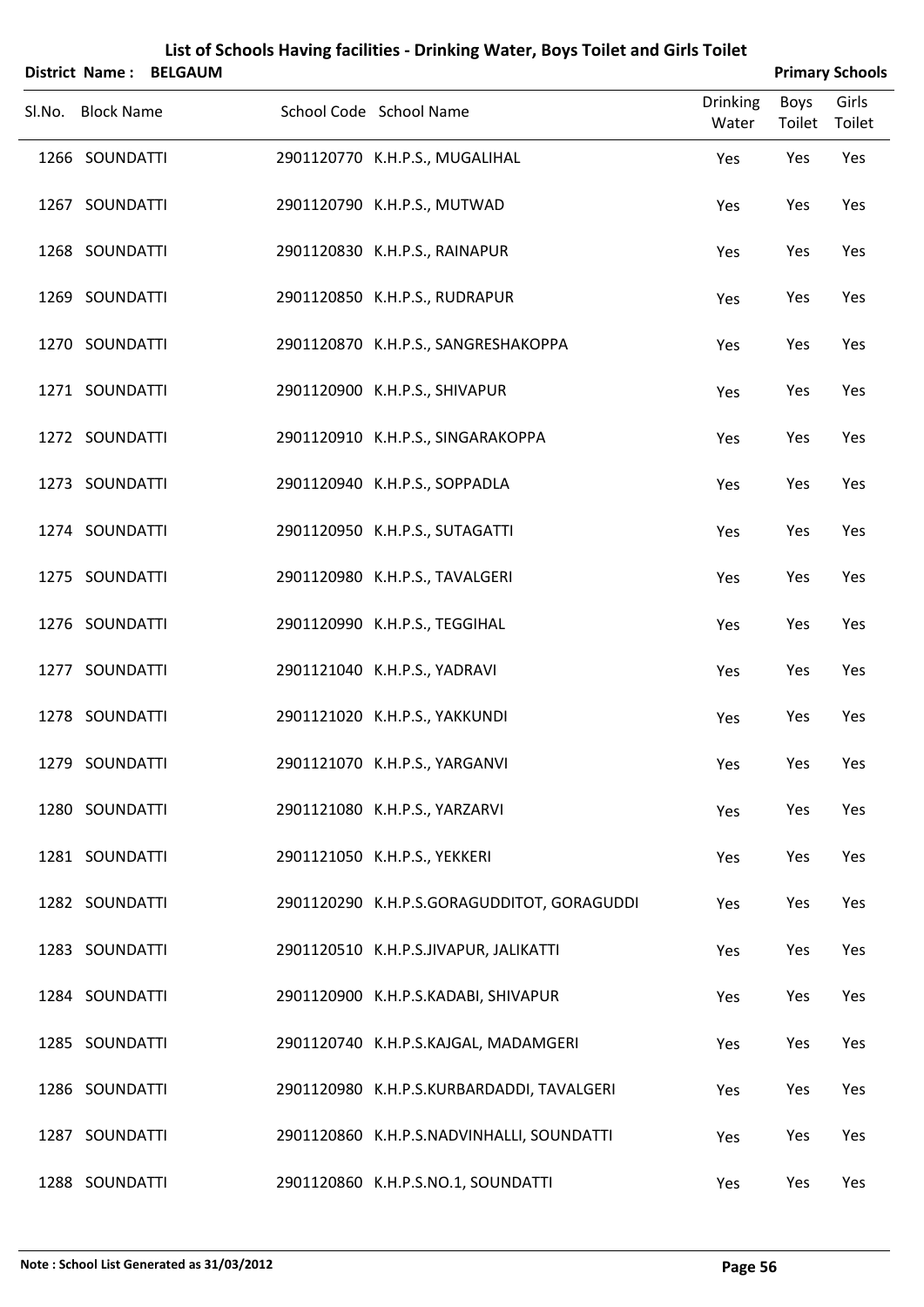# List of Schools Having facilities - Drinking Water, Boys Toilet and Girls Toilet

**District Name : BELGAUM** **Primary Schools**

| Sl.No. | Block Name | School Code | School Name | Drinking Water | Boys Toilet | Girls Toilet |
|---|---|---|---|---|---|---|
| 1266 | SOUNDATTI | 2901120770 | K.H.P.S., MUGALIHAL | Yes | Yes | Yes |
| 1267 | SOUNDATTI | 2901120790 | K.H.P.S., MUTWAD | Yes | Yes | Yes |
| 1268 | SOUNDATTI | 2901120830 | K.H.P.S., RAINAPUR | Yes | Yes | Yes |
| 1269 | SOUNDATTI | 2901120850 | K.H.P.S., RUDRAPUR | Yes | Yes | Yes |
| 1270 | SOUNDATTI | 2901120870 | K.H.P.S., SANGRESHAKOPPA | Yes | Yes | Yes |
| 1271 | SOUNDATTI | 2901120900 | K.H.P.S., SHIVAPUR | Yes | Yes | Yes |
| 1272 | SOUNDATTI | 2901120910 | K.H.P.S., SINGARAKOPPA | Yes | Yes | Yes |
| 1273 | SOUNDATTI | 2901120940 | K.H.P.S., SOPPADLA | Yes | Yes | Yes |
| 1274 | SOUNDATTI | 2901120950 | K.H.P.S., SUTAGATTI | Yes | Yes | Yes |
| 1275 | SOUNDATTI | 2901120980 | K.H.P.S., TAVALGERI | Yes | Yes | Yes |
| 1276 | SOUNDATTI | 2901120990 | K.H.P.S., TEGGIHAL | Yes | Yes | Yes |
| 1277 | SOUNDATTI | 2901121040 | K.H.P.S., YADRAVI | Yes | Yes | Yes |
| 1278 | SOUNDATTI | 2901121020 | K.H.P.S., YAKKUNDI | Yes | Yes | Yes |
| 1279 | SOUNDATTI | 2901121070 | K.H.P.S., YARGANVI | Yes | Yes | Yes |
| 1280 | SOUNDATTI | 2901121080 | K.H.P.S., YARZARVI | Yes | Yes | Yes |
| 1281 | SOUNDATTI | 2901121050 | K.H.P.S., YEKKERI | Yes | Yes | Yes |
| 1282 | SOUNDATTI | 2901120290 | K.H.P.S.GORAGUDDITOT, GORAGUDDI | Yes | Yes | Yes |
| 1283 | SOUNDATTI | 2901120510 | K.H.P.S.JIVAPUR, JALIKATTI | Yes | Yes | Yes |
| 1284 | SOUNDATTI | 2901120900 | K.H.P.S.KADABI, SHIVAPUR | Yes | Yes | Yes |
| 1285 | SOUNDATTI | 2901120740 | K.H.P.S.KAJGAL, MADAMGERI | Yes | Yes | Yes |
| 1286 | SOUNDATTI | 2901120980 | K.H.P.S.KURBARDADDI, TAVALGERI | Yes | Yes | Yes |
| 1287 | SOUNDATTI | 2901120860 | K.H.P.S.NADVINHALLI, SOUNDATTI | Yes | Yes | Yes |
| 1288 | SOUNDATTI | 2901120860 | K.H.P.S.NO.1, SOUNDATTI | Yes | Yes | Yes |

**Note : School List Generated as 31/03/2012**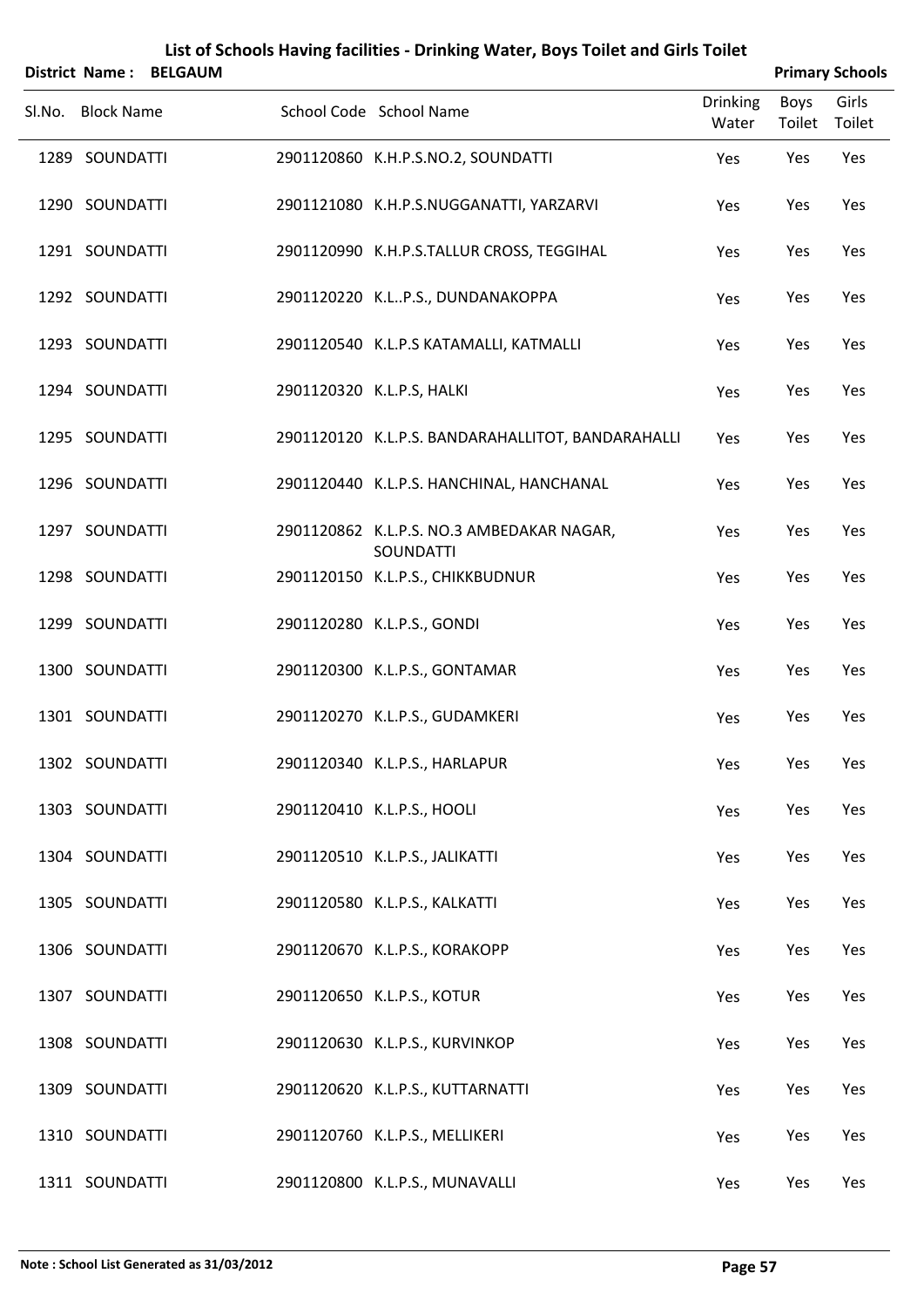# List of Schools Having facilities - Drinking Water, Boys Toilet and Girls Toilet

**District Name : BELGAUM** **Primary Schools**

| Sl.No. | Block Name | School Code | School Name | Drinking Water | Boys Toilet | Girls Toilet |
|---|---|---|---|---|---|---|
| 1289 | SOUNDATTI | 2901120860 | K.H.P.S.NO.2, SOUNDATTI | Yes | Yes | Yes |
| 1290 | SOUNDATTI | 2901121080 | K.H.P.S.NUGGANATTI, YARZARVI | Yes | Yes | Yes |
| 1291 | SOUNDATTI | 2901120990 | K.H.P.S.TALLUR CROSS, TEGGIHAL | Yes | Yes | Yes |
| 1292 | SOUNDATTI | 2901120220 | K.L..P.S., DUNDANAKOPPA | Yes | Yes | Yes |
| 1293 | SOUNDATTI | 2901120540 | K.L.P.S KATAMALLI, KATMALLI | Yes | Yes | Yes |
| 1294 | SOUNDATTI | 2901120320 | K.L.P.S, HALKI | Yes | Yes | Yes |
| 1295 | SOUNDATTI | 2901120120 | K.L.P.S. BANDARAHALLITOT, BANDARAHALLI | Yes | Yes | Yes |
| 1296 | SOUNDATTI | 2901120440 | K.L.P.S. HANCHINAL, HANCHANAL | Yes | Yes | Yes |
| 1297 | SOUNDATTI | 2901120862 | K.L.P.S. NO.3 AMBEDAKAR NAGAR, SOUNDATTI | Yes | Yes | Yes |
| 1298 | SOUNDATTI | 2901120150 | K.L.P.S., CHIKKBUDNUR | Yes | Yes | Yes |
| 1299 | SOUNDATTI | 2901120280 | K.L.P.S., GONDI | Yes | Yes | Yes |
| 1300 | SOUNDATTI | 2901120300 | K.L.P.S., GONTAMAR | Yes | Yes | Yes |
| 1301 | SOUNDATTI | 2901120270 | K.L.P.S., GUDAMKERI | Yes | Yes | Yes |
| 1302 | SOUNDATTI | 2901120340 | K.L.P.S., HARLAPUR | Yes | Yes | Yes |
| 1303 | SOUNDATTI | 2901120410 | K.L.P.S., HOOLI | Yes | Yes | Yes |
| 1304 | SOUNDATTI | 2901120510 | K.L.P.S., JALIKATTI | Yes | Yes | Yes |
| 1305 | SOUNDATTI | 2901120580 | K.L.P.S., KALKATTI | Yes | Yes | Yes |
| 1306 | SOUNDATTI | 2901120670 | K.L.P.S., KORAKOPP | Yes | Yes | Yes |
| 1307 | SOUNDATTI | 2901120650 | K.L.P.S., KOTUR | Yes | Yes | Yes |
| 1308 | SOUNDATTI | 2901120630 | K.L.P.S., KURVINKOP | Yes | Yes | Yes |
| 1309 | SOUNDATTI | 2901120620 | K.L.P.S., KUTTARNATTI | Yes | Yes | Yes |
| 1310 | SOUNDATTI | 2901120760 | K.L.P.S., MELLIKERI | Yes | Yes | Yes |
| 1311 | SOUNDATTI | 2901120800 | K.L.P.S., MUNAVALLI | Yes | Yes | Yes |

**Note : School List Generated as 31/03/2012**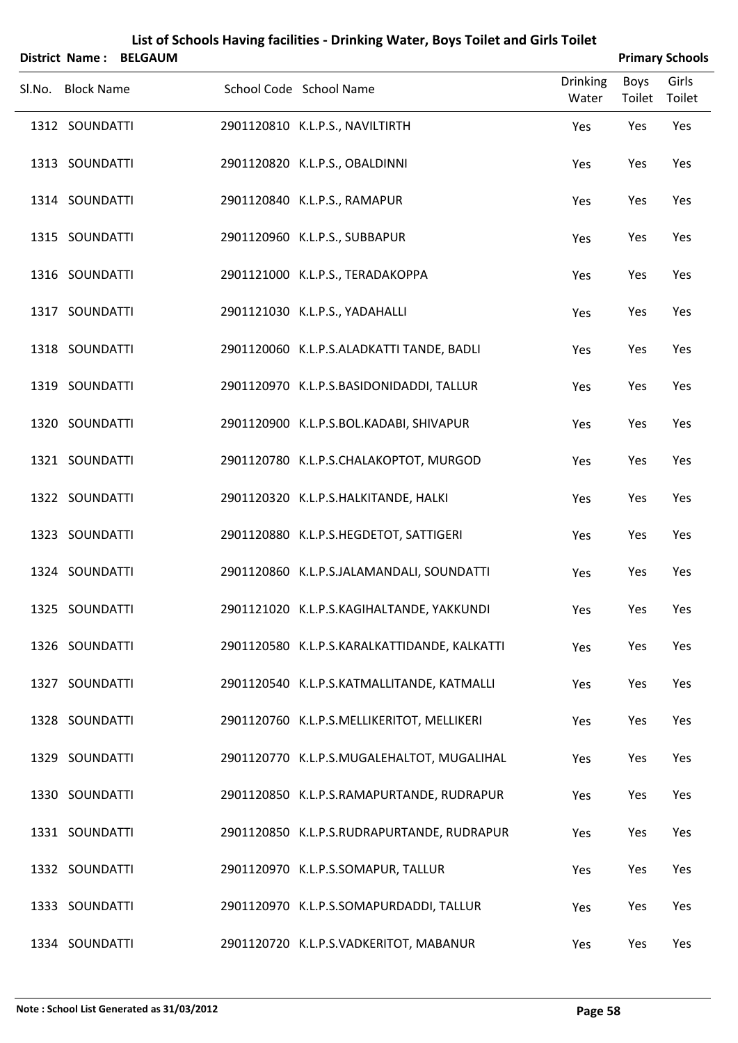# List of Schools Having facilities - Drinking Water, Boys Toilet and Girls Toilet

**District Name : BELGAUM** | **Primary Schools**

| Sl.No. | Block Name | School Code | School Name | Drinking Water | Boys Toilet | Girls Toilet |
|---|---|---|---|---|---|---|
| 1312 | SOUNDATTI | 2901120810 | K.L.P.S., NAVILTIRTH | Yes | Yes | Yes |
| 1313 | SOUNDATTI | 2901120820 | K.L.P.S., OBALDINNI | Yes | Yes | Yes |
| 1314 | SOUNDATTI | 2901120840 | K.L.P.S., RAMAPUR | Yes | Yes | Yes |
| 1315 | SOUNDATTI | 2901120960 | K.L.P.S., SUBBAPUR | Yes | Yes | Yes |
| 1316 | SOUNDATTI | 2901121000 | K.L.P.S., TERADAKOPPA | Yes | Yes | Yes |
| 1317 | SOUNDATTI | 2901121030 | K.L.P.S., YADAHALLI | Yes | Yes | Yes |
| 1318 | SOUNDATTI | 2901120060 | K.L.P.S.ALADKATTI TANDE, BADLI | Yes | Yes | Yes |
| 1319 | SOUNDATTI | 2901120970 | K.L.P.S.BASIDONIDADDI, TALLUR | Yes | Yes | Yes |
| 1320 | SOUNDATTI | 2901120900 | K.L.P.S.BOL.KADABI, SHIVAPUR | Yes | Yes | Yes |
| 1321 | SOUNDATTI | 2901120780 | K.L.P.S.CHALAKOPTOT, MURGOD | Yes | Yes | Yes |
| 1322 | SOUNDATTI | 2901120320 | K.L.P.S.HALKITANDE, HALKI | Yes | Yes | Yes |
| 1323 | SOUNDATTI | 2901120880 | K.L.P.S.HEGDETOT, SATTIGERI | Yes | Yes | Yes |
| 1324 | SOUNDATTI | 2901120860 | K.L.P.S.JALAMANDALI, SOUNDATTI | Yes | Yes | Yes |
| 1325 | SOUNDATTI | 2901121020 | K.L.P.S.KAGIHALTANDE, YAKKUNDI | Yes | Yes | Yes |
| 1326 | SOUNDATTI | 2901120580 | K.L.P.S.KARALKATTIDANDE, KALKATTI | Yes | Yes | Yes |
| 1327 | SOUNDATTI | 2901120540 | K.L.P.S.KATMALLITANDE, KATMALLI | Yes | Yes | Yes |
| 1328 | SOUNDATTI | 2901120760 | K.L.P.S.MELLIKERITOT, MELLIKERI | Yes | Yes | Yes |
| 1329 | SOUNDATTI | 2901120770 | K.L.P.S.MUGALEHALTOT, MUGALIHAL | Yes | Yes | Yes |
| 1330 | SOUNDATTI | 2901120850 | K.L.P.S.RAMAPURTANDE, RUDRAPUR | Yes | Yes | Yes |
| 1331 | SOUNDATTI | 2901120850 | K.L.P.S.RUDRAPURTANDE, RUDRAPUR | Yes | Yes | Yes |
| 1332 | SOUNDATTI | 2901120970 | K.L.P.S.SOMAPUR, TALLUR | Yes | Yes | Yes |
| 1333 | SOUNDATTI | 2901120970 | K.L.P.S.SOMAPURDADDI, TALLUR | Yes | Yes | Yes |
| 1334 | SOUNDATTI | 2901120720 | K.L.P.S.VADKERITOT, MABANUR | Yes | Yes | Yes |

**Note : School List Generated as 31/03/2012**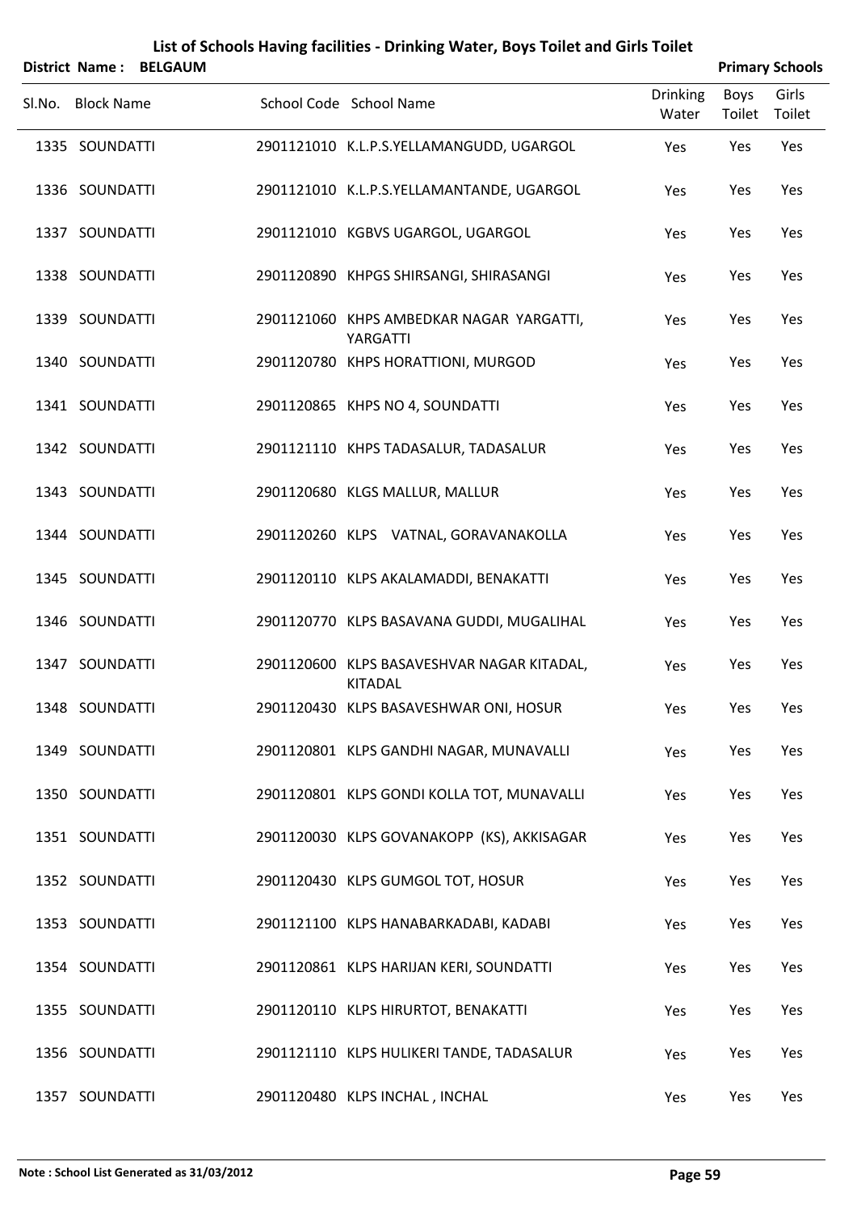# List of Schools Having facilities - Drinking Water, Boys Toilet and Girls Toilet

**District Name : BELGAUM** — **Primary Schools**

| Sl.No. | Block Name | School Code | School Name | Drinking Water | Boys Toilet | Girls Toilet |
|---|---|---|---|---|---|---|
| 1335 | SOUNDATTI | 2901121010 | K.L.P.S.YELLAMANGUDD, UGARGOL | Yes | Yes | Yes |
| 1336 | SOUNDATTI | 2901121010 | K.L.P.S.YELLAMANTANDE, UGARGOL | Yes | Yes | Yes |
| 1337 | SOUNDATTI | 2901121010 | KGBVS UGARGOL, UGARGOL | Yes | Yes | Yes |
| 1338 | SOUNDATTI | 2901120890 | KHPGS SHIRSANGI, SHIRASANGI | Yes | Yes | Yes |
| 1339 | SOUNDATTI | 2901121060 | KHPS AMBEDKAR NAGAR YARGATTI, YARGATTI | Yes | Yes | Yes |
| 1340 | SOUNDATTI | 2901120780 | KHPS HORATTIONI, MURGOD | Yes | Yes | Yes |
| 1341 | SOUNDATTI | 2901120865 | KHPS NO 4, SOUNDATTI | Yes | Yes | Yes |
| 1342 | SOUNDATTI | 2901121110 | KHPS TADASALUR, TADASALUR | Yes | Yes | Yes |
| 1343 | SOUNDATTI | 2901120680 | KLGS MALLUR, MALLUR | Yes | Yes | Yes |
| 1344 | SOUNDATTI | 2901120260 | KLPS VATNAL, GORAVANAKOLLA | Yes | Yes | Yes |
| 1345 | SOUNDATTI | 2901120110 | KLPS AKALAMADDI, BENAKATTI | Yes | Yes | Yes |
| 1346 | SOUNDATTI | 2901120770 | KLPS BASAVANA GUDDI, MUGALIHAL | Yes | Yes | Yes |
| 1347 | SOUNDATTI | 2901120600 | KLPS BASAVESHVAR NAGAR KITADAL, KITADAL | Yes | Yes | Yes |
| 1348 | SOUNDATTI | 2901120430 | KLPS BASAVESHWAR ONI, HOSUR | Yes | Yes | Yes |
| 1349 | SOUNDATTI | 2901120801 | KLPS GANDHI NAGAR, MUNAVALLI | Yes | Yes | Yes |
| 1350 | SOUNDATTI | 2901120801 | KLPS GONDI KOLLA TOT, MUNAVALLI | Yes | Yes | Yes |
| 1351 | SOUNDATTI | 2901120030 | KLPS GOVANAKOPP (KS), AKKISAGAR | Yes | Yes | Yes |
| 1352 | SOUNDATTI | 2901120430 | KLPS GUMGOL TOT, HOSUR | Yes | Yes | Yes |
| 1353 | SOUNDATTI | 2901121100 | KLPS HANABARKADABI, KADABI | Yes | Yes | Yes |
| 1354 | SOUNDATTI | 2901120861 | KLPS HARIJAN KERI, SOUNDATTI | Yes | Yes | Yes |
| 1355 | SOUNDATTI | 2901120110 | KLPS HIRURTOT, BENAKATTI | Yes | Yes | Yes |
| 1356 | SOUNDATTI | 2901121110 | KLPS HULIKERI TANDE, TADASALUR | Yes | Yes | Yes |
| 1357 | SOUNDATTI | 2901120480 | KLPS INCHAL , INCHAL | Yes | Yes | Yes |

**Note : School List Generated as 31/03/2012**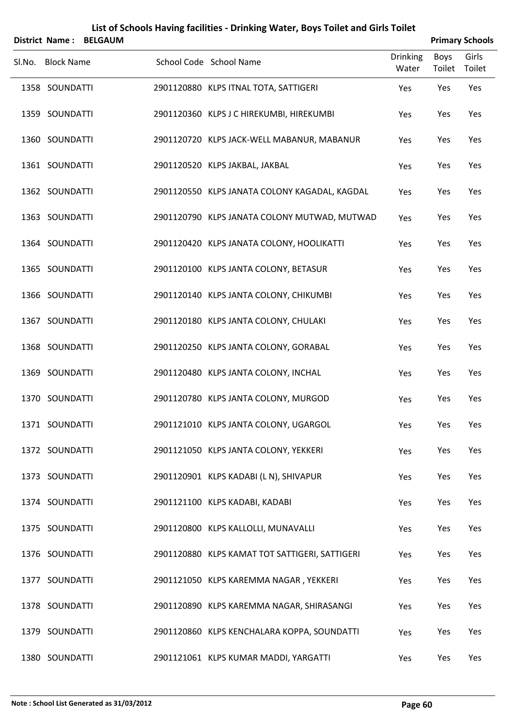# List of Schools Having facilities - Drinking Water, Boys Toilet and Girls Toilet

**District Name : BELGAUM** **Primary Schools**

| Sl.No. | Block Name | School Code | School Name | Drinking Water | Boys Toilet | Girls Toilet |
|---|---|---|---|---|---|---|
| 1358 | SOUNDATTI | 2901120880 | KLPS ITNAL TOTA, SATTIGERI | Yes | Yes | Yes |
| 1359 | SOUNDATTI | 2901120360 | KLPS J C HIREKUMBI, HIREKUMBI | Yes | Yes | Yes |
| 1360 | SOUNDATTI | 2901120720 | KLPS JACK-WELL MABANUR, MABANUR | Yes | Yes | Yes |
| 1361 | SOUNDATTI | 2901120520 | KLPS JAKBAL, JAKBAL | Yes | Yes | Yes |
| 1362 | SOUNDATTI | 2901120550 | KLPS JANATA COLONY KAGADAL, KAGDAL | Yes | Yes | Yes |
| 1363 | SOUNDATTI | 2901120790 | KLPS JANATA COLONY MUTWAD, MUTWAD | Yes | Yes | Yes |
| 1364 | SOUNDATTI | 2901120420 | KLPS JANATA COLONY, HOOLIKATTI | Yes | Yes | Yes |
| 1365 | SOUNDATTI | 2901120100 | KLPS JANTA COLONY, BETASUR | Yes | Yes | Yes |
| 1366 | SOUNDATTI | 2901120140 | KLPS JANTA COLONY, CHIKUMBI | Yes | Yes | Yes |
| 1367 | SOUNDATTI | 2901120180 | KLPS JANTA COLONY, CHULAKI | Yes | Yes | Yes |
| 1368 | SOUNDATTI | 2901120250 | KLPS JANTA COLONY, GORABAL | Yes | Yes | Yes |
| 1369 | SOUNDATTI | 2901120480 | KLPS JANTA COLONY, INCHAL | Yes | Yes | Yes |
| 1370 | SOUNDATTI | 2901120780 | KLPS JANTA COLONY, MURGOD | Yes | Yes | Yes |
| 1371 | SOUNDATTI | 2901121010 | KLPS JANTA COLONY, UGARGOL | Yes | Yes | Yes |
| 1372 | SOUNDATTI | 2901121050 | KLPS JANTA COLONY, YEKKERI | Yes | Yes | Yes |
| 1373 | SOUNDATTI | 2901120901 | KLPS KADABI (L N), SHIVAPUR | Yes | Yes | Yes |
| 1374 | SOUNDATTI | 2901121100 | KLPS KADABI, KADABI | Yes | Yes | Yes |
| 1375 | SOUNDATTI | 2901120800 | KLPS KALLOLLI, MUNAVALLI | Yes | Yes | Yes |
| 1376 | SOUNDATTI | 2901120880 | KLPS KAMAT TOT SATTIGERI, SATTIGERI | Yes | Yes | Yes |
| 1377 | SOUNDATTI | 2901121050 | KLPS KAREMMA NAGAR , YEKKERI | Yes | Yes | Yes |
| 1378 | SOUNDATTI | 2901120890 | KLPS KAREMMA NAGAR, SHIRASANGI | Yes | Yes | Yes |
| 1379 | SOUNDATTI | 2901120860 | KLPS KENCHALARA KOPPA, SOUNDATTI | Yes | Yes | Yes |
| 1380 | SOUNDATTI | 2901121061 | KLPS KUMAR MADDI, YARGATTI | Yes | Yes | Yes |

**Note : School List Generated as 31/03/2012**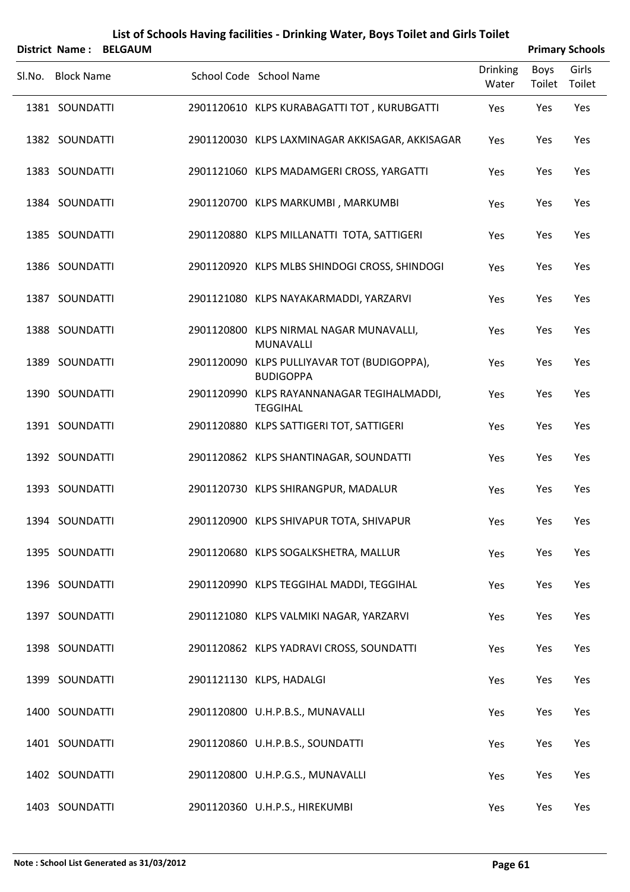# List of Schools Having facilities - Drinking Water, Boys Toilet and Girls Toilet

**District Name : BELGAUM** | **Primary Schools**

| Sl.No. | Block Name | School Code | School Name | Drinking Water | Boys Toilet | Girls Toilet |
|---|---|---|---|---|---|---|
| 1381 | SOUNDATTI | 2901120610 | KLPS KURABAGATTI TOT , KURUBGATTI | Yes | Yes | Yes |
| 1382 | SOUNDATTI | 2901120030 | KLPS LAXMINAGAR AKKISAGAR, AKKISAGAR | Yes | Yes | Yes |
| 1383 | SOUNDATTI | 2901121060 | KLPS MADAMGERI CROSS, YARGATTI | Yes | Yes | Yes |
| 1384 | SOUNDATTI | 2901120700 | KLPS MARKUMBI , MARKUMBI | Yes | Yes | Yes |
| 1385 | SOUNDATTI | 2901120880 | KLPS MILLANATTI TOTA, SATTIGERI | Yes | Yes | Yes |
| 1386 | SOUNDATTI | 2901120920 | KLPS MLBS SHINDOGI CROSS, SHINDOGI | Yes | Yes | Yes |
| 1387 | SOUNDATTI | 2901121080 | KLPS NAYAKARMADDI, YARZARVI | Yes | Yes | Yes |
| 1388 | SOUNDATTI | 2901120800 | KLPS NIRMAL NAGAR MUNAVALLI, MUNAVALLI | Yes | Yes | Yes |
| 1389 | SOUNDATTI | 2901120090 | KLPS PULLIYAVAR TOT (BUDIGOPPA), BUDIGOPPA | Yes | Yes | Yes |
| 1390 | SOUNDATTI | 2901120990 | KLPS RAYANNANAGAR TEGIHALMADDI, TEGGIHAL | Yes | Yes | Yes |
| 1391 | SOUNDATTI | 2901120880 | KLPS SATTIGERI TOT, SATTIGERI | Yes | Yes | Yes |
| 1392 | SOUNDATTI | 2901120862 | KLPS SHANTINAGAR, SOUNDATTI | Yes | Yes | Yes |
| 1393 | SOUNDATTI | 2901120730 | KLPS SHIRANGPUR, MADALUR | Yes | Yes | Yes |
| 1394 | SOUNDATTI | 2901120900 | KLPS SHIVAPUR TOTA, SHIVAPUR | Yes | Yes | Yes |
| 1395 | SOUNDATTI | 2901120680 | KLPS SOGALKSHETRA, MALLUR | Yes | Yes | Yes |
| 1396 | SOUNDATTI | 2901120990 | KLPS TEGGIHAL MADDI, TEGGIHAL | Yes | Yes | Yes |
| 1397 | SOUNDATTI | 2901121080 | KLPS VALMIKI NAGAR, YARZARVI | Yes | Yes | Yes |
| 1398 | SOUNDATTI | 2901120862 | KLPS YADRAVI CROSS, SOUNDATTI | Yes | Yes | Yes |
| 1399 | SOUNDATTI | 2901121130 | KLPS, HADALGI | Yes | Yes | Yes |
| 1400 | SOUNDATTI | 2901120800 | U.H.P.B.S., MUNAVALLI | Yes | Yes | Yes |
| 1401 | SOUNDATTI | 2901120860 | U.H.P.B.S., SOUNDATTI | Yes | Yes | Yes |
| 1402 | SOUNDATTI | 2901120800 | U.H.P.G.S., MUNAVALLI | Yes | Yes | Yes |
| 1403 | SOUNDATTI | 2901120360 | U.H.P.S., HIREKUMBI | Yes | Yes | Yes |

**Note : School List Generated as 31/03/2012**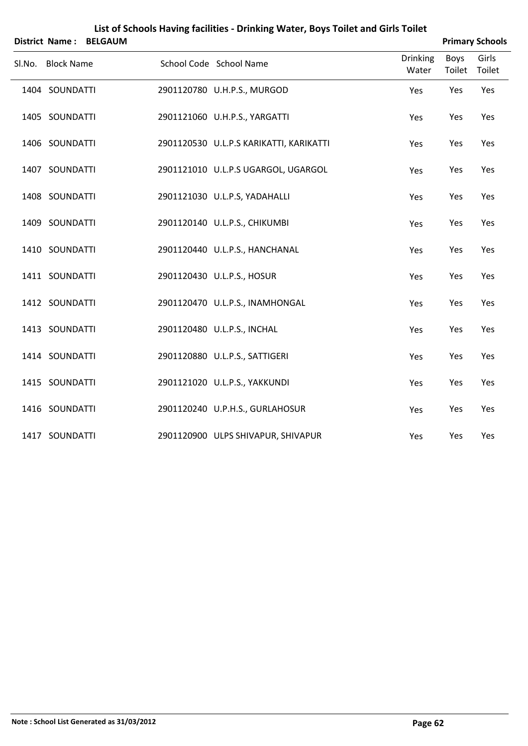# List of Schools Having facilities - Drinking Water, Boys Toilet and Girls Toilet

**District Name : BELGAUM** **Primary Schools**

| Sl.No. | Block Name | School Code | School Name | Drinking Water | Boys Toilet | Girls Toilet |
|---|---|---|---|---|---|---|
| 1404 | SOUNDATTI | 2901120780 | U.H.P.S., MURGOD | Yes | Yes | Yes |
| 1405 | SOUNDATTI | 2901121060 | U.H.P.S., YARGATTI | Yes | Yes | Yes |
| 1406 | SOUNDATTI | 2901120530 | U.L.P.S KARIKATTI, KARIKATTI | Yes | Yes | Yes |
| 1407 | SOUNDATTI | 2901121010 | U.L.P.S UGARGOL, UGARGOL | Yes | Yes | Yes |
| 1408 | SOUNDATTI | 2901121030 | U.L.P.S, YADAHALLI | Yes | Yes | Yes |
| 1409 | SOUNDATTI | 2901120140 | U.L.P.S., CHIKUMBI | Yes | Yes | Yes |
| 1410 | SOUNDATTI | 2901120440 | U.L.P.S., HANCHANAL | Yes | Yes | Yes |
| 1411 | SOUNDATTI | 2901120430 | U.L.P.S., HOSUR | Yes | Yes | Yes |
| 1412 | SOUNDATTI | 2901120470 | U.L.P.S., INAMHONGAL | Yes | Yes | Yes |
| 1413 | SOUNDATTI | 2901120480 | U.L.P.S., INCHAL | Yes | Yes | Yes |
| 1414 | SOUNDATTI | 2901120880 | U.L.P.S., SATTIGERI | Yes | Yes | Yes |
| 1415 | SOUNDATTI | 2901121020 | U.L.P.S., YAKKUNDI | Yes | Yes | Yes |
| 1416 | SOUNDATTI | 2901120240 | U.P.H.S., GURLAHOSUR | Yes | Yes | Yes |
| 1417 | SOUNDATTI | 2901120900 | ULPS SHIVAPUR, SHIVAPUR | Yes | Yes | Yes |

**Note : School List Generated as 31/03/2012**